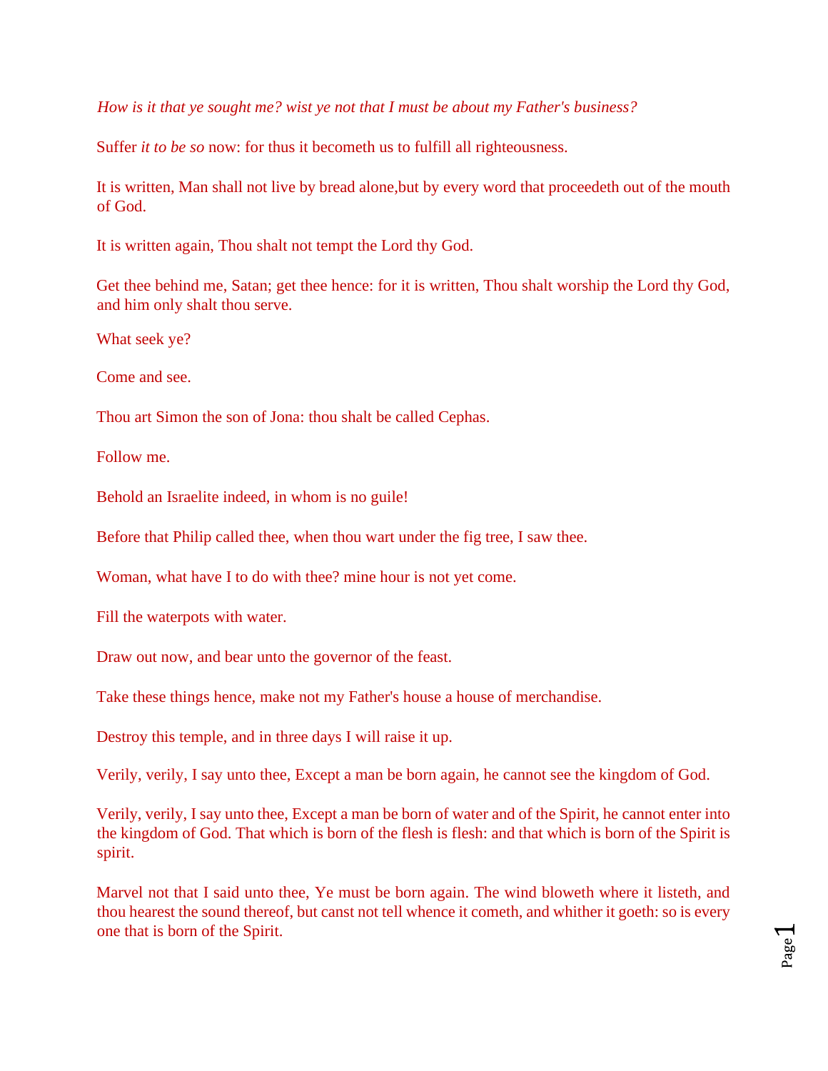*How is it that ye sought me? wist ye not that I must be about my Father's business?*

Suffer *it to be so* now: for thus it becometh us to fulfill all righteousness.

It is written, Man shall not live by bread alone,but by every word that proceedeth out of the mouth of God.

It is written again, Thou shalt not tempt the Lord thy God.

Get thee behind me, Satan; get thee hence: for it is written, Thou shalt worship the Lord thy God, and him only shalt thou serve.

What seek ye?

Come and see.

Thou art Simon the son of Jona: thou shalt be called Cephas.

Follow me.

Behold an Israelite indeed, in whom is no guile!

Before that Philip called thee, when thou wart under the fig tree, I saw thee.

Woman, what have I to do with thee? mine hour is not yet come.

Fill the waterpots with water.

Draw out now, and bear unto the governor of the feast.

Take these things hence, make not my Father's house a house of merchandise.

Destroy this temple, and in three days I will raise it up.

Verily, verily, I say unto thee, Except a man be born again, he cannot see the kingdom of God.

Verily, verily, I say unto thee, Except a man be born of water and of the Spirit, he cannot enter into the kingdom of God. That which is born of the flesh is flesh: and that which is born of the Spirit is spirit.

Marvel not that I said unto thee, Ye must be born again. The wind bloweth where it listeth, and thou hearest the sound thereof, but canst not tell whence it cometh, and whither it goeth: so is every one that is born of the Spirit.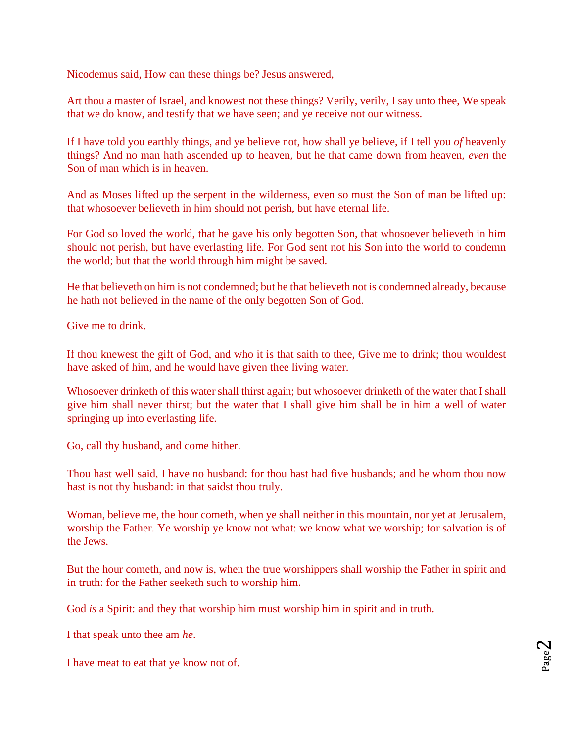Nicodemus said, How can these things be? Jesus answered,

Art thou a master of Israel, and knowest not these things? Verily, verily, I say unto thee, We speak that we do know, and testify that we have seen; and ye receive not our witness.

If I have told you earthly things, and ye believe not, how shall ye believe, if I tell you *of* heavenly things? And no man hath ascended up to heaven, but he that came down from heaven, *even* the Son of man which is in heaven.

And as Moses lifted up the serpent in the wilderness, even so must the Son of man be lifted up: that whosoever believeth in him should not perish, but have eternal life.

For God so loved the world, that he gave his only begotten Son, that whosoever believeth in him should not perish, but have everlasting life. For God sent not his Son into the world to condemn the world; but that the world through him might be saved.

He that believeth on him is not condemned; but he that believeth not is condemned already, because he hath not believed in the name of the only begotten Son of God.

Give me to drink.

If thou knewest the gift of God, and who it is that saith to thee, Give me to drink; thou wouldest have asked of him, and he would have given thee living water.

Whosoever drinketh of this water shall thirst again; but whosoever drinketh of the water that I shall give him shall never thirst; but the water that I shall give him shall be in him a well of water springing up into everlasting life.

Go, call thy husband, and come hither.

Thou hast well said, I have no husband: for thou hast had five husbands; and he whom thou now hast is not thy husband: in that saidst thou truly.

Woman, believe me, the hour cometh, when ye shall neither in this mountain, nor yet at Jerusalem, worship the Father. Ye worship ye know not what: we know what we worship; for salvation is of the Jews.

But the hour cometh, and now is, when the true worshippers shall worship the Father in spirit and in truth: for the Father seeketh such to worship him.

God *is* a Spirit: and they that worship him must worship him in spirit and in truth.

I that speak unto thee am *he*.

I have meat to eat that ye know not of.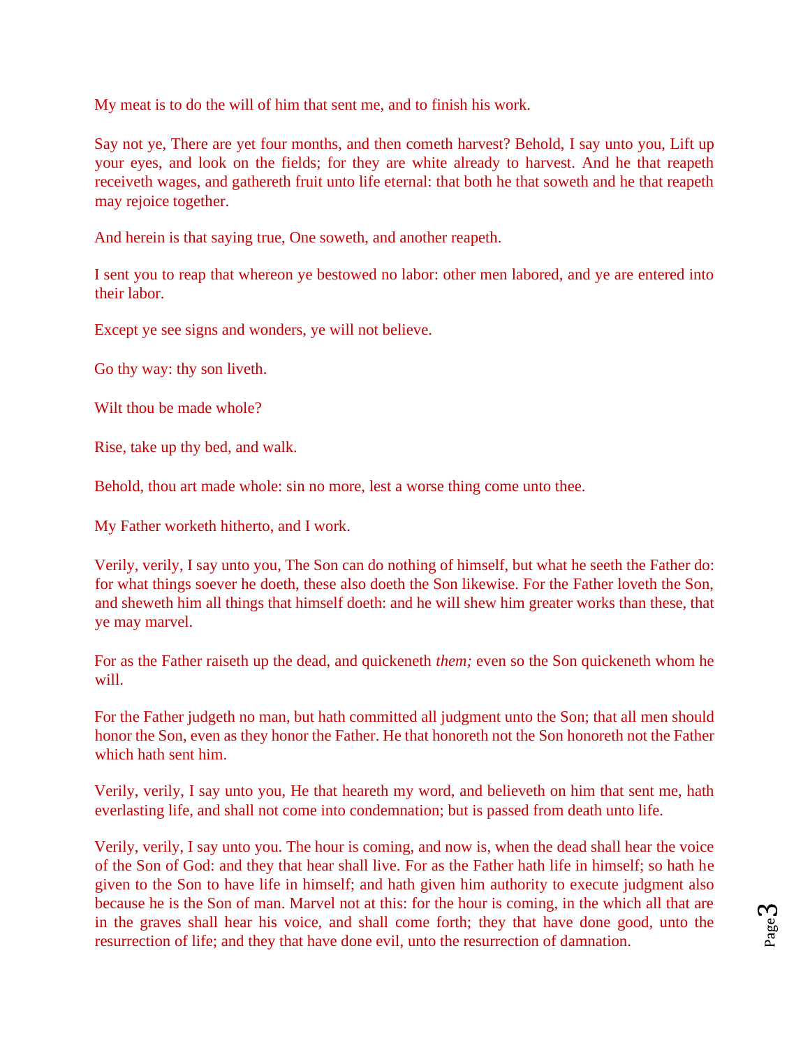My meat is to do the will of him that sent me, and to finish his work.

Say not ye, There are yet four months, and then cometh harvest? Behold, I say unto you, Lift up your eyes, and look on the fields; for they are white already to harvest. And he that reapeth receiveth wages, and gathereth fruit unto life eternal: that both he that soweth and he that reapeth may rejoice together.

And herein is that saying true, One soweth, and another reapeth.

I sent you to reap that whereon ye bestowed no labor: other men labored, and ye are entered into their labor.

Except ye see signs and wonders, ye will not believe.

Go thy way: thy son liveth.

Wilt thou be made whole?

Rise, take up thy bed, and walk.

Behold, thou art made whole: sin no more, lest a worse thing come unto thee.

My Father worketh hitherto, and I work.

Verily, verily, I say unto you, The Son can do nothing of himself, but what he seeth the Father do: for what things soever he doeth, these also doeth the Son likewise. For the Father loveth the Son, and sheweth him all things that himself doeth: and he will shew him greater works than these, that ye may marvel.

For as the Father raiseth up the dead, and quickeneth *them;* even so the Son quickeneth whom he will.

For the Father judgeth no man, but hath committed all judgment unto the Son; that all men should honor the Son, even as they honor the Father. He that honoreth not the Son honoreth not the Father which hath sent him.

Verily, verily, I say unto you, He that heareth my word, and believeth on him that sent me, hath everlasting life, and shall not come into condemnation; but is passed from death unto life.

Verily, verily, I say unto you. The hour is coming, and now is, when the dead shall hear the voice of the Son of God: and they that hear shall live. For as the Father hath life in himself; so hath he given to the Son to have life in himself; and hath given him authority to execute judgment also because he is the Son of man. Marvel not at this: for the hour is coming, in the which all that are in the graves shall hear his voice, and shall come forth; they that have done good, unto the resurrection of life; and they that have done evil, unto the resurrection of damnation.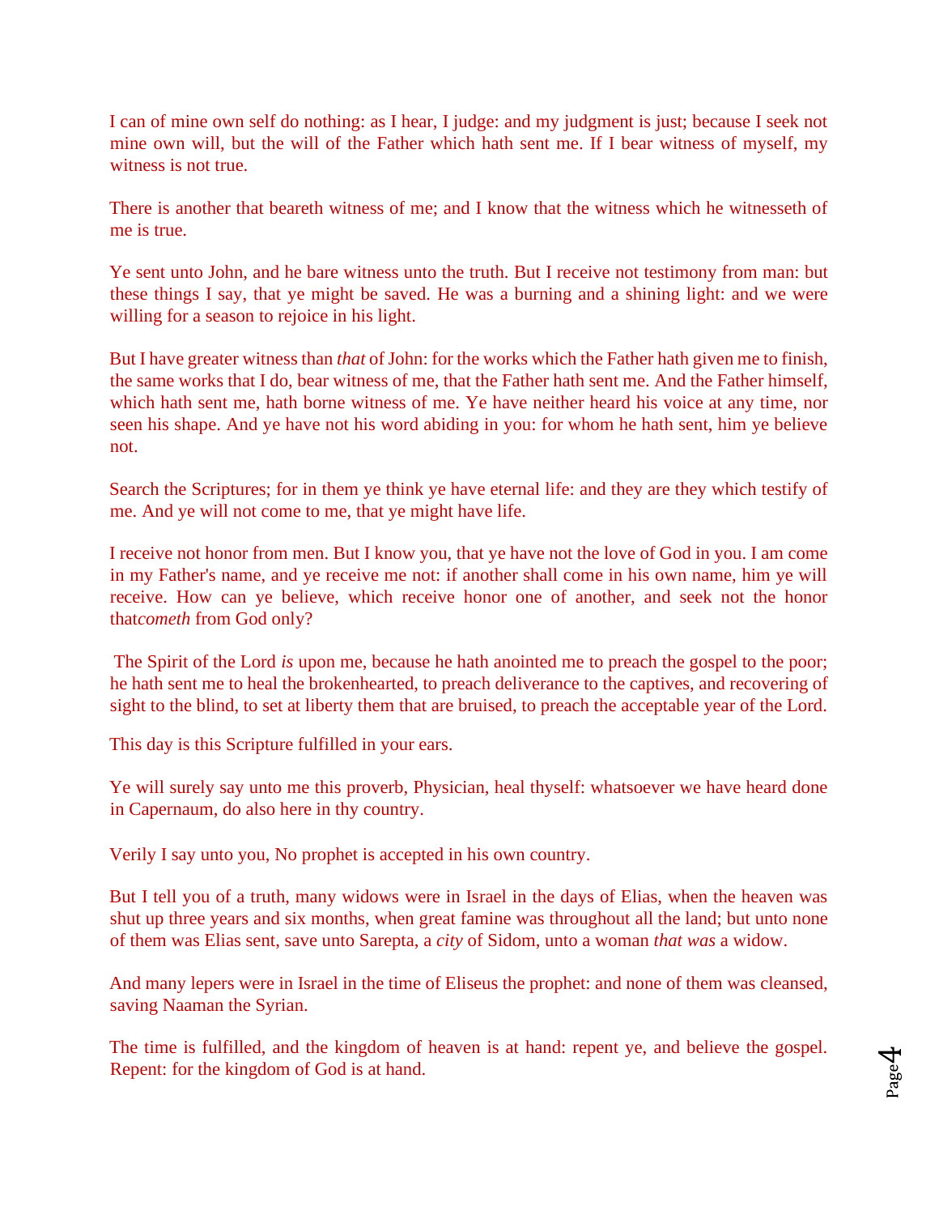I can of mine own self do nothing: as I hear, I judge: and my judgment is just; because I seek not mine own will, but the will of the Father which hath sent me. If I bear witness of myself, my witness is not true.

There is another that beareth witness of me; and I know that the witness which he witnesseth of me is true.

Ye sent unto John, and he bare witness unto the truth. But I receive not testimony from man: but these things I say, that ye might be saved. He was a burning and a shining light: and we were willing for a season to rejoice in his light.

But I have greater witness than *that* of John: for the works which the Father hath given me to finish, the same works that I do, bear witness of me, that the Father hath sent me. And the Father himself, which hath sent me, hath borne witness of me. Ye have neither heard his voice at any time, nor seen his shape. And ye have not his word abiding in you: for whom he hath sent, him ye believe not.

Search the Scriptures; for in them ye think ye have eternal life: and they are they which testify of me. And ye will not come to me, that ye might have life.

I receive not honor from men. But I know you, that ye have not the love of God in you. I am come in my Father's name, and ye receive me not: if another shall come in his own name, him ye will receive. How can ye believe, which receive honor one of another, and seek not the honor that*cometh* from God only?

The Spirit of the Lord *is* upon me, because he hath anointed me to preach the gospel to the poor; he hath sent me to heal the brokenhearted, to preach deliverance to the captives, and recovering of sight to the blind, to set at liberty them that are bruised, to preach the acceptable year of the Lord.

This day is this Scripture fulfilled in your ears.

Ye will surely say unto me this proverb, Physician, heal thyself: whatsoever we have heard done in Capernaum, do also here in thy country.

Verily I say unto you, No prophet is accepted in his own country.

But I tell you of a truth, many widows were in Israel in the days of Elias, when the heaven was shut up three years and six months, when great famine was throughout all the land; but unto none of them was Elias sent, save unto Sarepta, a *city* of Sidom, unto a woman *that was* a widow.

And many lepers were in Israel in the time of Eliseus the prophet: and none of them was cleansed, saving Naaman the Syrian.

The time is fulfilled, and the kingdom of heaven is at hand: repent ye, and believe the gospel. Repent: for the kingdom of God is at hand.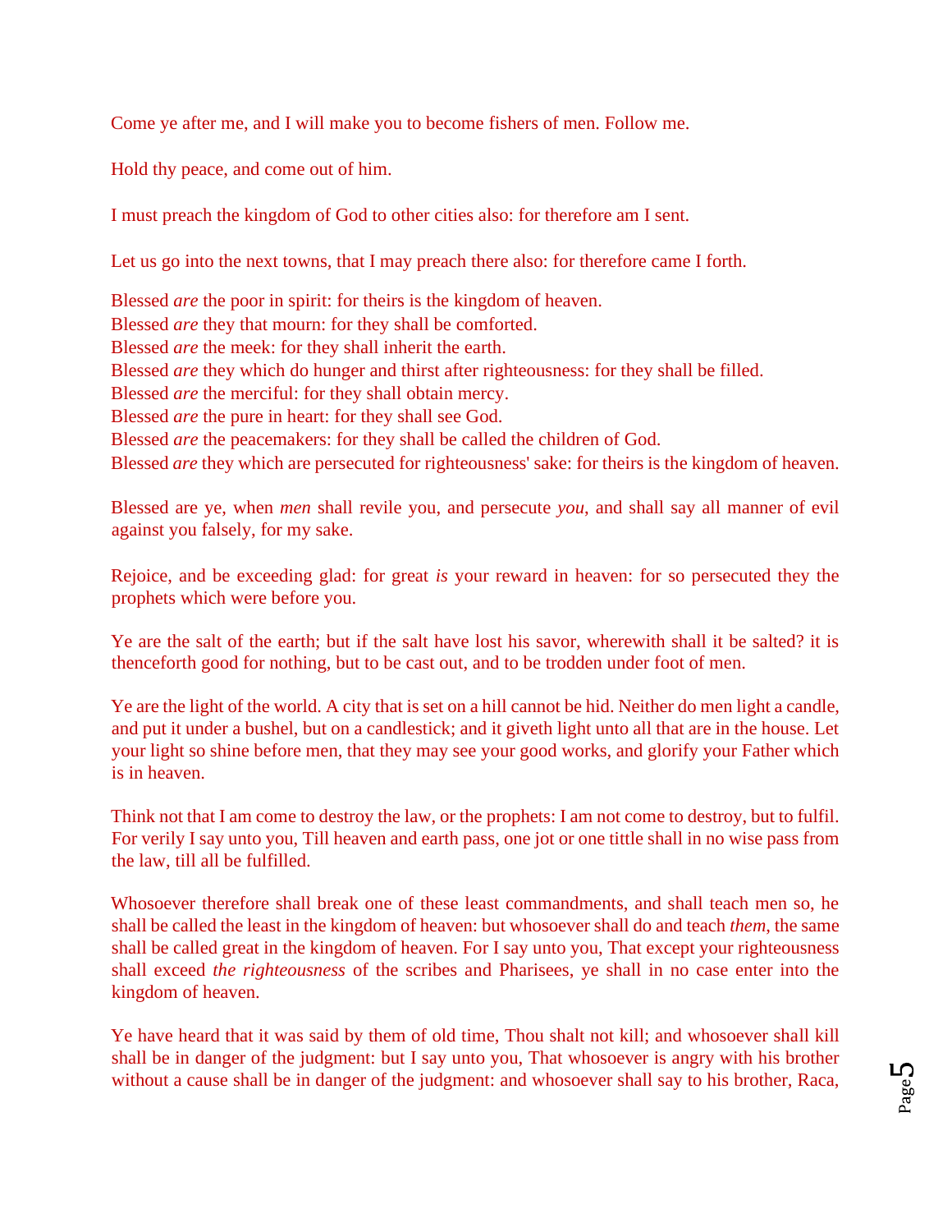Come ye after me, and I will make you to become fishers of men. Follow me.

Hold thy peace, and come out of him.

I must preach the kingdom of God to other cities also: for therefore am I sent.

Let us go into the next towns, that I may preach there also: for therefore came I forth.

Blessed *are* the poor in spirit: for theirs is the kingdom of heaven.
Blessed *are* they that mourn: for they shall be comforted.
Blessed *are* the meek: for they shall inherit the earth.
Blessed *are* they which do hunger and thirst after righteousness: for they shall be filled.
Blessed *are* the merciful: for they shall obtain mercy.
Blessed *are* the pure in heart: for they shall see God.
Blessed *are* the peacemakers: for they shall be called the children of God.
Blessed *are* they which are persecuted for righteousness' sake: for theirs is the kingdom of heaven.

Blessed are ye, when *men* shall revile you, and persecute *you*, and shall say all manner of evil against you falsely, for my sake.

Rejoice, and be exceeding glad: for great *is* your reward in heaven: for so persecuted they the prophets which were before you.

Ye are the salt of the earth; but if the salt have lost his savor, wherewith shall it be salted? it is thenceforth good for nothing, but to be cast out, and to be trodden under foot of men.

Ye are the light of the world. A city that is set on a hill cannot be hid. Neither do men light a candle, and put it under a bushel, but on a candlestick; and it giveth light unto all that are in the house. Let your light so shine before men, that they may see your good works, and glorify your Father which is in heaven.

Think not that I am come to destroy the law, or the prophets: I am not come to destroy, but to fulfil. For verily I say unto you, Till heaven and earth pass, one jot or one tittle shall in no wise pass from the law, till all be fulfilled.

Whosoever therefore shall break one of these least commandments, and shall teach men so, he shall be called the least in the kingdom of heaven: but whosoever shall do and teach *them*, the same shall be called great in the kingdom of heaven. For I say unto you, That except your righteousness shall exceed *the righteousness* of the scribes and Pharisees, ye shall in no case enter into the kingdom of heaven.

Ye have heard that it was said by them of old time, Thou shalt not kill; and whosoever shall kill shall be in danger of the judgment: but I say unto you, That whosoever is angry with his brother without a cause shall be in danger of the judgment: and whosoever shall say to his brother, Raca,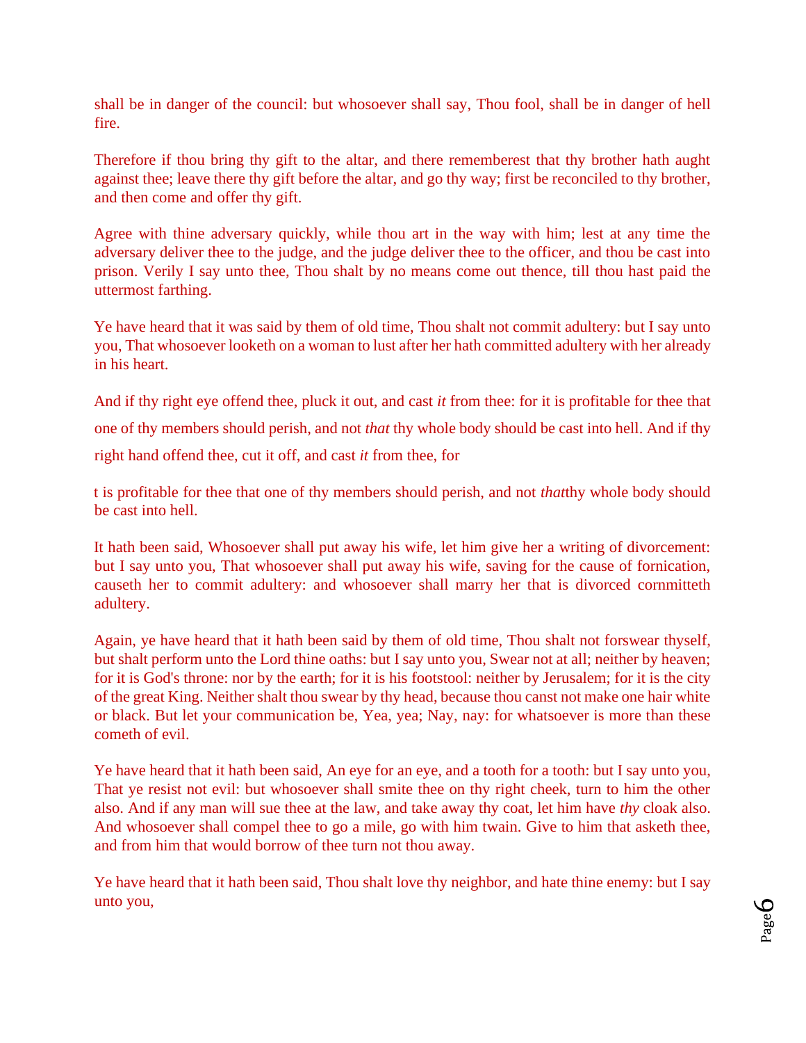shall be in danger of the council: but whosoever shall say, Thou fool, shall be in danger of hell fire.

Therefore if thou bring thy gift to the altar, and there rememberest that thy brother hath aught against thee; leave there thy gift before the altar, and go thy way; first be reconciled to thy brother, and then come and offer thy gift.

Agree with thine adversary quickly, while thou art in the way with him; lest at any time the adversary deliver thee to the judge, and the judge deliver thee to the officer, and thou be cast into prison. Verily I say unto thee, Thou shalt by no means come out thence, till thou hast paid the uttermost farthing.

Ye have heard that it was said by them of old time, Thou shalt not commit adultery: but I say unto you, That whosoever looketh on a woman to lust after her hath committed adultery with her already in his heart.

And if thy right eye offend thee, pluck it out, and cast *it* from thee: for it is profitable for thee that one of thy members should perish, and not *that* thy whole body should be cast into hell. And if thy right hand offend thee, cut it off, and cast *it* from thee, for

t is profitable for thee that one of thy members should perish, and not *that*thy whole body should be cast into hell.

It hath been said, Whosoever shall put away his wife, let him give her a writing of divorcement: but I say unto you, That whosoever shall put away his wife, saving for the cause of fornication, causeth her to commit adultery: and whosoever shall marry her that is divorced cornmitteth adultery.

Again, ye have heard that it hath been said by them of old time, Thou shalt not forswear thyself, but shalt perform unto the Lord thine oaths: but I say unto you, Swear not at all; neither by heaven; for it is God's throne: nor by the earth; for it is his footstool: neither by Jerusalem; for it is the city of the great King. Neither shalt thou swear by thy head, because thou canst not make one hair white or black. But let your communication be, Yea, yea; Nay, nay: for whatsoever is more than these cometh of evil.

Ye have heard that it hath been said, An eye for an eye, and a tooth for a tooth: but I say unto you, That ye resist not evil: but whosoever shall smite thee on thy right cheek, turn to him the other also. And if any man will sue thee at the law, and take away thy coat, let him have *thy* cloak also. And whosoever shall compel thee to go a mile, go with him twain. Give to him that asketh thee, and from him that would borrow of thee turn not thou away.

Ye have heard that it hath been said, Thou shalt love thy neighbor, and hate thine enemy: but I say unto you,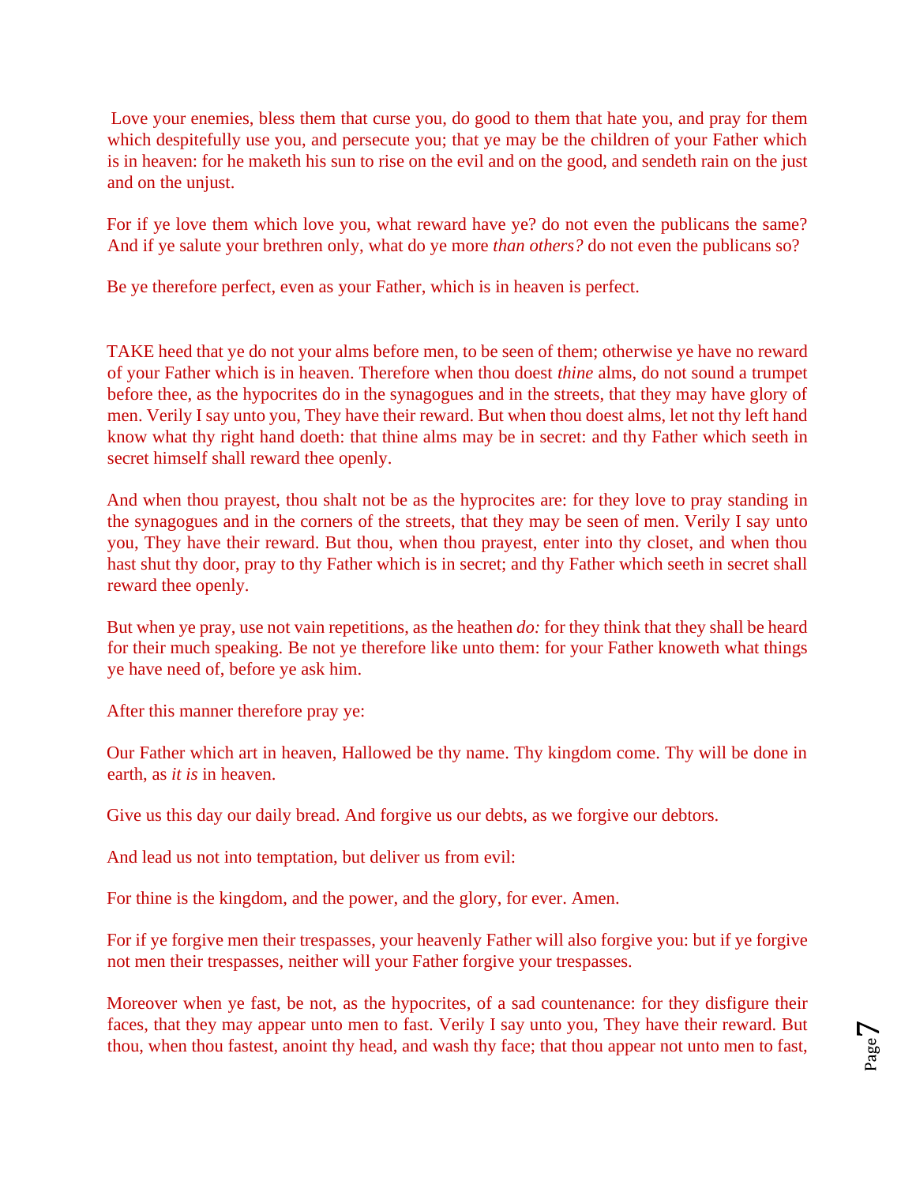Love your enemies, bless them that curse you, do good to them that hate you, and pray for them which despitefully use you, and persecute you; that ye may be the children of your Father which is in heaven: for he maketh his sun to rise on the evil and on the good, and sendeth rain on the just and on the unjust.

For if ye love them which love you, what reward have ye? do not even the publicans the same? And if ye salute your brethren only, what do ye more *than others?* do not even the publicans so?

Be ye therefore perfect, even as your Father, which is in heaven is perfect.

TAKE heed that ye do not your alms before men, to be seen of them; otherwise ye have no reward of your Father which is in heaven. Therefore when thou doest *thine* alms, do not sound a trumpet before thee, as the hypocrites do in the synagogues and in the streets, that they may have glory of men. Verily I say unto you, They have their reward. But when thou doest alms, let not thy left hand know what thy right hand doeth: that thine alms may be in secret: and thy Father which seeth in secret himself shall reward thee openly.

And when thou prayest, thou shalt not be as the hyprocites are: for they love to pray standing in the synagogues and in the corners of the streets, that they may be seen of men. Verily I say unto you, They have their reward. But thou, when thou prayest, enter into thy closet, and when thou hast shut thy door, pray to thy Father which is in secret; and thy Father which seeth in secret shall reward thee openly.

But when ye pray, use not vain repetitions, as the heathen *do:* for they think that they shall be heard for their much speaking. Be not ye therefore like unto them: for your Father knoweth what things ye have need of, before ye ask him.

After this manner therefore pray ye:

Our Father which art in heaven, Hallowed be thy name. Thy kingdom come. Thy will be done in earth, as *it is* in heaven.

Give us this day our daily bread. And forgive us our debts, as we forgive our debtors.

And lead us not into temptation, but deliver us from evil:

For thine is the kingdom, and the power, and the glory, for ever. Amen.

For if ye forgive men their trespasses, your heavenly Father will also forgive you: but if ye forgive not men their trespasses, neither will your Father forgive your trespasses.

Moreover when ye fast, be not, as the hypocrites, of a sad countenance: for they disfigure their faces, that they may appear unto men to fast. Verily I say unto you, They have their reward. But thou, when thou fastest, anoint thy head, and wash thy face; that thou appear not unto men to fast,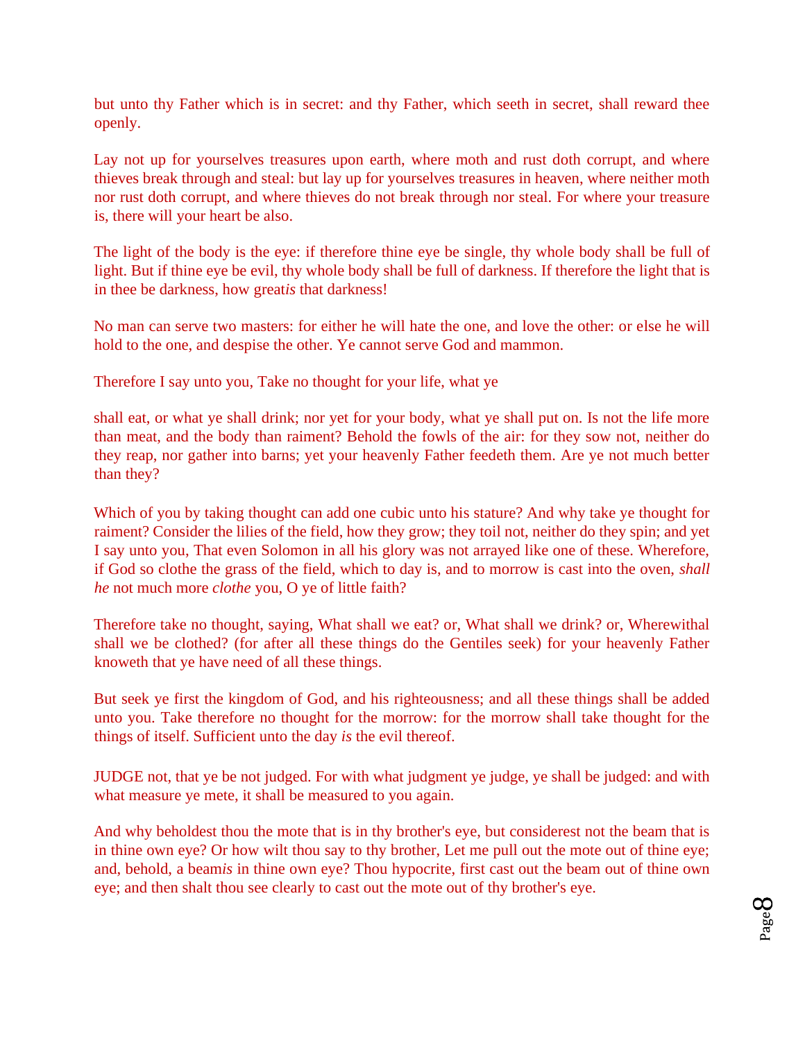but unto thy Father which is in secret: and thy Father, which seeth in secret, shall reward thee openly.

Lay not up for yourselves treasures upon earth, where moth and rust doth corrupt, and where thieves break through and steal: but lay up for yourselves treasures in heaven, where neither moth nor rust doth corrupt, and where thieves do not break through nor steal. For where your treasure is, there will your heart be also.

The light of the body is the eye: if therefore thine eye be single, thy whole body shall be full of light. But if thine eye be evil, thy whole body shall be full of darkness. If therefore the light that is in thee be darkness, how great*is* that darkness!

No man can serve two masters: for either he will hate the one, and love the other: or else he will hold to the one, and despise the other. Ye cannot serve God and mammon.

Therefore I say unto you, Take no thought for your life, what ye

shall eat, or what ye shall drink; nor yet for your body, what ye shall put on. Is not the life more than meat, and the body than raiment? Behold the fowls of the air: for they sow not, neither do they reap, nor gather into barns; yet your heavenly Father feedeth them. Are ye not much better than they?

Which of you by taking thought can add one cubic unto his stature? And why take ye thought for raiment? Consider the lilies of the field, how they grow; they toil not, neither do they spin; and yet I say unto you, That even Solomon in all his glory was not arrayed like one of these. Wherefore, if God so clothe the grass of the field, which to day is, and to morrow is cast into the oven, *shall he* not much more *clothe* you, O ye of little faith?

Therefore take no thought, saying, What shall we eat? or, What shall we drink? or, Wherewithal shall we be clothed? (for after all these things do the Gentiles seek) for your heavenly Father knoweth that ye have need of all these things.

But seek ye first the kingdom of God, and his righteousness; and all these things shall be added unto you. Take therefore no thought for the morrow: for the morrow shall take thought for the things of itself. Sufficient unto the day *is* the evil thereof.

JUDGE not, that ye be not judged. For with what judgment ye judge, ye shall be judged: and with what measure ye mete, it shall be measured to you again.

And why beholdest thou the mote that is in thy brother's eye, but considerest not the beam that is in thine own eye? Or how wilt thou say to thy brother, Let me pull out the mote out of thine eye; and, behold, a beam*is* in thine own eye? Thou hypocrite, first cast out the beam out of thine own eye; and then shalt thou see clearly to cast out the mote out of thy brother's eye.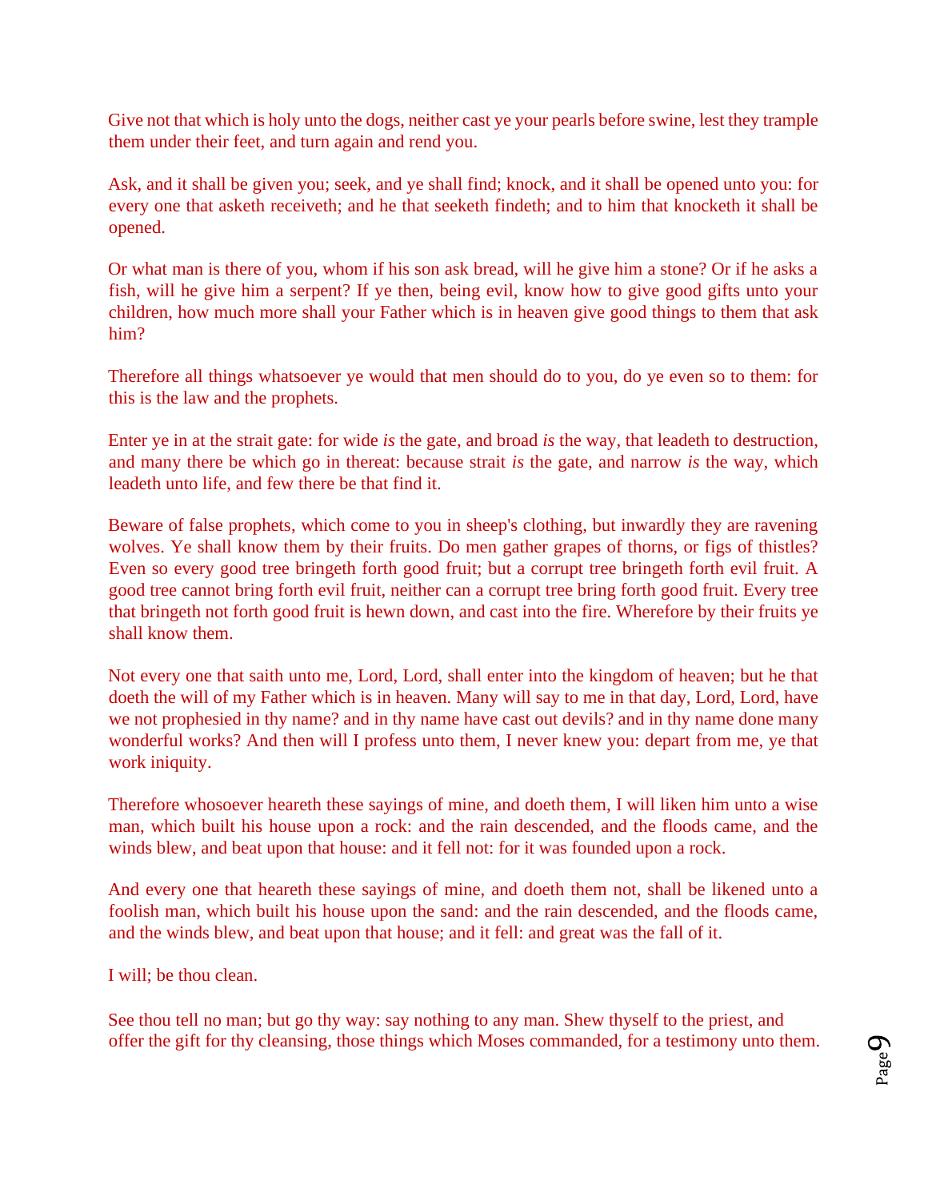Give not that which is holy unto the dogs, neither cast ye your pearls before swine, lest they trample them under their feet, and turn again and rend you.

Ask, and it shall be given you; seek, and ye shall find; knock, and it shall be opened unto you: for every one that asketh receiveth; and he that seeketh findeth; and to him that knocketh it shall be opened.

Or what man is there of you, whom if his son ask bread, will he give him a stone? Or if he asks a fish, will he give him a serpent? If ye then, being evil, know how to give good gifts unto your children, how much more shall your Father which is in heaven give good things to them that ask him?

Therefore all things whatsoever ye would that men should do to you, do ye even so to them: for this is the law and the prophets.

Enter ye in at the strait gate: for wide *is* the gate, and broad *is* the way, that leadeth to destruction, and many there be which go in thereat: because strait *is* the gate, and narrow *is* the way, which leadeth unto life, and few there be that find it.

Beware of false prophets, which come to you in sheep's clothing, but inwardly they are ravening wolves. Ye shall know them by their fruits. Do men gather grapes of thorns, or figs of thistles? Even so every good tree bringeth forth good fruit; but a corrupt tree bringeth forth evil fruit. A good tree cannot bring forth evil fruit, neither can a corrupt tree bring forth good fruit. Every tree that bringeth not forth good fruit is hewn down, and cast into the fire. Wherefore by their fruits ye shall know them.

Not every one that saith unto me, Lord, Lord, shall enter into the kingdom of heaven; but he that doeth the will of my Father which is in heaven. Many will say to me in that day, Lord, Lord, have we not prophesied in thy name? and in thy name have cast out devils? and in thy name done many wonderful works? And then will I profess unto them, I never knew you: depart from me, ye that work iniquity.

Therefore whosoever heareth these sayings of mine, and doeth them, I will liken him unto a wise man, which built his house upon a rock: and the rain descended, and the floods came, and the winds blew, and beat upon that house: and it fell not: for it was founded upon a rock.

And every one that heareth these sayings of mine, and doeth them not, shall be likened unto a foolish man, which built his house upon the sand: and the rain descended, and the floods came, and the winds blew, and beat upon that house; and it fell: and great was the fall of it.

I will; be thou clean.

See thou tell no man; but go thy way: say nothing to any man. Shew thyself to the priest, and offer the gift for thy cleansing, those things which Moses commanded, for a testimony unto them.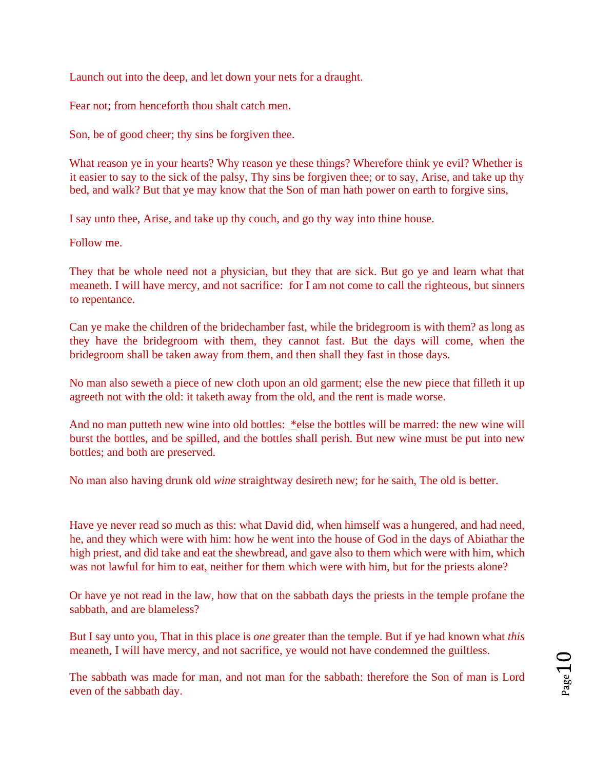Launch out into the deep, and let down your nets for a draught.

Fear not; from henceforth thou shalt catch men.

Son, be of good cheer; thy sins be forgiven thee.

What reason ye in your hearts? Why reason ye these things? Wherefore think ye evil? Whether is it easier to say to the sick of the palsy, Thy sins be forgiven thee; or to say, Arise, and take up thy bed, and walk? But that ye may know that the Son of man hath power on earth to forgive sins,

I say unto thee, Arise, and take up thy couch, and go thy way into thine house.

Follow me.

They that be whole need not a physician, but they that are sick. But go ye and learn what that meaneth. I will have mercy, and not sacrifice: for I am not come to call the righteous, but sinners to repentance.

Can ye make the children of the bridechamber fast, while the bridegroom is with them? as long as they have the bridegroom with them, they cannot fast. But the days will come, when the bridegroom shall be taken away from them, and then shall they fast in those days.

No man also seweth a piece of new cloth upon an old garment; else the new piece that filleth it up agreeth not with the old: it taketh away from the old, and the rent is made worse.

And no man putteth new wine into old bottles: *else the bottles will be marred: the new wine will burst the bottles, and be spilled, and the bottles shall perish. But new wine must be put into new bottles; and both are preserved.

No man also having drunk old *wine* straightway desireth new; for he saith, The old is better.

Have ye never read so much as this: what David did, when himself was a hungered, and had need, he, and they which were with him: how he went into the house of God in the days of Abiathar the high priest, and did take and eat the shewbread, and gave also to them which were with him, which was not lawful for him to eat, neither for them which were with him, but for the priests alone?

Or have ye not read in the law, how that on the sabbath days the priests in the temple profane the sabbath, and are blameless?

But I say unto you, That in this place is *one* greater than the temple. But if ye had known what *this* meaneth, I will have mercy, and not sacrifice, ye would not have condemned the guiltless.

The sabbath was made for man, and not man for the sabbath: therefore the Son of man is Lord even of the sabbath day.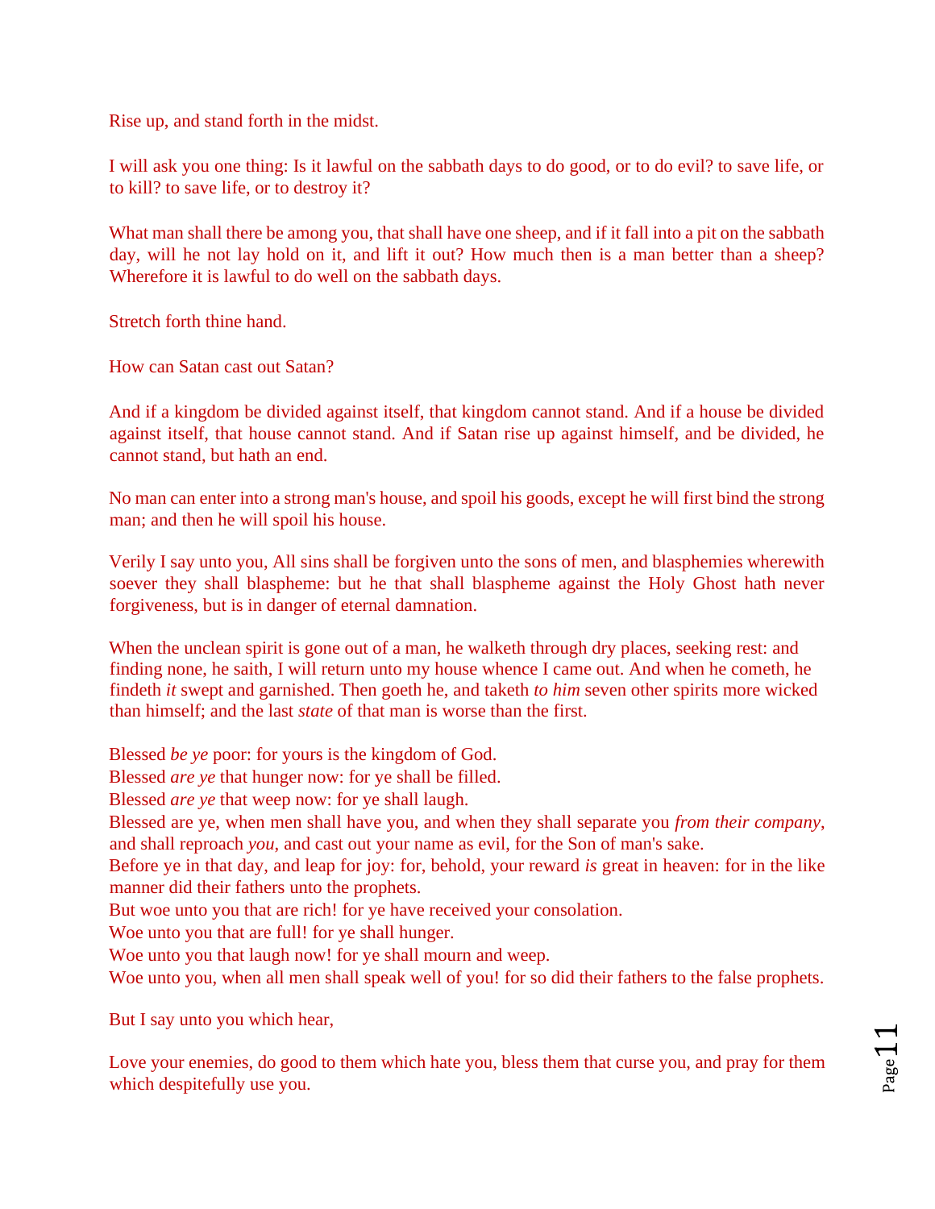Rise up, and stand forth in the midst.

I will ask you one thing: Is it lawful on the sabbath days to do good, or to do evil? to save life, or to kill? to save life, or to destroy it?

What man shall there be among you, that shall have one sheep, and if it fall into a pit on the sabbath day, will he not lay hold on it, and lift it out? How much then is a man better than a sheep? Wherefore it is lawful to do well on the sabbath days.

Stretch forth thine hand.

How can Satan cast out Satan?

And if a kingdom be divided against itself, that kingdom cannot stand. And if a house be divided against itself, that house cannot stand. And if Satan rise up against himself, and be divided, he cannot stand, but hath an end.

No man can enter into a strong man's house, and spoil his goods, except he will first bind the strong man; and then he will spoil his house.

Verily I say unto you, All sins shall be forgiven unto the sons of men, and blasphemies wherewith soever they shall blaspheme: but he that shall blaspheme against the Holy Ghost hath never forgiveness, but is in danger of eternal damnation.

When the unclean spirit is gone out of a man, he walketh through dry places, seeking rest: and finding none, he saith, I will return unto my house whence I came out. And when he cometh, he findeth *it* swept and garnished. Then goeth he, and taketh *to him* seven other spirits more wicked than himself; and the last *state* of that man is worse than the first.

Blessed *be ye* poor: for yours is the kingdom of God.
Blessed *are ye* that hunger now: for ye shall be filled.
Blessed *are ye* that weep now: for ye shall laugh.
Blessed are ye, when men shall have you, and when they shall separate you *from their company*, and shall reproach *you*, and cast out your name as evil, for the Son of man's sake.
Before ye in that day, and leap for joy: for, behold, your reward *is* great in heaven: for in the like manner did their fathers unto the prophets.
But woe unto you that are rich! for ye have received your consolation.
Woe unto you that are full! for ye shall hunger.
Woe unto you that laugh now! for ye shall mourn and weep.
Woe unto you, when all men shall speak well of you! for so did their fathers to the false prophets.

But I say unto you which hear,

Love your enemies, do good to them which hate you, bless them that curse you, and pray for them which despitefully use you.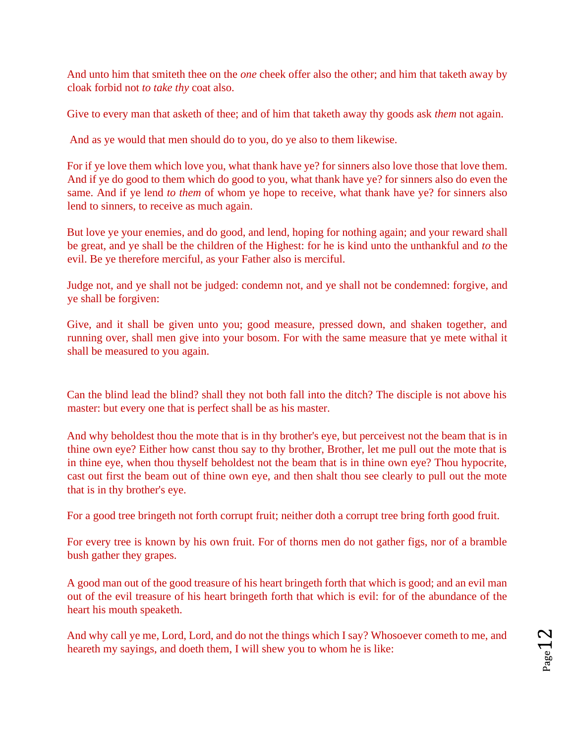And unto him that smiteth thee on the *one* cheek offer also the other; and him that taketh away by cloak forbid not *to take thy* coat also.

Give to every man that asketh of thee; and of him that taketh away thy goods ask *them* not again.

And as ye would that men should do to you, do ye also to them likewise.

For if ye love them which love you, what thank have ye? for sinners also love those that love them. And if ye do good to them which do good to you, what thank have ye? for sinners also do even the same. And if ye lend *to them* of whom ye hope to receive, what thank have ye? for sinners also lend to sinners, to receive as much again.

But love ye your enemies, and do good, and lend, hoping for nothing again; and your reward shall be great, and ye shall be the children of the Highest: for he is kind unto the unthankful and *to* the evil. Be ye therefore merciful, as your Father also is merciful.

Judge not, and ye shall not be judged: condemn not, and ye shall not be condemned: forgive, and ye shall be forgiven:

Give, and it shall be given unto you; good measure, pressed down, and shaken together, and running over, shall men give into your bosom. For with the same measure that ye mete withal it shall be measured to you again.

Can the blind lead the blind? shall they not both fall into the ditch? The disciple is not above his master: but every one that is perfect shall be as his master.

And why beholdest thou the mote that is in thy brother's eye, but perceivest not the beam that is in thine own eye? Either how canst thou say to thy brother, Brother, let me pull out the mote that is in thine eye, when thou thyself beholdest not the beam that is in thine own eye? Thou hypocrite, cast out first the beam out of thine own eye, and then shalt thou see clearly to pull out the mote that is in thy brother's eye.

For a good tree bringeth not forth corrupt fruit; neither doth a corrupt tree bring forth good fruit.

For every tree is known by his own fruit. For of thorns men do not gather figs, nor of a bramble bush gather they grapes.

A good man out of the good treasure of his heart bringeth forth that which is good; and an evil man out of the evil treasure of his heart bringeth forth that which is evil: for of the abundance of the heart his mouth speaketh.

And why call ye me, Lord, Lord, and do not the things which I say? Whosoever cometh to me, and heareth my sayings, and doeth them, I will shew you to whom he is like: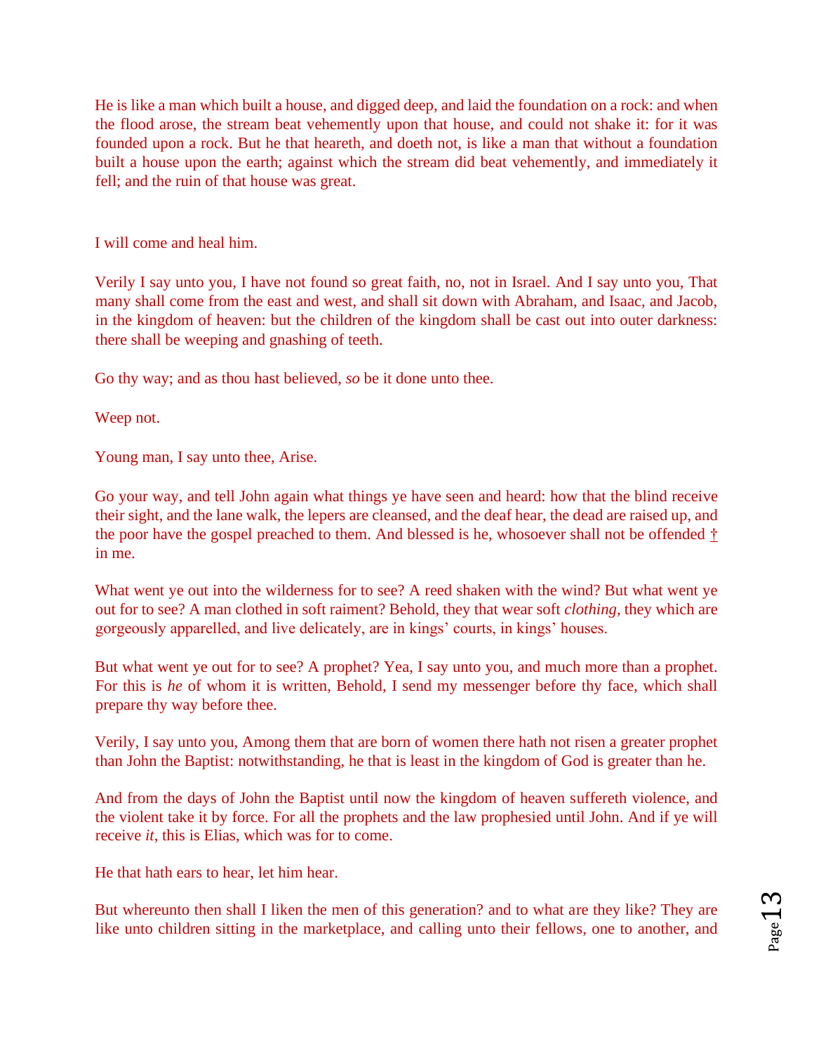He is like a man which built a house, and digged deep, and laid the foundation on a rock: and when the flood arose, the stream beat vehemently upon that house, and could not shake it: for it was founded upon a rock. But he that heareth, and doeth not, is like a man that without a foundation built a house upon the earth; against which the stream did beat vehemently, and immediately it fell; and the ruin of that house was great.

I will come and heal him.

Verily I say unto you, I have not found so great faith, no, not in Israel. And I say unto you, That many shall come from the east and west, and shall sit down with Abraham, and Isaac, and Jacob, in the kingdom of heaven: but the children of the kingdom shall be cast out into outer darkness: there shall be weeping and gnashing of teeth.

Go thy way; and as thou hast believed, *so* be it done unto thee.

Weep not.

Young man, I say unto thee, Arise.

Go your way, and tell John again what things ye have seen and heard: how that the blind receive their sight, and the lane walk, the lepers are cleansed, and the deaf hear, the dead are raised up, and the poor have the gospel preached to them. And blessed is he, whosoever shall not be offended † in me.

What went ye out into the wilderness for to see? A reed shaken with the wind? But what went ye out for to see? A man clothed in soft raiment? Behold, they that wear soft *clothing*, they which are gorgeously apparelled, and live delicately, are in kings' courts, in kings' houses.

But what went ye out for to see? A prophet? Yea, I say unto you, and much more than a prophet. For this is *he* of whom it is written, Behold, I send my messenger before thy face, which shall prepare thy way before thee.

Verily, I say unto you, Among them that are born of women there hath not risen a greater prophet than John the Baptist: notwithstanding, he that is least in the kingdom of God is greater than he.

And from the days of John the Baptist until now the kingdom of heaven suffereth violence, and the violent take it by force. For all the prophets and the law prophesied until John. And if ye will receive *it*, this is Elias, which was for to come.

He that hath ears to hear, let him hear.

But whereunto then shall I liken the men of this generation? and to what are they like? They are like unto children sitting in the marketplace, and calling unto their fellows, one to another, and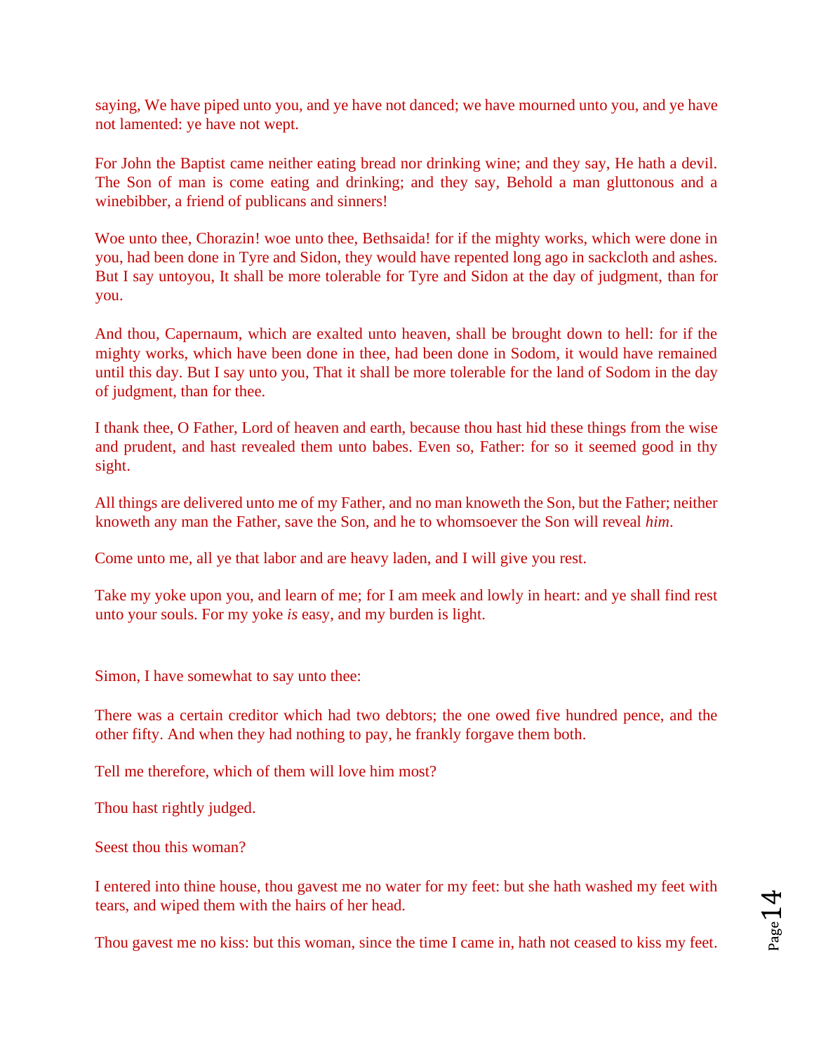saying, We have piped unto you, and ye have not danced; we have mourned unto you, and ye have not lamented: ye have not wept.

For John the Baptist came neither eating bread nor drinking wine; and they say, He hath a devil. The Son of man is come eating and drinking; and they say, Behold a man gluttonous and a winebibber, a friend of publicans and sinners!

Woe unto thee, Chorazin! woe unto thee, Bethsaida! for if the mighty works, which were done in you, had been done in Tyre and Sidon, they would have repented long ago in sackcloth and ashes. But I say untoyou, It shall be more tolerable for Tyre and Sidon at the day of judgment, than for you.

And thou, Capernaum, which are exalted unto heaven, shall be brought down to hell: for if the mighty works, which have been done in thee, had been done in Sodom, it would have remained until this day. But I say unto you, That it shall be more tolerable for the land of Sodom in the day of judgment, than for thee.

I thank thee, O Father, Lord of heaven and earth, because thou hast hid these things from the wise and prudent, and hast revealed them unto babes. Even so, Father: for so it seemed good in thy sight.

All things are delivered unto me of my Father, and no man knoweth the Son, but the Father; neither knoweth any man the Father, save the Son, and he to whomsoever the Son will reveal *him*.

Come unto me, all ye that labor and are heavy laden, and I will give you rest.

Take my yoke upon you, and learn of me; for I am meek and lowly in heart: and ye shall find rest unto your souls. For my yoke *is* easy, and my burden is light.

Simon, I have somewhat to say unto thee:

There was a certain creditor which had two debtors; the one owed five hundred pence, and the other fifty. And when they had nothing to pay, he frankly forgave them both.

Tell me therefore, which of them will love him most?

Thou hast rightly judged.

Seest thou this woman?

I entered into thine house, thou gavest me no water for my feet: but she hath washed my feet with tears, and wiped them with the hairs of her head.

Thou gavest me no kiss: but this woman, since the time I came in, hath not ceased to kiss my feet.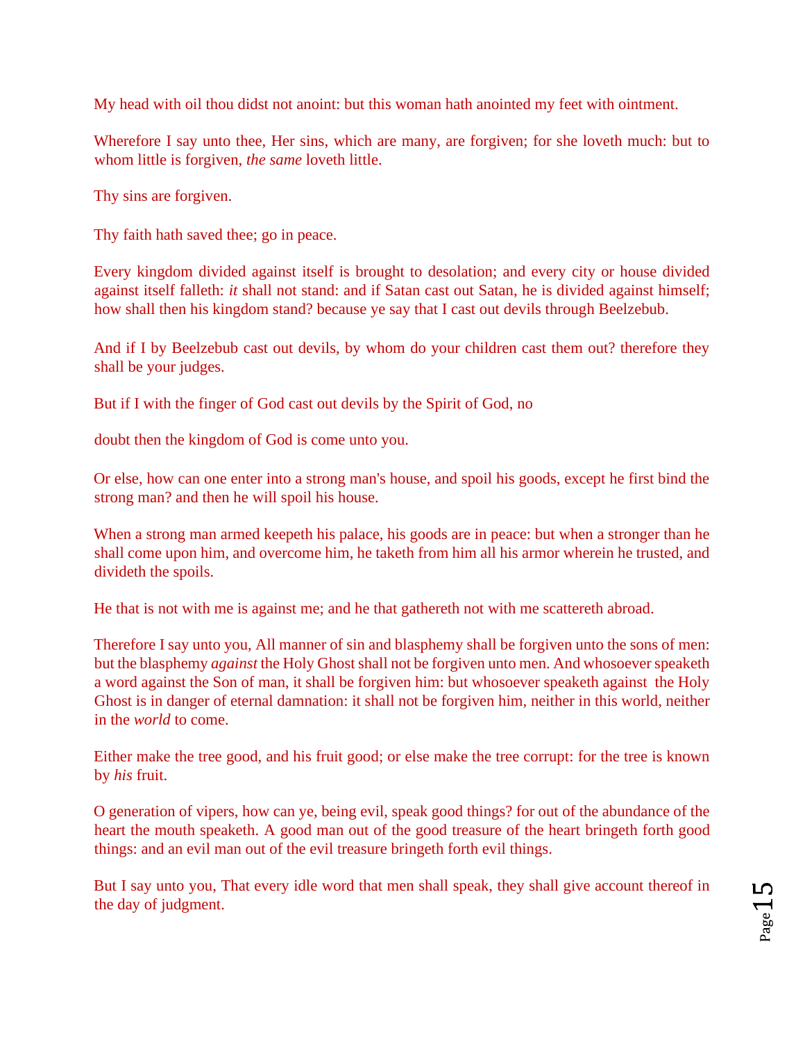My head with oil thou didst not anoint: but this woman hath anointed my feet with ointment.

Wherefore I say unto thee, Her sins, which are many, are forgiven; for she loveth much: but to whom little is forgiven, *the same* loveth little.

Thy sins are forgiven.

Thy faith hath saved thee; go in peace.

Every kingdom divided against itself is brought to desolation; and every city or house divided against itself falleth: *it* shall not stand: and if Satan cast out Satan, he is divided against himself; how shall then his kingdom stand? because ye say that I cast out devils through Beelzebub.

And if I by Beelzebub cast out devils, by whom do your children cast them out? therefore they shall be your judges.

But if I with the finger of God cast out devils by the Spirit of God, no

doubt then the kingdom of God is come unto you.

Or else, how can one enter into a strong man's house, and spoil his goods, except he first bind the strong man? and then he will spoil his house.

When a strong man armed keepeth his palace, his goods are in peace: but when a stronger than he shall come upon him, and overcome him, he taketh from him all his armor wherein he trusted, and divideth the spoils.

He that is not with me is against me; and he that gathereth not with me scattereth abroad.

Therefore I say unto you, All manner of sin and blasphemy shall be forgiven unto the sons of men: but the blasphemy *against* the Holy Ghost shall not be forgiven unto men. And whosoever speaketh a word against the Son of man, it shall be forgiven him: but whosoever speaketh against the Holy Ghost is in danger of eternal damnation: it shall not be forgiven him, neither in this world, neither in the *world* to come.

Either make the tree good, and his fruit good; or else make the tree corrupt: for the tree is known by *his* fruit.

O generation of vipers, how can ye, being evil, speak good things? for out of the abundance of the heart the mouth speaketh. A good man out of the good treasure of the heart bringeth forth good things: and an evil man out of the evil treasure bringeth forth evil things.

But I say unto you, That every idle word that men shall speak, they shall give account thereof in the day of judgment.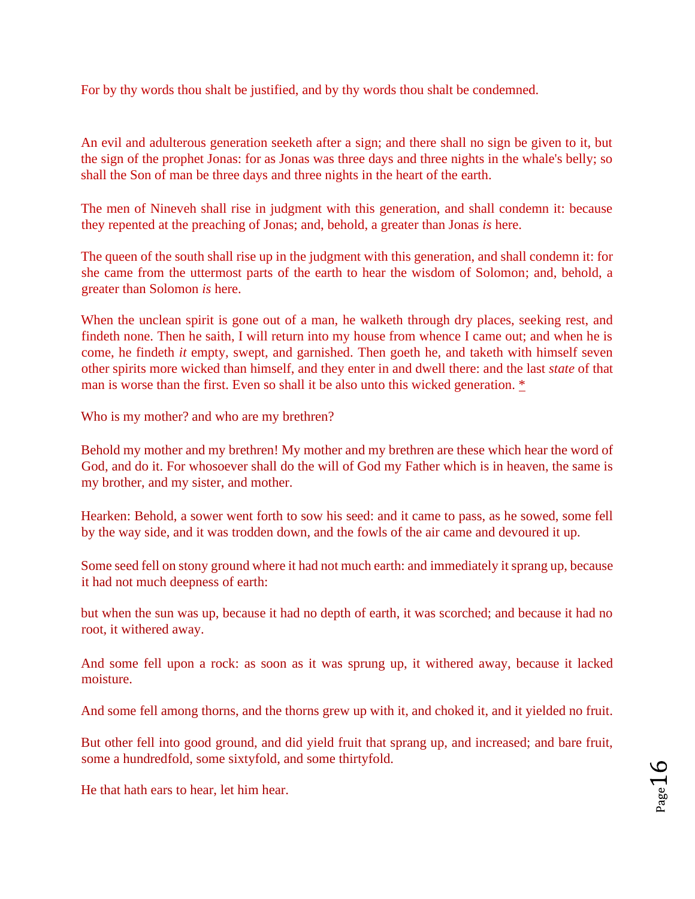For by thy words thou shalt be justified, and by thy words thou shalt be condemned.

An evil and adulterous generation seeketh after a sign; and there shall no sign be given to it, but the sign of the prophet Jonas: for as Jonas was three days and three nights in the whale's belly; so shall the Son of man be three days and three nights in the heart of the earth.

The men of Nineveh shall rise in judgment with this generation, and shall condemn it: because they repented at the preaching of Jonas; and, behold, a greater than Jonas *is* here.

The queen of the south shall rise up in the judgment with this generation, and shall condemn it: for she came from the uttermost parts of the earth to hear the wisdom of Solomon; and, behold, a greater than Solomon *is* here.

When the unclean spirit is gone out of a man, he walketh through dry places, seeking rest, and findeth none. Then he saith, I will return into my house from whence I came out; and when he is come, he findeth *it* empty, swept, and garnished. Then goeth he, and taketh with himself seven other spirits more wicked than himself, and they enter in and dwell there: and the last *state* of that man is worse than the first. Even so shall it be also unto this wicked generation. *

Who is my mother? and who are my brethren?

Behold my mother and my brethren! My mother and my brethren are these which hear the word of God, and do it. For whosoever shall do the will of God my Father which is in heaven, the same is my brother, and my sister, and mother.

Hearken: Behold, a sower went forth to sow his seed: and it came to pass, as he sowed, some fell by the way side, and it was trodden down, and the fowls of the air came and devoured it up.

Some seed fell on stony ground where it had not much earth: and immediately it sprang up, because it had not much deepness of earth:

but when the sun was up, because it had no depth of earth, it was scorched; and because it had no root, it withered away.

And some fell upon a rock: as soon as it was sprung up, it withered away, because it lacked moisture.

And some fell among thorns, and the thorns grew up with it, and choked it, and it yielded no fruit.

But other fell into good ground, and did yield fruit that sprang up, and increased; and bare fruit, some a hundredfold, some sixtyfold, and some thirtyfold.

He that hath ears to hear, let him hear.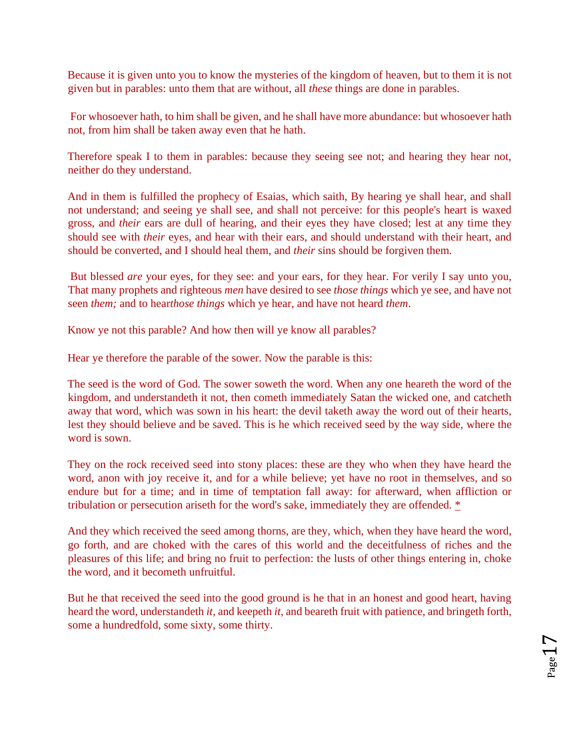Because it is given unto you to know the mysteries of the kingdom of heaven, but to them it is not given but in parables: unto them that are without, all *these* things are done in parables.

For whosoever hath, to him shall be given, and he shall have more abundance: but whosoever hath not, from him shall be taken away even that he hath.

Therefore speak I to them in parables: because they seeing see not; and hearing they hear not, neither do they understand.

And in them is fulfilled the prophecy of Esaias, which saith, By hearing ye shall hear, and shall not understand; and seeing ye shall see, and shall not perceive: for this people's heart is waxed gross, and *their* ears are dull of hearing, and their eyes they have closed; lest at any time they should see with *their* eyes, and hear with their ears, and should understand with their heart, and should be converted, and I should heal them, and *their* sins should be forgiven them.

But blessed *are* your eyes, for they see: and your ears, for they hear. For verily I say unto you, That many prophets and righteous *men* have desired to see *those things* which ye see, and have not seen *them;* and to hear*those things* which ye hear, and have not heard *them*.

Know ye not this parable? And how then will ye know all parables?

Hear ye therefore the parable of the sower. Now the parable is this:

The seed is the word of God. The sower soweth the word. When any one heareth the word of the kingdom, and understandeth it not, then cometh immediately Satan the wicked one, and catcheth away that word, which was sown in his heart: the devil taketh away the word out of their hearts, lest they should believe and be saved. This is he which received seed by the way side, where the word is sown.

They on the rock received seed into stony places: these are they who when they have heard the word, anon with joy receive it, and for a while believe; yet have no root in themselves, and so endure but for a time; and in time of temptation fall away: for afterward, when affliction or tribulation or persecution ariseth for the word's sake, immediately they are offended. *

And they which received the seed among thorns, are they, which, when they have heard the word, go forth, and are choked with the cares of this world and the deceitfulness of riches and the pleasures of this life; and bring no fruit to perfection: the lusts of other things entering in, choke the word, and it becometh unfruitful.

But he that received the seed into the good ground is he that in an honest and good heart, having heard the word, understandeth *it*, and keepeth *it*, and beareth fruit with patience, and bringeth forth, some a hundredfold, some sixty, some thirty.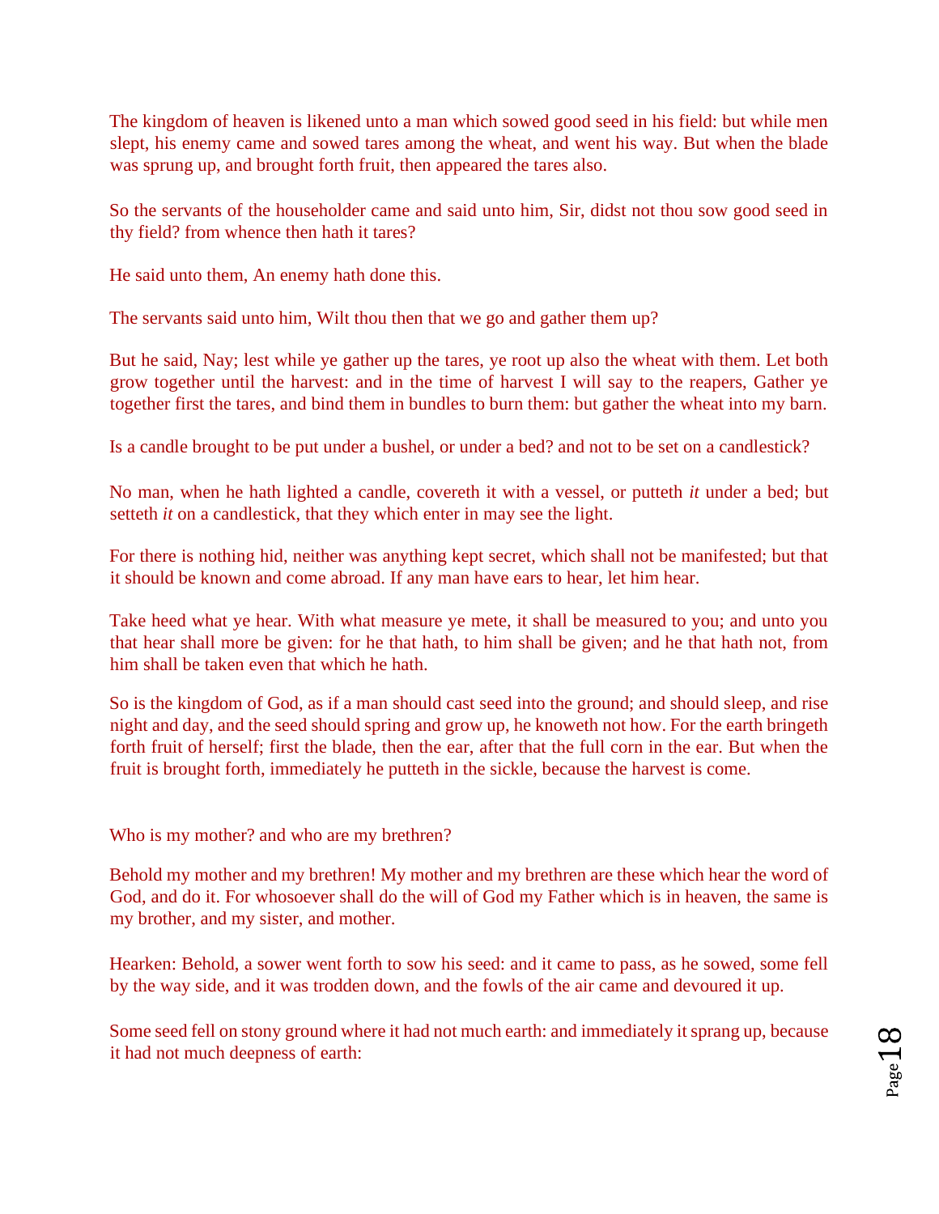The kingdom of heaven is likened unto a man which sowed good seed in his field: but while men slept, his enemy came and sowed tares among the wheat, and went his way. But when the blade was sprung up, and brought forth fruit, then appeared the tares also.

So the servants of the householder came and said unto him, Sir, didst not thou sow good seed in thy field? from whence then hath it tares?

He said unto them, An enemy hath done this.

The servants said unto him, Wilt thou then that we go and gather them up?

But he said, Nay; lest while ye gather up the tares, ye root up also the wheat with them. Let both grow together until the harvest: and in the time of harvest I will say to the reapers, Gather ye together first the tares, and bind them in bundles to burn them: but gather the wheat into my barn.

Is a candle brought to be put under a bushel, or under a bed? and not to be set on a candlestick?

No man, when he hath lighted a candle, covereth it with a vessel, or putteth *it* under a bed; but setteth *it* on a candlestick, that they which enter in may see the light.

For there is nothing hid, neither was anything kept secret, which shall not be manifested; but that it should be known and come abroad. If any man have ears to hear, let him hear.

Take heed what ye hear. With what measure ye mete, it shall be measured to you; and unto you that hear shall more be given: for he that hath, to him shall be given; and he that hath not, from him shall be taken even that which he hath.

So is the kingdom of God, as if a man should cast seed into the ground; and should sleep, and rise night and day, and the seed should spring and grow up, he knoweth not how. For the earth bringeth forth fruit of herself; first the blade, then the ear, after that the full corn in the ear. But when the fruit is brought forth, immediately he putteth in the sickle, because the harvest is come.

Who is my mother? and who are my brethren?

Behold my mother and my brethren! My mother and my brethren are these which hear the word of God, and do it. For whosoever shall do the will of God my Father which is in heaven, the same is my brother, and my sister, and mother.

Hearken: Behold, a sower went forth to sow his seed: and it came to pass, as he sowed, some fell by the way side, and it was trodden down, and the fowls of the air came and devoured it up.

Some seed fell on stony ground where it had not much earth: and immediately it sprang up, because it had not much deepness of earth: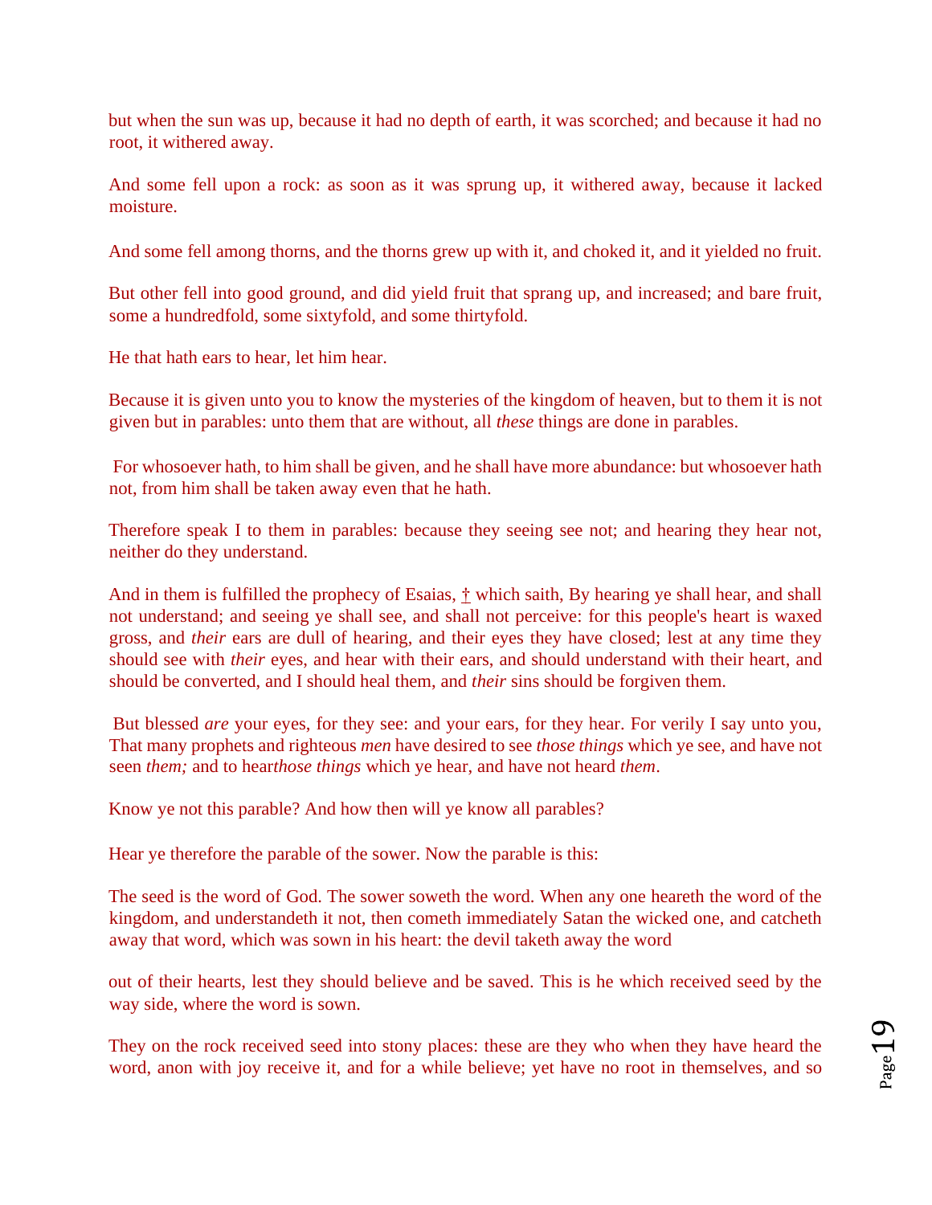but when the sun was up, because it had no depth of earth, it was scorched; and because it had no root, it withered away.

And some fell upon a rock: as soon as it was sprung up, it withered away, because it lacked moisture.

And some fell among thorns, and the thorns grew up with it, and choked it, and it yielded no fruit.

But other fell into good ground, and did yield fruit that sprang up, and increased; and bare fruit, some a hundredfold, some sixtyfold, and some thirtyfold.

He that hath ears to hear, let him hear.

Because it is given unto you to know the mysteries of the kingdom of heaven, but to them it is not given but in parables: unto them that are without, all *these* things are done in parables.

For whosoever hath, to him shall be given, and he shall have more abundance: but whosoever hath not, from him shall be taken away even that he hath.

Therefore speak I to them in parables: because they seeing see not; and hearing they hear not, neither do they understand.

And in them is fulfilled the prophecy of Esaias, † which saith, By hearing ye shall hear, and shall not understand; and seeing ye shall see, and shall not perceive: for this people's heart is waxed gross, and *their* ears are dull of hearing, and their eyes they have closed; lest at any time they should see with *their* eyes, and hear with their ears, and should understand with their heart, and should be converted, and I should heal them, and *their* sins should be forgiven them.

But blessed *are* your eyes, for they see: and your ears, for they hear. For verily I say unto you, That many prophets and righteous *men* have desired to see *those things* which ye see, and have not seen *them;* and to hear*those things* which ye hear, and have not heard *them*.

Know ye not this parable? And how then will ye know all parables?

Hear ye therefore the parable of the sower. Now the parable is this:

The seed is the word of God. The sower soweth the word. When any one heareth the word of the kingdom, and understandeth it not, then cometh immediately Satan the wicked one, and catcheth away that word, which was sown in his heart: the devil taketh away the word

out of their hearts, lest they should believe and be saved. This is he which received seed by the way side, where the word is sown.

They on the rock received seed into stony places: these are they who when they have heard the word, anon with joy receive it, and for a while believe; yet have no root in themselves, and so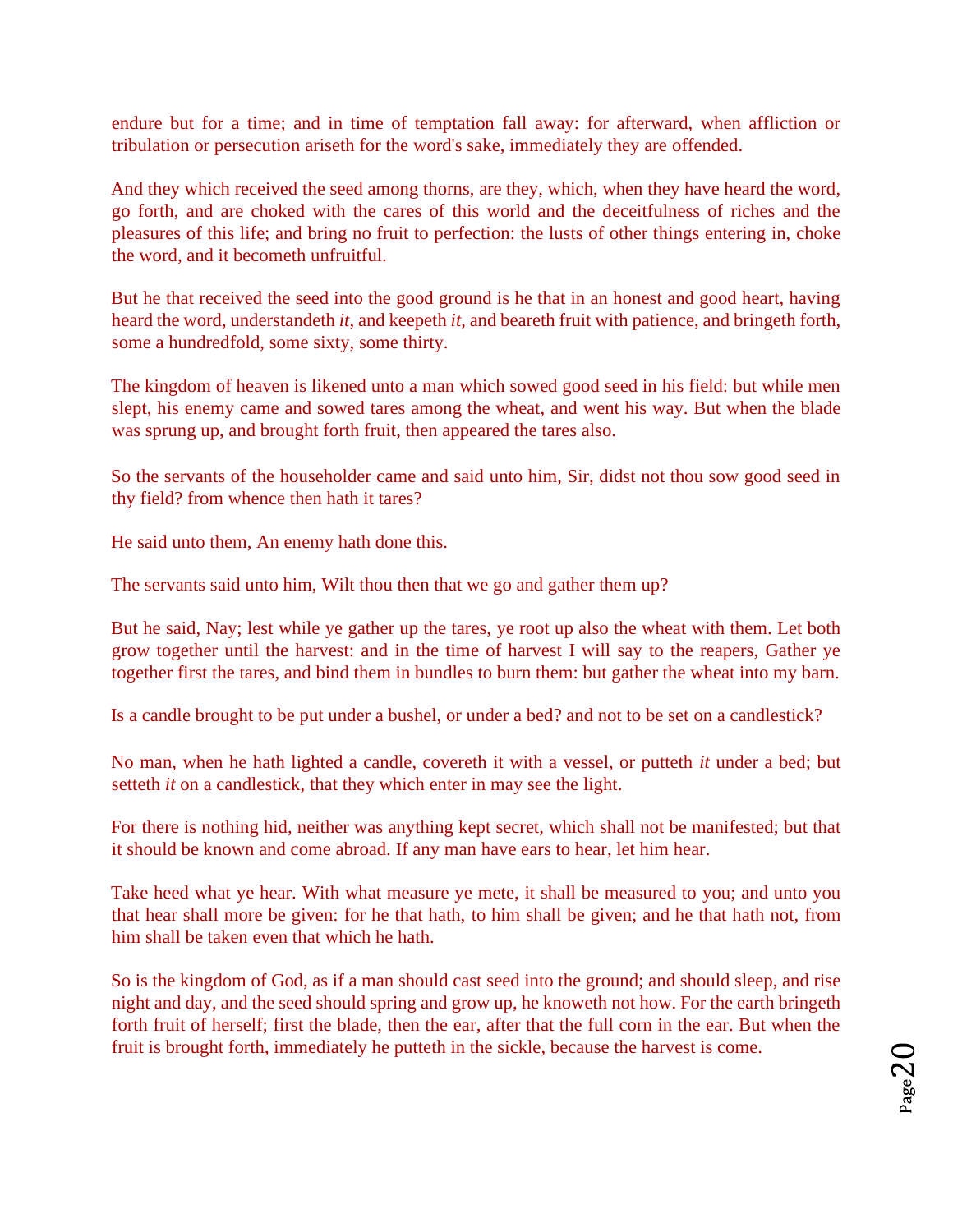endure but for a time; and in time of temptation fall away: for afterward, when affliction or tribulation or persecution ariseth for the word's sake, immediately they are offended.

And they which received the seed among thorns, are they, which, when they have heard the word, go forth, and are choked with the cares of this world and the deceitfulness of riches and the pleasures of this life; and bring no fruit to perfection: the lusts of other things entering in, choke the word, and it becometh unfruitful.

But he that received the seed into the good ground is he that in an honest and good heart, having heard the word, understandeth *it*, and keepeth *it*, and beareth fruit with patience, and bringeth forth, some a hundredfold, some sixty, some thirty.

The kingdom of heaven is likened unto a man which sowed good seed in his field: but while men slept, his enemy came and sowed tares among the wheat, and went his way. But when the blade was sprung up, and brought forth fruit, then appeared the tares also.

So the servants of the householder came and said unto him, Sir, didst not thou sow good seed in thy field? from whence then hath it tares?

He said unto them, An enemy hath done this.

The servants said unto him, Wilt thou then that we go and gather them up?

But he said, Nay; lest while ye gather up the tares, ye root up also the wheat with them. Let both grow together until the harvest: and in the time of harvest I will say to the reapers, Gather ye together first the tares, and bind them in bundles to burn them: but gather the wheat into my barn.

Is a candle brought to be put under a bushel, or under a bed? and not to be set on a candlestick?

No man, when he hath lighted a candle, covereth it with a vessel, or putteth *it* under a bed; but setteth *it* on a candlestick, that they which enter in may see the light.

For there is nothing hid, neither was anything kept secret, which shall not be manifested; but that it should be known and come abroad. If any man have ears to hear, let him hear.

Take heed what ye hear. With what measure ye mete, it shall be measured to you; and unto you that hear shall more be given: for he that hath, to him shall be given; and he that hath not, from him shall be taken even that which he hath.

So is the kingdom of God, as if a man should cast seed into the ground; and should sleep, and rise night and day, and the seed should spring and grow up, he knoweth not how. For the earth bringeth forth fruit of herself; first the blade, then the ear, after that the full corn in the ear. But when the fruit is brought forth, immediately he putteth in the sickle, because the harvest is come.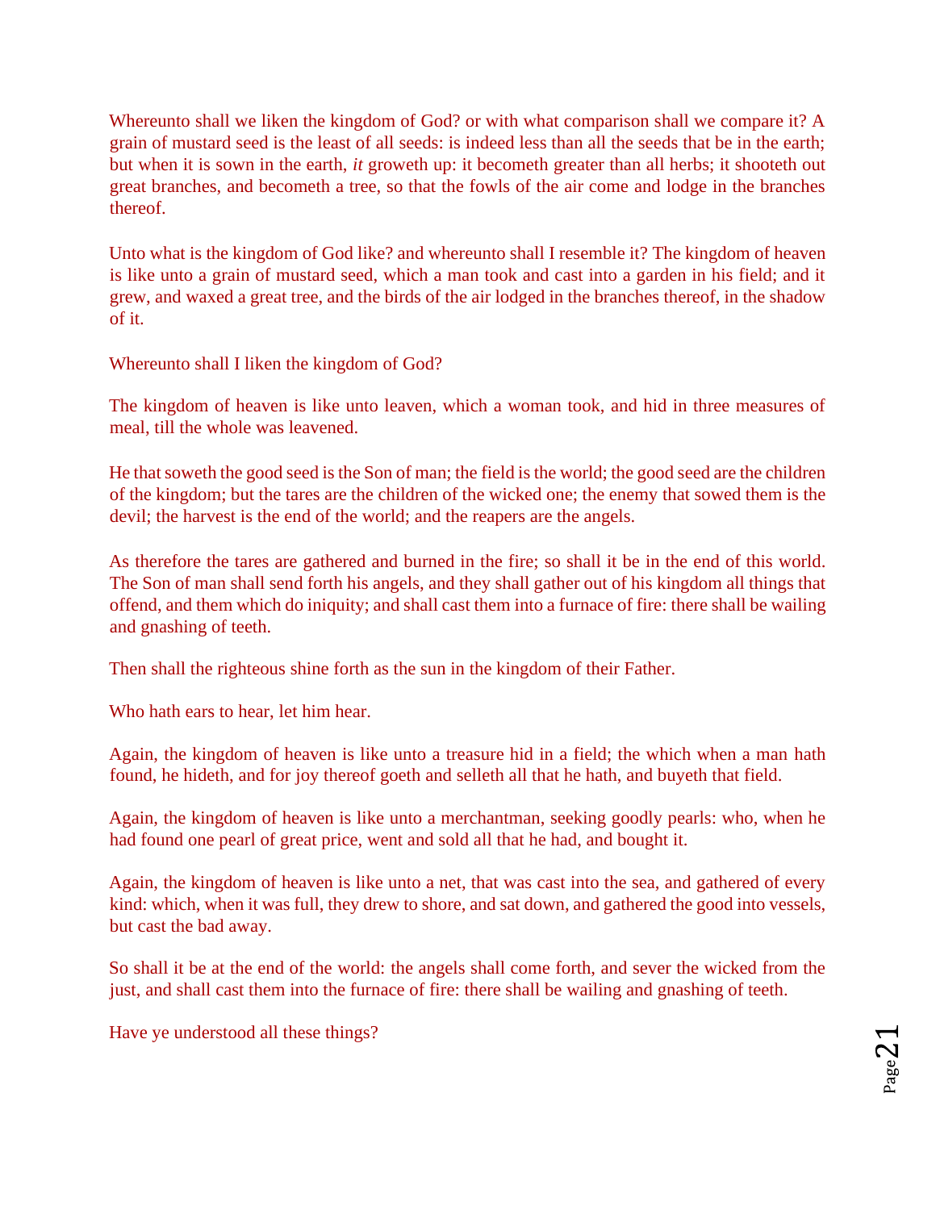Whereunto shall we liken the kingdom of God? or with what comparison shall we compare it? A grain of mustard seed is the least of all seeds: is indeed less than all the seeds that be in the earth; but when it is sown in the earth, *it* groweth up: it becometh greater than all herbs; it shooteth out great branches, and becometh a tree, so that the fowls of the air come and lodge in the branches thereof.

Unto what is the kingdom of God like? and whereunto shall I resemble it? The kingdom of heaven is like unto a grain of mustard seed, which a man took and cast into a garden in his field; and it grew, and waxed a great tree, and the birds of the air lodged in the branches thereof, in the shadow of it.

Whereunto shall I liken the kingdom of God?

The kingdom of heaven is like unto leaven, which a woman took, and hid in three measures of meal, till the whole was leavened.

He that soweth the good seed is the Son of man; the field is the world; the good seed are the children of the kingdom; but the tares are the children of the wicked one; the enemy that sowed them is the devil; the harvest is the end of the world; and the reapers are the angels.

As therefore the tares are gathered and burned in the fire; so shall it be in the end of this world. The Son of man shall send forth his angels, and they shall gather out of his kingdom all things that offend, and them which do iniquity; and shall cast them into a furnace of fire: there shall be wailing and gnashing of teeth.

Then shall the righteous shine forth as the sun in the kingdom of their Father.

Who hath ears to hear, let him hear.

Again, the kingdom of heaven is like unto a treasure hid in a field; the which when a man hath found, he hideth, and for joy thereof goeth and selleth all that he hath, and buyeth that field.

Again, the kingdom of heaven is like unto a merchantman, seeking goodly pearls: who, when he had found one pearl of great price, went and sold all that he had, and bought it.

Again, the kingdom of heaven is like unto a net, that was cast into the sea, and gathered of every kind: which, when it was full, they drew to shore, and sat down, and gathered the good into vessels, but cast the bad away.

So shall it be at the end of the world: the angels shall come forth, and sever the wicked from the just, and shall cast them into the furnace of fire: there shall be wailing and gnashing of teeth.

Have ye understood all these things?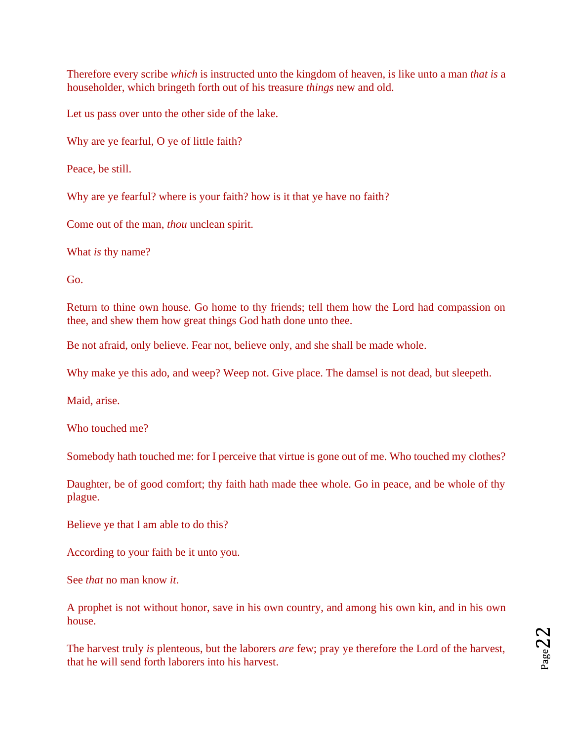Therefore every scribe *which* is instructed unto the kingdom of heaven, is like unto a man *that is* a householder, which bringeth forth out of his treasure *things* new and old.

Let us pass over unto the other side of the lake.

Why are ye fearful, O ye of little faith?

Peace, be still.

Why are ye fearful? where is your faith? how is it that ye have no faith?

Come out of the man, *thou* unclean spirit.

What *is* thy name?

Go.

Return to thine own house. Go home to thy friends; tell them how the Lord had compassion on thee, and shew them how great things God hath done unto thee.

Be not afraid, only believe. Fear not, believe only, and she shall be made whole.

Why make ye this ado, and weep? Weep not. Give place. The damsel is not dead, but sleepeth.

Maid, arise.

Who touched me?

Somebody hath touched me: for I perceive that virtue is gone out of me. Who touched my clothes?

Daughter, be of good comfort; thy faith hath made thee whole. Go in peace, and be whole of thy plague.

Believe ye that I am able to do this?

According to your faith be it unto you.

See *that* no man know *it*.

A prophet is not without honor, save in his own country, and among his own kin, and in his own house.

The harvest truly *is* plenteous, but the laborers *are* few; pray ye therefore the Lord of the harvest, that he will send forth laborers into his harvest.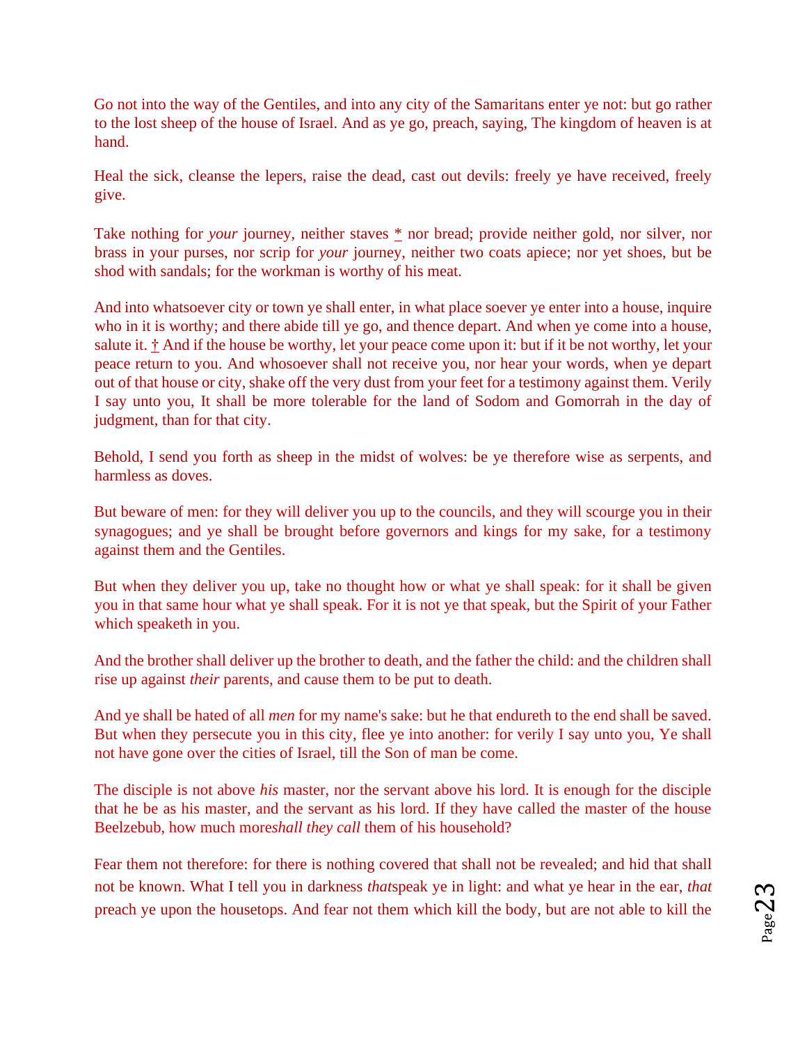Go not into the way of the Gentiles, and into any city of the Samaritans enter ye not: but go rather to the lost sheep of the house of Israel. And as ye go, preach, saying, The kingdom of heaven is at hand.

Heal the sick, cleanse the lepers, raise the dead, cast out devils: freely ye have received, freely give.

Take nothing for *your* journey, neither staves * nor bread; provide neither gold, nor silver, nor brass in your purses, nor scrip for *your* journey, neither two coats apiece; nor yet shoes, but be shod with sandals; for the workman is worthy of his meat.

And into whatsoever city or town ye shall enter, in what place soever ye enter into a house, inquire who in it is worthy; and there abide till ye go, and thence depart. And when ye come into a house, salute it. † And if the house be worthy, let your peace come upon it: but if it be not worthy, let your peace return to you. And whosoever shall not receive you, nor hear your words, when ye depart out of that house or city, shake off the very dust from your feet for a testimony against them. Verily I say unto you, It shall be more tolerable for the land of Sodom and Gomorrah in the day of judgment, than for that city.

Behold, I send you forth as sheep in the midst of wolves: be ye therefore wise as serpents, and harmless as doves.

But beware of men: for they will deliver you up to the councils, and they will scourge you in their synagogues; and ye shall be brought before governors and kings for my sake, for a testimony against them and the Gentiles.

But when they deliver you up, take no thought how or what ye shall speak: for it shall be given you in that same hour what ye shall speak. For it is not ye that speak, but the Spirit of your Father which speaketh in you.

And the brother shall deliver up the brother to death, and the father the child: and the children shall rise up against *their* parents, and cause them to be put to death.

And ye shall be hated of all *men* for my name's sake: but he that endureth to the end shall be saved. But when they persecute you in this city, flee ye into another: for verily I say unto you, Ye shall not have gone over the cities of Israel, till the Son of man be come.

The disciple is not above *his* master, nor the servant above his lord. It is enough for the disciple that he be as his master, and the servant as his lord. If they have called the master of the house Beelzebub, how much more*shall they call* them of his household?

Fear them not therefore: for there is nothing covered that shall not be revealed; and hid that shall not be known. What I tell you in darkness *that*speak ye in light: and what ye hear in the ear, *that* preach ye upon the housetops. And fear not them which kill the body, but are not able to kill the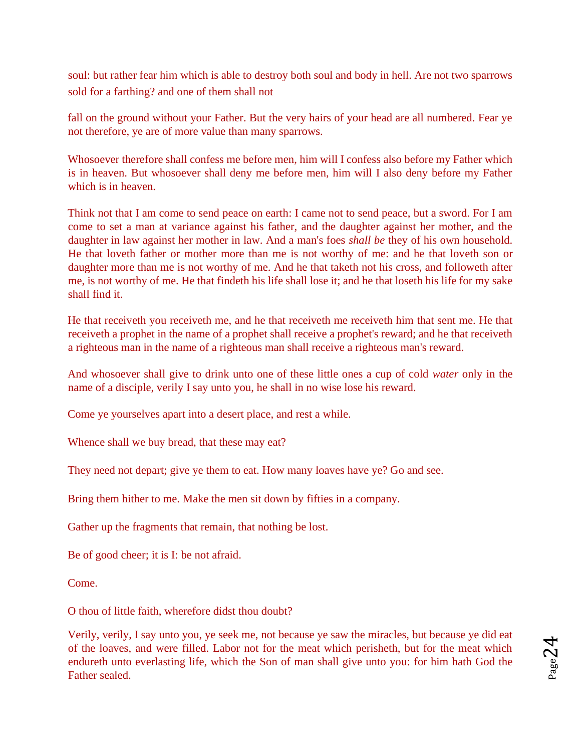soul: but rather fear him which is able to destroy both soul and body in hell. Are not two sparrows sold for a farthing? and one of them shall not

fall on the ground without your Father. But the very hairs of your head are all numbered. Fear ye not therefore, ye are of more value than many sparrows.

Whosoever therefore shall confess me before men, him will I confess also before my Father which is in heaven. But whosoever shall deny me before men, him will I also deny before my Father which is in heaven.

Think not that I am come to send peace on earth: I came not to send peace, but a sword. For I am come to set a man at variance against his father, and the daughter against her mother, and the daughter in law against her mother in law. And a man's foes *shall be* they of his own household. He that loveth father or mother more than me is not worthy of me: and he that loveth son or daughter more than me is not worthy of me. And he that taketh not his cross, and followeth after me, is not worthy of me. He that findeth his life shall lose it; and he that loseth his life for my sake shall find it.

He that receiveth you receiveth me, and he that receiveth me receiveth him that sent me. He that receiveth a prophet in the name of a prophet shall receive a prophet's reward; and he that receiveth a righteous man in the name of a righteous man shall receive a righteous man's reward.

And whosoever shall give to drink unto one of these little ones a cup of cold *water* only in the name of a disciple, verily I say unto you, he shall in no wise lose his reward.

Come ye yourselves apart into a desert place, and rest a while.

Whence shall we buy bread, that these may eat?

They need not depart; give ye them to eat. How many loaves have ye? Go and see.

Bring them hither to me. Make the men sit down by fifties in a company.

Gather up the fragments that remain, that nothing be lost.

Be of good cheer; it is I: be not afraid.

Come.

O thou of little faith, wherefore didst thou doubt?

Verily, verily, I say unto you, ye seek me, not because ye saw the miracles, but because ye did eat of the loaves, and were filled. Labor not for the meat which perisheth, but for the meat which endureth unto everlasting life, which the Son of man shall give unto you: for him hath God the Father sealed.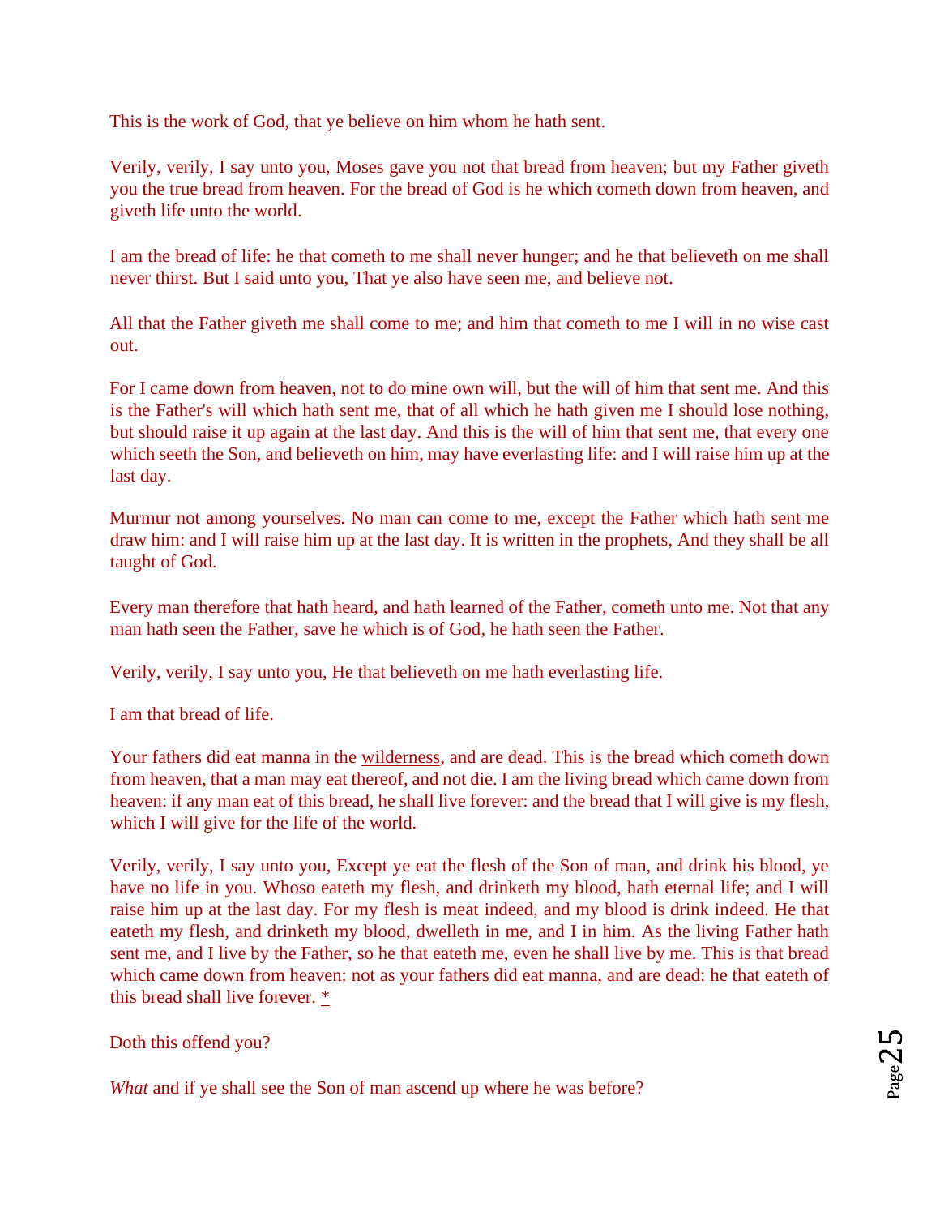This is the work of God, that ye believe on him whom he hath sent.

Verily, verily, I say unto you, Moses gave you not that bread from heaven; but my Father giveth you the true bread from heaven. For the bread of God is he which cometh down from heaven, and giveth life unto the world.

I am the bread of life: he that cometh to me shall never hunger; and he that believeth on me shall never thirst. But I said unto you, That ye also have seen me, and believe not.

All that the Father giveth me shall come to me; and him that cometh to me I will in no wise cast out.

For I came down from heaven, not to do mine own will, but the will of him that sent me. And this is the Father's will which hath sent me, that of all which he hath given me I should lose nothing, but should raise it up again at the last day. And this is the will of him that sent me, that every one which seeth the Son, and believeth on him, may have everlasting life: and I will raise him up at the last day.

Murmur not among yourselves. No man can come to me, except the Father which hath sent me draw him: and I will raise him up at the last day. It is written in the prophets, And they shall be all taught of God.

Every man therefore that hath heard, and hath learned of the Father, cometh unto me. Not that any man hath seen the Father, save he which is of God, he hath seen the Father.

Verily, verily, I say unto you, He that believeth on me hath everlasting life.

I am that bread of life.

Your fathers did eat manna in the wilderness, and are dead. This is the bread which cometh down from heaven, that a man may eat thereof, and not die. I am the living bread which came down from heaven: if any man eat of this bread, he shall live forever: and the bread that I will give is my flesh, which I will give for the life of the world.

Verily, verily, I say unto you, Except ye eat the flesh of the Son of man, and drink his blood, ye have no life in you. Whoso eateth my flesh, and drinketh my blood, hath eternal life; and I will raise him up at the last day. For my flesh is meat indeed, and my blood is drink indeed. He that eateth my flesh, and drinketh my blood, dwelleth in me, and I in him. As the living Father hath sent me, and I live by the Father, so he that eateth me, even he shall live by me. This is that bread which came down from heaven: not as your fathers did eat manna, and are dead: he that eateth of this bread shall live forever. *

Doth this offend you?

*What* and if ye shall see the Son of man ascend up where he was before?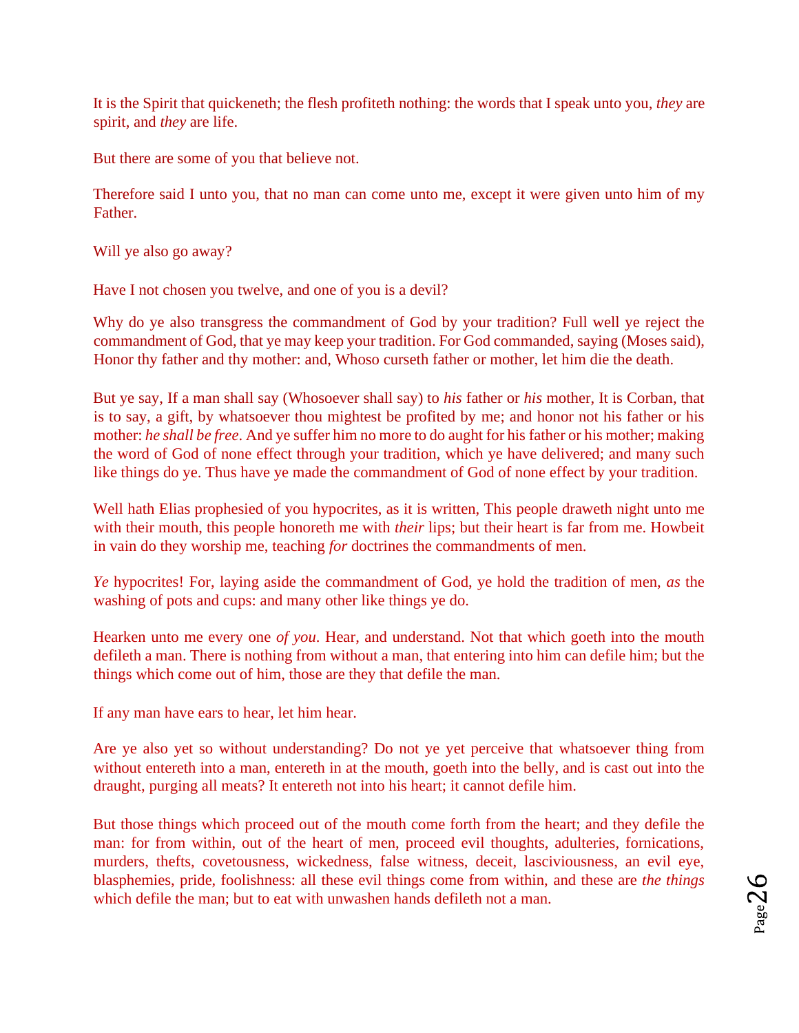It is the Spirit that quickeneth; the flesh profiteth nothing: the words that I speak unto you, *they* are spirit, and *they* are life.

But there are some of you that believe not.

Therefore said I unto you, that no man can come unto me, except it were given unto him of my Father.

Will ye also go away?

Have I not chosen you twelve, and one of you is a devil?

Why do ye also transgress the commandment of God by your tradition? Full well ye reject the commandment of God, that ye may keep your tradition. For God commanded, saying (Moses said), Honor thy father and thy mother: and, Whoso curseth father or mother, let him die the death.

But ye say, If a man shall say (Whosoever shall say) to *his* father or *his* mother, It is Corban, that is to say, a gift, by whatsoever thou mightest be profited by me; and honor not his father or his mother: *he shall be free*. And ye suffer him no more to do aught for his father or his mother; making the word of God of none effect through your tradition, which ye have delivered; and many such like things do ye. Thus have ye made the commandment of God of none effect by your tradition.

Well hath Elias prophesied of you hypocrites, as it is written, This people draweth night unto me with their mouth, this people honoreth me with *their* lips; but their heart is far from me. Howbeit in vain do they worship me, teaching *for* doctrines the commandments of men.

*Ye* hypocrites! For, laying aside the commandment of God, ye hold the tradition of men, *as* the washing of pots and cups: and many other like things ye do.

Hearken unto me every one *of you*. Hear, and understand. Not that which goeth into the mouth defileth a man. There is nothing from without a man, that entering into him can defile him; but the things which come out of him, those are they that defile the man.

If any man have ears to hear, let him hear.

Are ye also yet so without understanding? Do not ye yet perceive that whatsoever thing from without entereth into a man, entereth in at the mouth, goeth into the belly, and is cast out into the draught, purging all meats? It entereth not into his heart; it cannot defile him.

But those things which proceed out of the mouth come forth from the heart; and they defile the man: for from within, out of the heart of men, proceed evil thoughts, adulteries, fornications, murders, thefts, covetousness, wickedness, false witness, deceit, lasciviousness, an evil eye, blasphemies, pride, foolishness: all these evil things come from within, and these are *the things* which defile the man; but to eat with unwashen hands defileth not a man.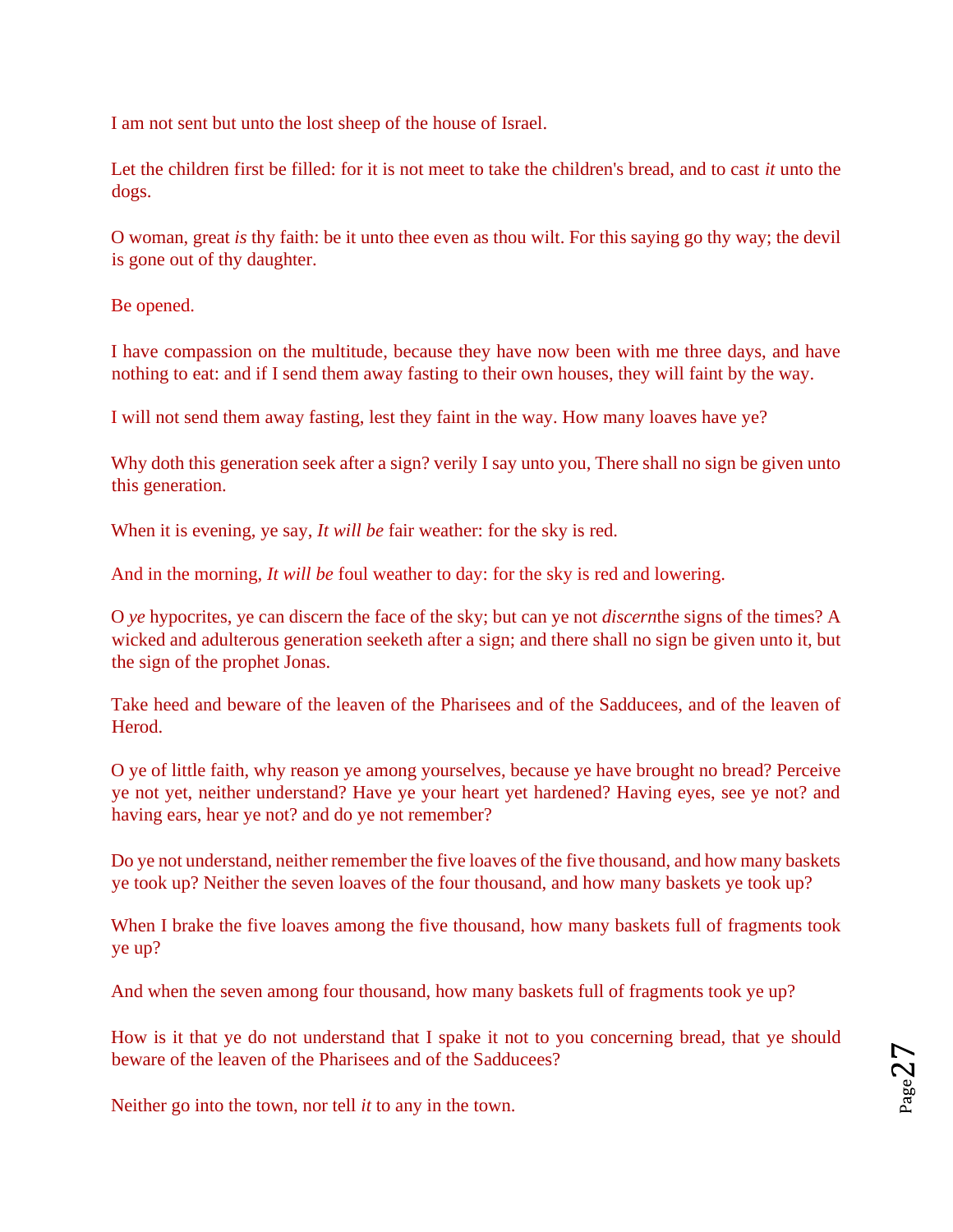I am not sent but unto the lost sheep of the house of Israel.

Let the children first be filled: for it is not meet to take the children's bread, and to cast *it* unto the dogs.

O woman, great *is* thy faith: be it unto thee even as thou wilt. For this saying go thy way; the devil is gone out of thy daughter.

Be opened.

I have compassion on the multitude, because they have now been with me three days, and have nothing to eat: and if I send them away fasting to their own houses, they will faint by the way.

I will not send them away fasting, lest they faint in the way. How many loaves have ye?

Why doth this generation seek after a sign? verily I say unto you, There shall no sign be given unto this generation.

When it is evening, ye say, *It will be* fair weather: for the sky is red.

And in the morning, *It will be* foul weather to day: for the sky is red and lowering.

O *ye* hypocrites, ye can discern the face of the sky; but can ye not *discern*the signs of the times? A wicked and adulterous generation seeketh after a sign; and there shall no sign be given unto it, but the sign of the prophet Jonas.

Take heed and beware of the leaven of the Pharisees and of the Sadducees, and of the leaven of Herod.

O ye of little faith, why reason ye among yourselves, because ye have brought no bread? Perceive ye not yet, neither understand? Have ye your heart yet hardened? Having eyes, see ye not? and having ears, hear ye not? and do ye not remember?

Do ye not understand, neither remember the five loaves of the five thousand, and how many baskets ye took up? Neither the seven loaves of the four thousand, and how many baskets ye took up?

When I brake the five loaves among the five thousand, how many baskets full of fragments took ye up?

And when the seven among four thousand, how many baskets full of fragments took ye up?

How is it that ye do not understand that I spake it not to you concerning bread, that ye should beware of the leaven of the Pharisees and of the Sadducees?

Neither go into the town, nor tell *it* to any in the town.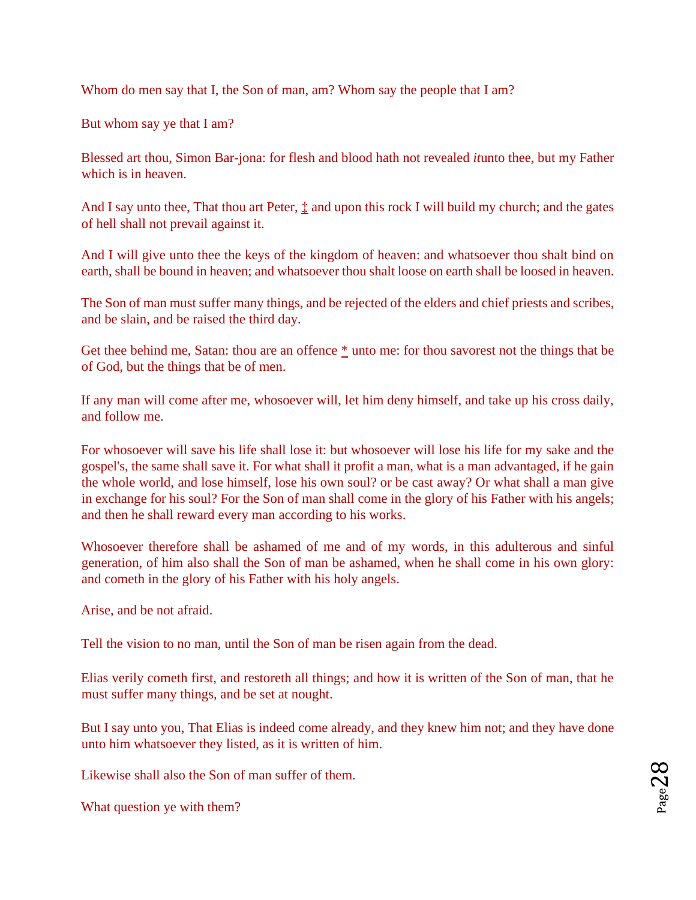Whom do men say that I, the Son of man, am? Whom say the people that I am?

But whom say ye that I am?

Blessed art thou, Simon Bar-jona: for flesh and blood hath not revealed *it*unto thee, but my Father which is in heaven.

And I say unto thee, That thou art Peter, ‡ and upon this rock I will build my church; and the gates of hell shall not prevail against it.

And I will give unto thee the keys of the kingdom of heaven: and whatsoever thou shalt bind on earth, shall be bound in heaven; and whatsoever thou shalt loose on earth shall be loosed in heaven.

The Son of man must suffer many things, and be rejected of the elders and chief priests and scribes, and be slain, and be raised the third day.

Get thee behind me, Satan: thou are an offence * unto me: for thou savorest not the things that be of God, but the things that be of men.

If any man will come after me, whosoever will, let him deny himself, and take up his cross daily, and follow me.

For whosoever will save his life shall lose it: but whosoever will lose his life for my sake and the gospel's, the same shall save it. For what shall it profit a man, what is a man advantaged, if he gain the whole world, and lose himself, lose his own soul? or be cast away? Or what shall a man give in exchange for his soul? For the Son of man shall come in the glory of his Father with his angels; and then he shall reward every man according to his works.

Whosoever therefore shall be ashamed of me and of my words, in this adulterous and sinful generation, of him also shall the Son of man be ashamed, when he shall come in his own glory: and cometh in the glory of his Father with his holy angels.

Arise, and be not afraid.

Tell the vision to no man, until the Son of man be risen again from the dead.

Elias verily cometh first, and restoreth all things; and how it is written of the Son of man, that he must suffer many things, and be set at nought.

But I say unto you, That Elias is indeed come already, and they knew him not; and they have done unto him whatsoever they listed, as it is written of him.

Likewise shall also the Son of man suffer of them.

What question ye with them?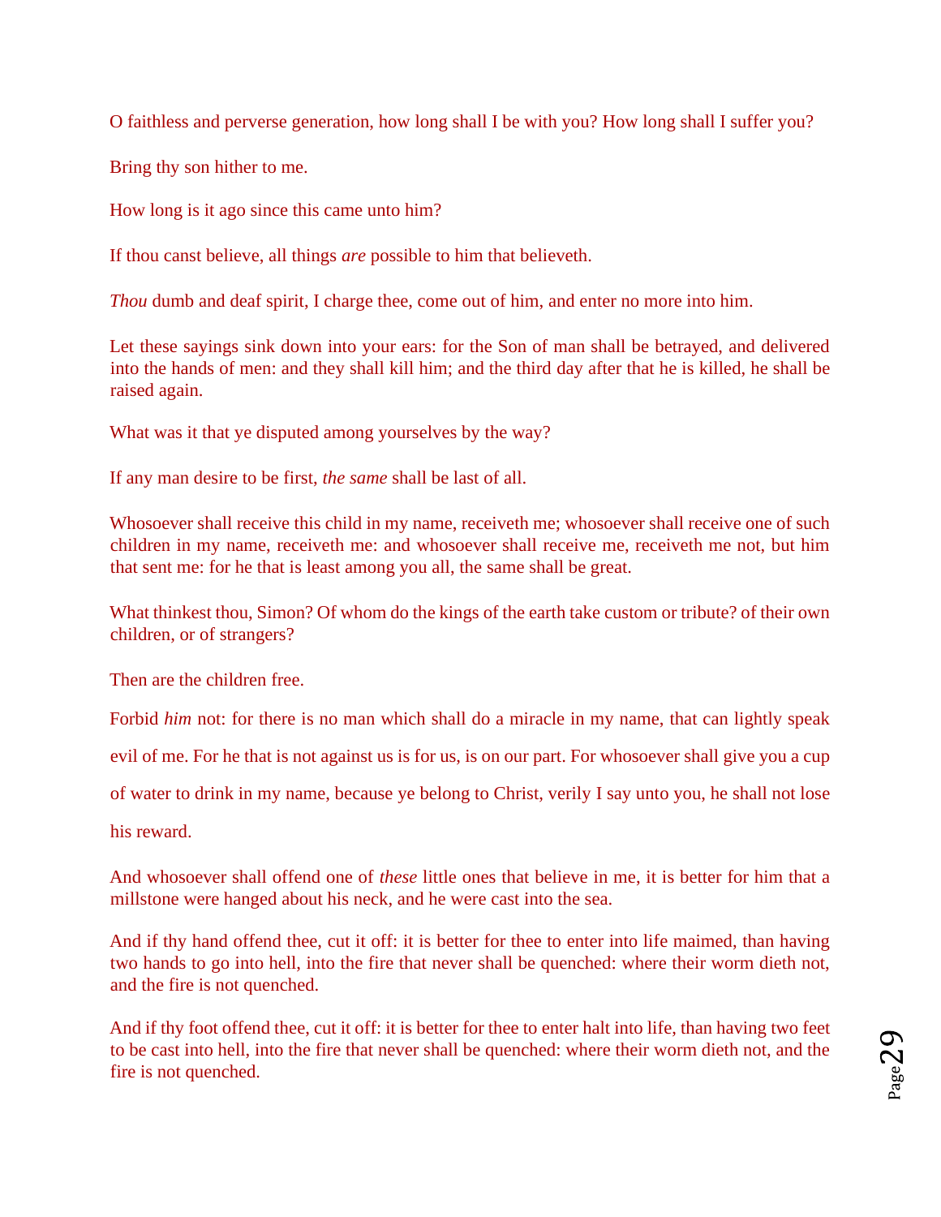O faithless and perverse generation, how long shall I be with you? How long shall I suffer you?

Bring thy son hither to me.

How long is it ago since this came unto him?

If thou canst believe, all things *are* possible to him that believeth.

*Thou* dumb and deaf spirit, I charge thee, come out of him, and enter no more into him.

Let these sayings sink down into your ears: for the Son of man shall be betrayed, and delivered into the hands of men: and they shall kill him; and the third day after that he is killed, he shall be raised again.

What was it that ye disputed among yourselves by the way?

If any man desire to be first, *the same* shall be last of all.

Whosoever shall receive this child in my name, receiveth me; whosoever shall receive one of such children in my name, receiveth me: and whosoever shall receive me, receiveth me not, but him that sent me: for he that is least among you all, the same shall be great.

What thinkest thou, Simon? Of whom do the kings of the earth take custom or tribute? of their own children, or of strangers?

Then are the children free.

Forbid *him* not: for there is no man which shall do a miracle in my name, that can lightly speak evil of me. For he that is not against us is for us, is on our part. For whosoever shall give you a cup of water to drink in my name, because ye belong to Christ, verily I say unto you, he shall not lose his reward.

And whosoever shall offend one of *these* little ones that believe in me, it is better for him that a millstone were hanged about his neck, and he were cast into the sea.

And if thy hand offend thee, cut it off: it is better for thee to enter into life maimed, than having two hands to go into hell, into the fire that never shall be quenched: where their worm dieth not, and the fire is not quenched.

And if thy foot offend thee, cut it off: it is better for thee to enter halt into life, than having two feet to be cast into hell, into the fire that never shall be quenched: where their worm dieth not, and the fire is not quenched.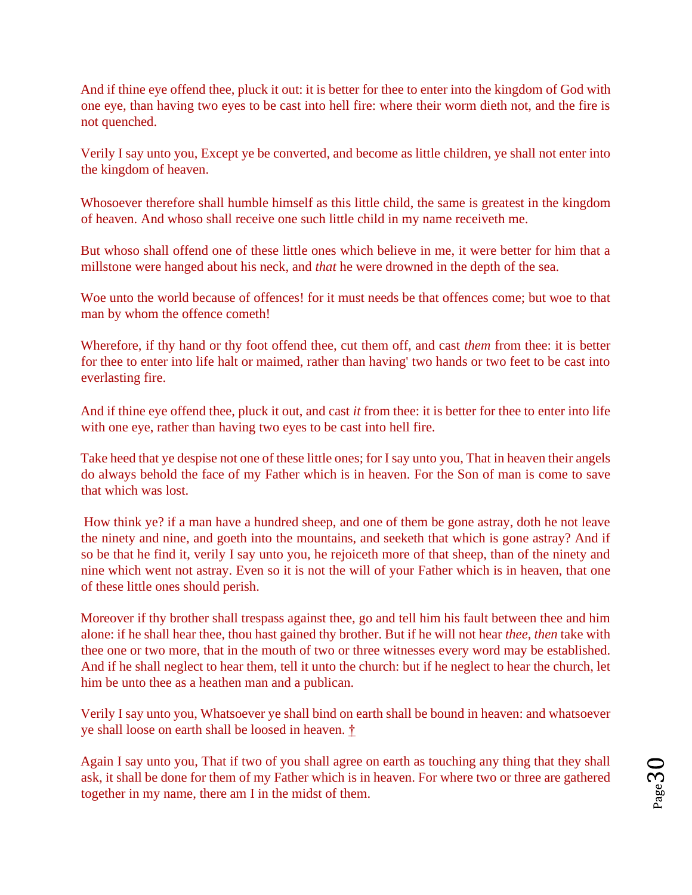And if thine eye offend thee, pluck it out: it is better for thee to enter into the kingdom of God with one eye, than having two eyes to be cast into hell fire: where their worm dieth not, and the fire is not quenched.

Verily I say unto you, Except ye be converted, and become as little children, ye shall not enter into the kingdom of heaven.

Whosoever therefore shall humble himself as this little child, the same is greatest in the kingdom of heaven. And whoso shall receive one such little child in my name receiveth me.

But whoso shall offend one of these little ones which believe in me, it were better for him that a millstone were hanged about his neck, and *that* he were drowned in the depth of the sea.

Woe unto the world because of offences! for it must needs be that offences come; but woe to that man by whom the offence cometh!

Wherefore, if thy hand or thy foot offend thee, cut them off, and cast *them* from thee: it is better for thee to enter into life halt or maimed, rather than having' two hands or two feet to be cast into everlasting fire.

And if thine eye offend thee, pluck it out, and cast *it* from thee: it is better for thee to enter into life with one eye, rather than having two eyes to be cast into hell fire.

Take heed that ye despise not one of these little ones; for I say unto you, That in heaven their angels do always behold the face of my Father which is in heaven. For the Son of man is come to save that which was lost.

How think ye? if a man have a hundred sheep, and one of them be gone astray, doth he not leave the ninety and nine, and goeth into the mountains, and seeketh that which is gone astray? And if so be that he find it, verily I say unto you, he rejoiceth more of that sheep, than of the ninety and nine which went not astray. Even so it is not the will of your Father which is in heaven, that one of these little ones should perish.

Moreover if thy brother shall trespass against thee, go and tell him his fault between thee and him alone: if he shall hear thee, thou hast gained thy brother. But if he will not hear *thee*, *then* take with thee one or two more, that in the mouth of two or three witnesses every word may be established. And if he shall neglect to hear them, tell it unto the church: but if he neglect to hear the church, let him be unto thee as a heathen man and a publican.

Verily I say unto you, Whatsoever ye shall bind on earth shall be bound in heaven: and whatsoever ye shall loose on earth shall be loosed in heaven. †

Again I say unto you, That if two of you shall agree on earth as touching any thing that they shall ask, it shall be done for them of my Father which is in heaven. For where two or three are gathered together in my name, there am I in the midst of them.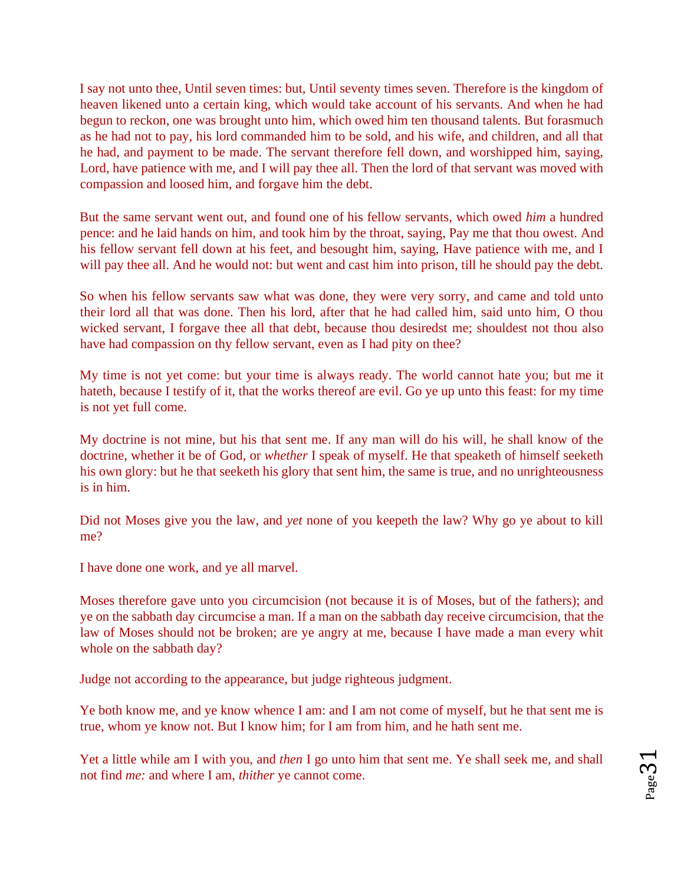I say not unto thee, Until seven times: but, Until seventy times seven. Therefore is the kingdom of heaven likened unto a certain king, which would take account of his servants. And when he had begun to reckon, one was brought unto him, which owed him ten thousand talents. But forasmuch as he had not to pay, his lord commanded him to be sold, and his wife, and children, and all that he had, and payment to be made. The servant therefore fell down, and worshipped him, saying, Lord, have patience with me, and I will pay thee all. Then the lord of that servant was moved with compassion and loosed him, and forgave him the debt.

But the same servant went out, and found one of his fellow servants, which owed *him* a hundred pence: and he laid hands on him, and took him by the throat, saying, Pay me that thou owest. And his fellow servant fell down at his feet, and besought him, saying, Have patience with me, and I will pay thee all. And he would not: but went and cast him into prison, till he should pay the debt.

So when his fellow servants saw what was done, they were very sorry, and came and told unto their lord all that was done. Then his lord, after that he had called him, said unto him, O thou wicked servant, I forgave thee all that debt, because thou desiredst me; shouldest not thou also have had compassion on thy fellow servant, even as I had pity on thee?

My time is not yet come: but your time is always ready. The world cannot hate you; but me it hateth, because I testify of it, that the works thereof are evil. Go ye up unto this feast: for my time is not yet full come.

My doctrine is not mine, but his that sent me. If any man will do his will, he shall know of the doctrine, whether it be of God, or *whether* I speak of myself. He that speaketh of himself seeketh his own glory: but he that seeketh his glory that sent him, the same is true, and no unrighteousness is in him.

Did not Moses give you the law, and *yet* none of you keepeth the law? Why go ye about to kill me?

I have done one work, and ye all marvel.

Moses therefore gave unto you circumcision (not because it is of Moses, but of the fathers); and ye on the sabbath day circumcise a man. If a man on the sabbath day receive circumcision, that the law of Moses should not be broken; are ye angry at me, because I have made a man every whit whole on the sabbath day?

Judge not according to the appearance, but judge righteous judgment.

Ye both know me, and ye know whence I am: and I am not come of myself, but he that sent me is true, whom ye know not. But I know him; for I am from him, and he hath sent me.

Yet a little while am I with you, and *then* I go unto him that sent me. Ye shall seek me, and shall not find *me:* and where I am, *thither* ye cannot come.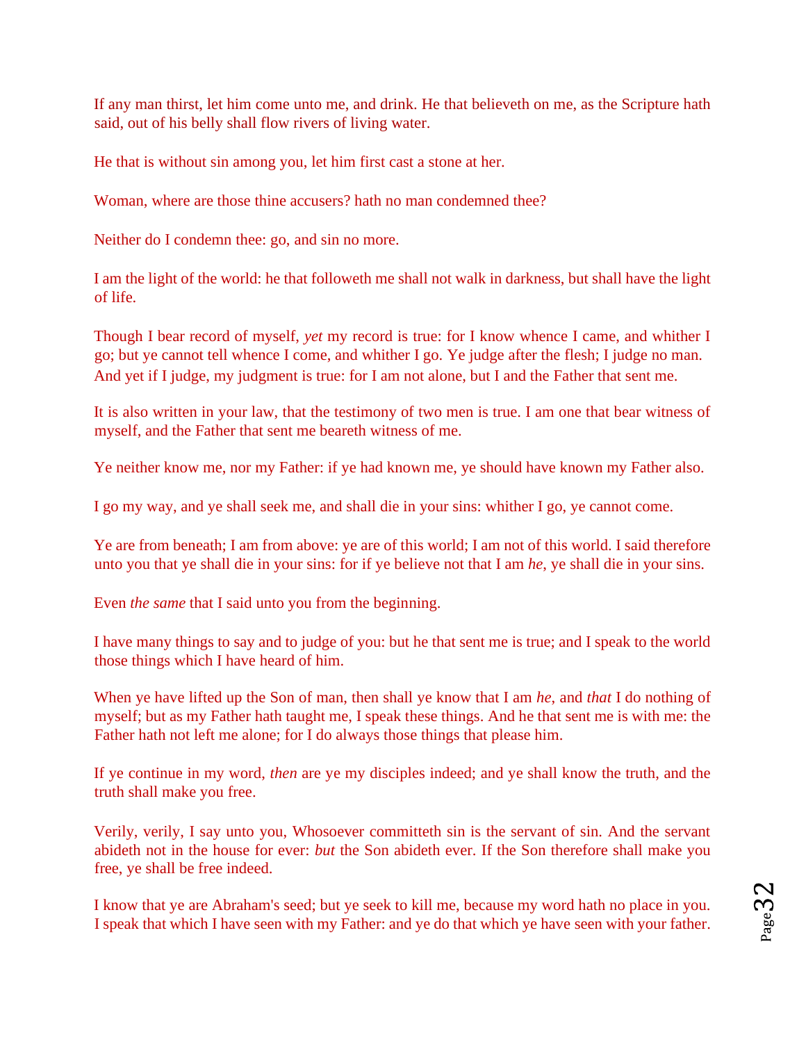If any man thirst, let him come unto me, and drink. He that believeth on me, as the Scripture hath said, out of his belly shall flow rivers of living water.

He that is without sin among you, let him first cast a stone at her.

Woman, where are those thine accusers? hath no man condemned thee?

Neither do I condemn thee: go, and sin no more.

I am the light of the world: he that followeth me shall not walk in darkness, but shall have the light of life.

Though I bear record of myself, *yet* my record is true: for I know whence I came, and whither I go; but ye cannot tell whence I come, and whither I go. Ye judge after the flesh; I judge no man. And yet if I judge, my judgment is true: for I am not alone, but I and the Father that sent me.

It is also written in your law, that the testimony of two men is true. I am one that bear witness of myself, and the Father that sent me beareth witness of me.

Ye neither know me, nor my Father: if ye had known me, ye should have known my Father also.

I go my way, and ye shall seek me, and shall die in your sins: whither I go, ye cannot come.

Ye are from beneath; I am from above: ye are of this world; I am not of this world. I said therefore unto you that ye shall die in your sins: for if ye believe not that I am *he*, ye shall die in your sins.

Even *the same* that I said unto you from the beginning.

I have many things to say and to judge of you: but he that sent me is true; and I speak to the world those things which I have heard of him.

When ye have lifted up the Son of man, then shall ye know that I am *he*, and *that* I do nothing of myself; but as my Father hath taught me, I speak these things. And he that sent me is with me: the Father hath not left me alone; for I do always those things that please him.

If ye continue in my word, *then* are ye my disciples indeed; and ye shall know the truth, and the truth shall make you free.

Verily, verily, I say unto you, Whosoever committeth sin is the servant of sin. And the servant abideth not in the house for ever: *but* the Son abideth ever. If the Son therefore shall make you free, ye shall be free indeed.

I know that ye are Abraham's seed; but ye seek to kill me, because my word hath no place in you. I speak that which I have seen with my Father: and ye do that which ye have seen with your father.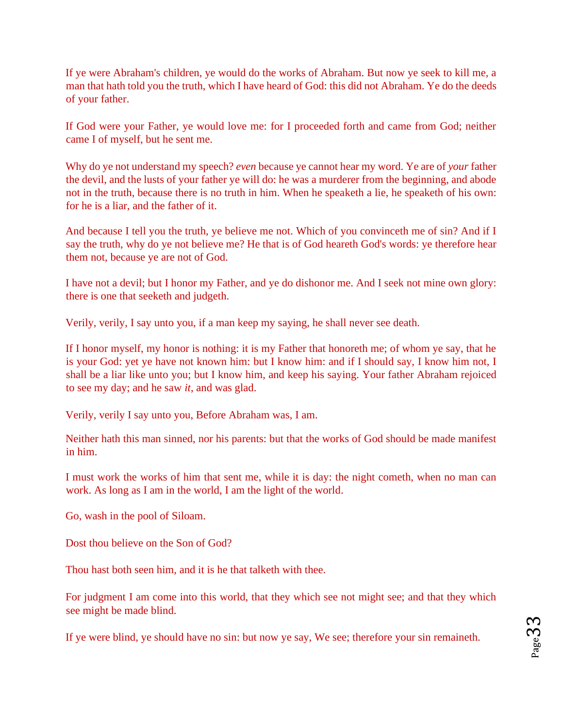If ye were Abraham's children, ye would do the works of Abraham. But now ye seek to kill me, a man that hath told you the truth, which I have heard of God: this did not Abraham. Ye do the deeds of your father.

If God were your Father, ye would love me: for I proceeded forth and came from God; neither came I of myself, but he sent me.

Why do ye not understand my speech? *even* because ye cannot hear my word. Ye are of *your* father the devil, and the lusts of your father ye will do: he was a murderer from the beginning, and abode not in the truth, because there is no truth in him. When he speaketh a lie, he speaketh of his own: for he is a liar, and the father of it.

And because I tell you the truth, ye believe me not. Which of you convinceth me of sin? And if I say the truth, why do ye not believe me? He that is of God heareth God's words: ye therefore hear them not, because ye are not of God.

I have not a devil; but I honor my Father, and ye do dishonor me. And I seek not mine own glory: there is one that seeketh and judgeth.

Verily, verily, I say unto you, if a man keep my saying, he shall never see death.

If I honor myself, my honor is nothing: it is my Father that honoreth me; of whom ye say, that he is your God: yet ye have not known him: but I know him: and if I should say, I know him not, I shall be a liar like unto you; but I know him, and keep his saying. Your father Abraham rejoiced to see my day; and he saw *it*, and was glad.

Verily, verily I say unto you, Before Abraham was, I am.

Neither hath this man sinned, nor his parents: but that the works of God should be made manifest in him.

I must work the works of him that sent me, while it is day: the night cometh, when no man can work. As long as I am in the world, I am the light of the world.

Go, wash in the pool of Siloam.

Dost thou believe on the Son of God?

Thou hast both seen him, and it is he that talketh with thee.

For judgment I am come into this world, that they which see not might see; and that they which see might be made blind.

If ye were blind, ye should have no sin: but now ye say, We see; therefore your sin remaineth.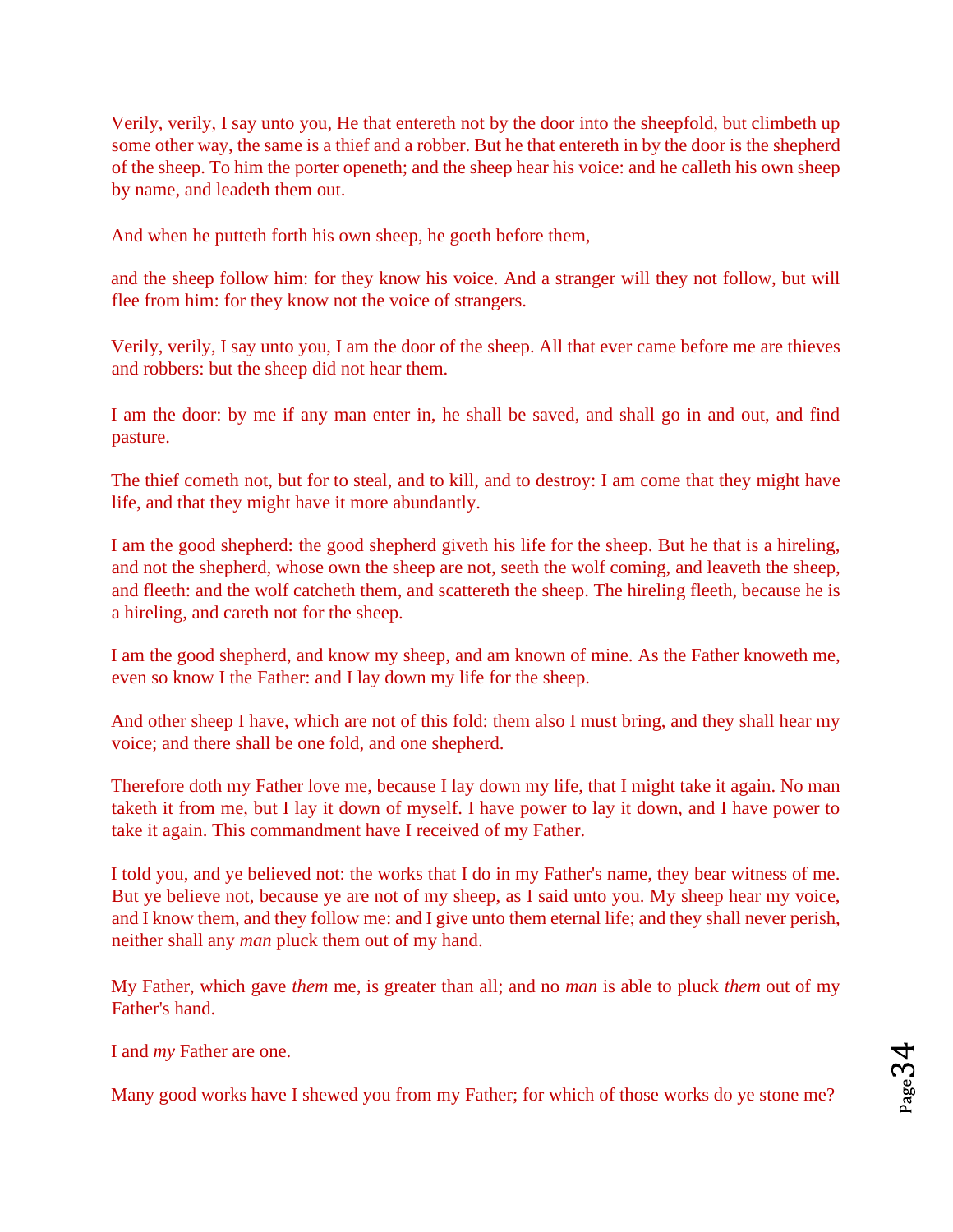Verily, verily, I say unto you, He that entereth not by the door into the sheepfold, but climbeth up some other way, the same is a thief and a robber. But he that entereth in by the door is the shepherd of the sheep. To him the porter openeth; and the sheep hear his voice: and he calleth his own sheep by name, and leadeth them out.

And when he putteth forth his own sheep, he goeth before them,

and the sheep follow him: for they know his voice. And a stranger will they not follow, but will flee from him: for they know not the voice of strangers.

Verily, verily, I say unto you, I am the door of the sheep. All that ever came before me are thieves and robbers: but the sheep did not hear them.

I am the door: by me if any man enter in, he shall be saved, and shall go in and out, and find pasture.

The thief cometh not, but for to steal, and to kill, and to destroy: I am come that they might have life, and that they might have it more abundantly.

I am the good shepherd: the good shepherd giveth his life for the sheep. But he that is a hireling, and not the shepherd, whose own the sheep are not, seeth the wolf coming, and leaveth the sheep, and fleeth: and the wolf catcheth them, and scattereth the sheep. The hireling fleeth, because he is a hireling, and careth not for the sheep.

I am the good shepherd, and know my sheep, and am known of mine. As the Father knoweth me, even so know I the Father: and I lay down my life for the sheep.

And other sheep I have, which are not of this fold: them also I must bring, and they shall hear my voice; and there shall be one fold, and one shepherd.

Therefore doth my Father love me, because I lay down my life, that I might take it again. No man taketh it from me, but I lay it down of myself. I have power to lay it down, and I have power to take it again. This commandment have I received of my Father.

I told you, and ye believed not: the works that I do in my Father's name, they bear witness of me. But ye believe not, because ye are not of my sheep, as I said unto you. My sheep hear my voice, and I know them, and they follow me: and I give unto them eternal life; and they shall never perish, neither shall any *man* pluck them out of my hand.

My Father, which gave *them* me, is greater than all; and no *man* is able to pluck *them* out of my Father's hand.

I and *my* Father are one.

Many good works have I shewed you from my Father; for which of those works do ye stone me?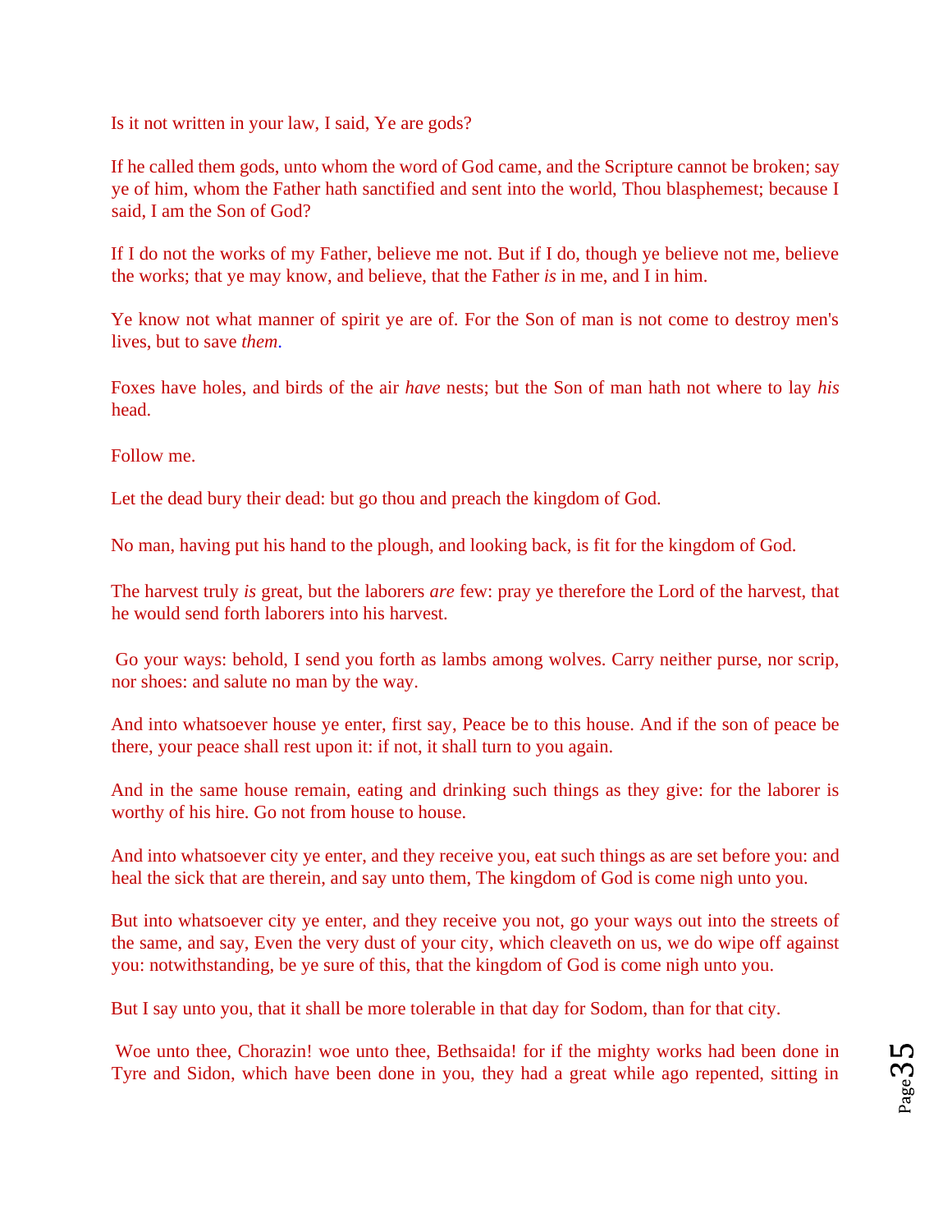Is it not written in your law, I said, Ye are gods?

If he called them gods, unto whom the word of God came, and the Scripture cannot be broken; say ye of him, whom the Father hath sanctified and sent into the world, Thou blasphemest; because I said, I am the Son of God?

If I do not the works of my Father, believe me not. But if I do, though ye believe not me, believe the works; that ye may know, and believe, that the Father *is* in me, and I in him.

Ye know not what manner of spirit ye are of. For the Son of man is not come to destroy men's lives, but to save *them*.

Foxes have holes, and birds of the air *have* nests; but the Son of man hath not where to lay *his* head.

Follow me.

Let the dead bury their dead: but go thou and preach the kingdom of God.

No man, having put his hand to the plough, and looking back, is fit for the kingdom of God.

The harvest truly *is* great, but the laborers *are* few: pray ye therefore the Lord of the harvest, that he would send forth laborers into his harvest.

Go your ways: behold, I send you forth as lambs among wolves. Carry neither purse, nor scrip, nor shoes: and salute no man by the way.

And into whatsoever house ye enter, first say, Peace be to this house. And if the son of peace be there, your peace shall rest upon it: if not, it shall turn to you again.

And in the same house remain, eating and drinking such things as they give: for the laborer is worthy of his hire. Go not from house to house.

And into whatsoever city ye enter, and they receive you, eat such things as are set before you: and heal the sick that are therein, and say unto them, The kingdom of God is come nigh unto you.

But into whatsoever city ye enter, and they receive you not, go your ways out into the streets of the same, and say, Even the very dust of your city, which cleaveth on us, we do wipe off against you: notwithstanding, be ye sure of this, that the kingdom of God is come nigh unto you.

But I say unto you, that it shall be more tolerable in that day for Sodom, than for that city.

Woe unto thee, Chorazin! woe unto thee, Bethsaida! for if the mighty works had been done in Tyre and Sidon, which have been done in you, they had a great while ago repented, sitting in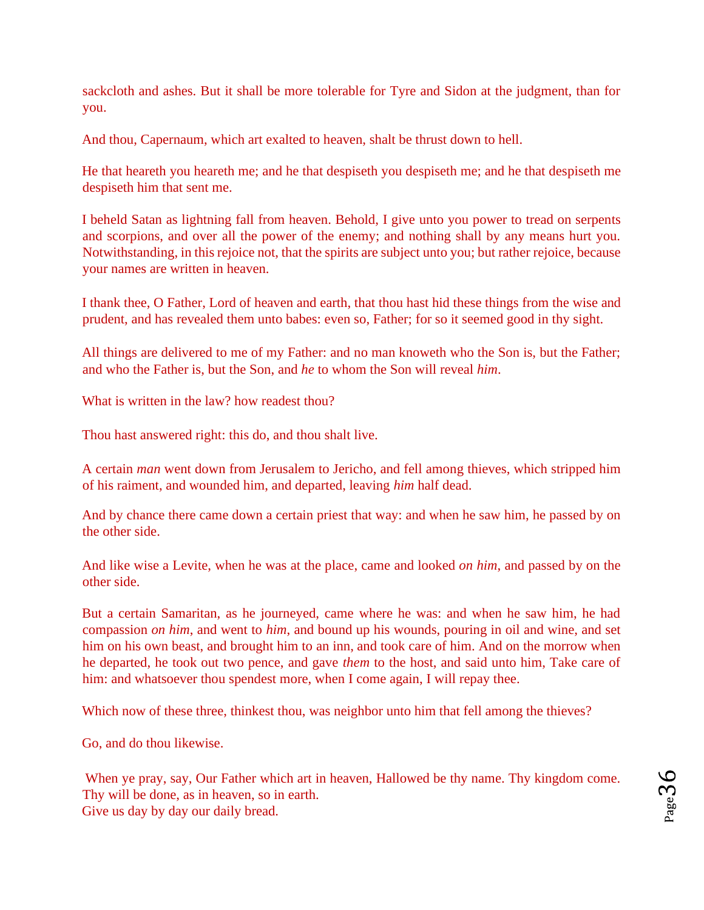sackcloth and ashes. But it shall be more tolerable for Tyre and Sidon at the judgment, than for you.

And thou, Capernaum, which art exalted to heaven, shalt be thrust down to hell.

He that heareth you heareth me; and he that despiseth you despiseth me; and he that despiseth me despiseth him that sent me.

I beheld Satan as lightning fall from heaven. Behold, I give unto you power to tread on serpents and scorpions, and over all the power of the enemy; and nothing shall by any means hurt you. Notwithstanding, in this rejoice not, that the spirits are subject unto you; but rather rejoice, because your names are written in heaven.

I thank thee, O Father, Lord of heaven and earth, that thou hast hid these things from the wise and prudent, and has revealed them unto babes: even so, Father; for so it seemed good in thy sight.

All things are delivered to me of my Father: and no man knoweth who the Son is, but the Father; and who the Father is, but the Son, and *he* to whom the Son will reveal *him*.

What is written in the law? how readest thou?

Thou hast answered right: this do, and thou shalt live.

A certain *man* went down from Jerusalem to Jericho, and fell among thieves, which stripped him of his raiment, and wounded him, and departed, leaving *him* half dead.

And by chance there came down a certain priest that way: and when he saw him, he passed by on the other side.

And like wise a Levite, when he was at the place, came and looked *on him*, and passed by on the other side.

But a certain Samaritan, as he journeyed, came where he was: and when he saw him, he had compassion *on him*, and went to *him*, and bound up his wounds, pouring in oil and wine, and set him on his own beast, and brought him to an inn, and took care of him. And on the morrow when he departed, he took out two pence, and gave *them* to the host, and said unto him, Take care of him: and whatsoever thou spendest more, when I come again, I will repay thee.

Which now of these three, thinkest thou, was neighbor unto him that fell among the thieves?

Go, and do thou likewise.

When ye pray, say, Our Father which art in heaven, Hallowed be thy name. Thy kingdom come. Thy will be done, as in heaven, so in earth.
Give us day by day our daily bread.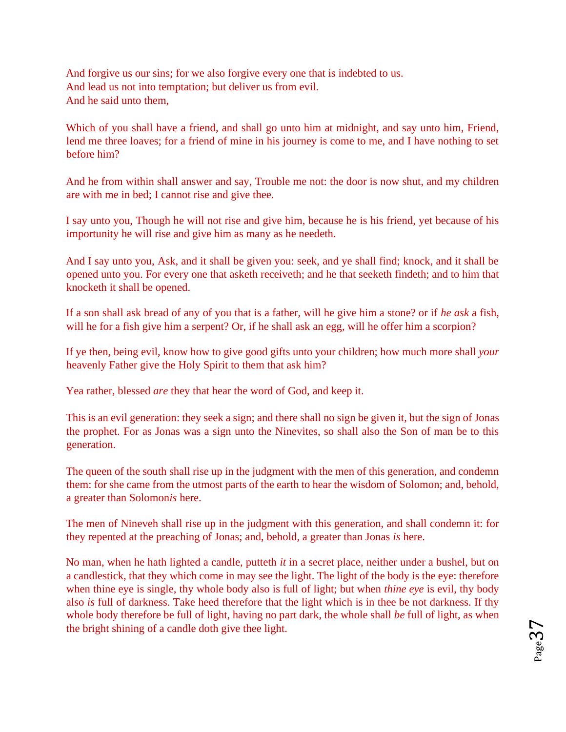And forgive us our sins; for we also forgive every one that is indebted to us.
And lead us not into temptation; but deliver us from evil.
And he said unto them,

Which of you shall have a friend, and shall go unto him at midnight, and say unto him, Friend, lend me three loaves; for a friend of mine in his journey is come to me, and I have nothing to set before him?

And he from within shall answer and say, Trouble me not: the door is now shut, and my children are with me in bed; I cannot rise and give thee.

I say unto you, Though he will not rise and give him, because he is his friend, yet because of his importunity he will rise and give him as many as he needeth.

And I say unto you, Ask, and it shall be given you: seek, and ye shall find; knock, and it shall be opened unto you. For every one that asketh receiveth; and he that seeketh findeth; and to him that knocketh it shall be opened.

If a son shall ask bread of any of you that is a father, will he give him a stone? or if *he ask* a fish, will he for a fish give him a serpent? Or, if he shall ask an egg, will he offer him a scorpion?

If ye then, being evil, know how to give good gifts unto your children; how much more shall *your* heavenly Father give the Holy Spirit to them that ask him?

Yea rather, blessed *are* they that hear the word of God, and keep it.

This is an evil generation: they seek a sign; and there shall no sign be given it, but the sign of Jonas the prophet. For as Jonas was a sign unto the Ninevites, so shall also the Son of man be to this generation.

The queen of the south shall rise up in the judgment with the men of this generation, and condemn them: for she came from the utmost parts of the earth to hear the wisdom of Solomon; and, behold, a greater than Solomon*is* here.

The men of Nineveh shall rise up in the judgment with this generation, and shall condemn it: for they repented at the preaching of Jonas; and, behold, a greater than Jonas *is* here.

No man, when he hath lighted a candle, putteth *it* in a secret place, neither under a bushel, but on a candlestick, that they which come in may see the light. The light of the body is the eye: therefore when thine eye is single, thy whole body also is full of light; but when *thine eye* is evil, thy body also *is* full of darkness. Take heed therefore that the light which is in thee be not darkness. If thy whole body therefore be full of light, having no part dark, the whole shall *be* full of light, as when the bright shining of a candle doth give thee light.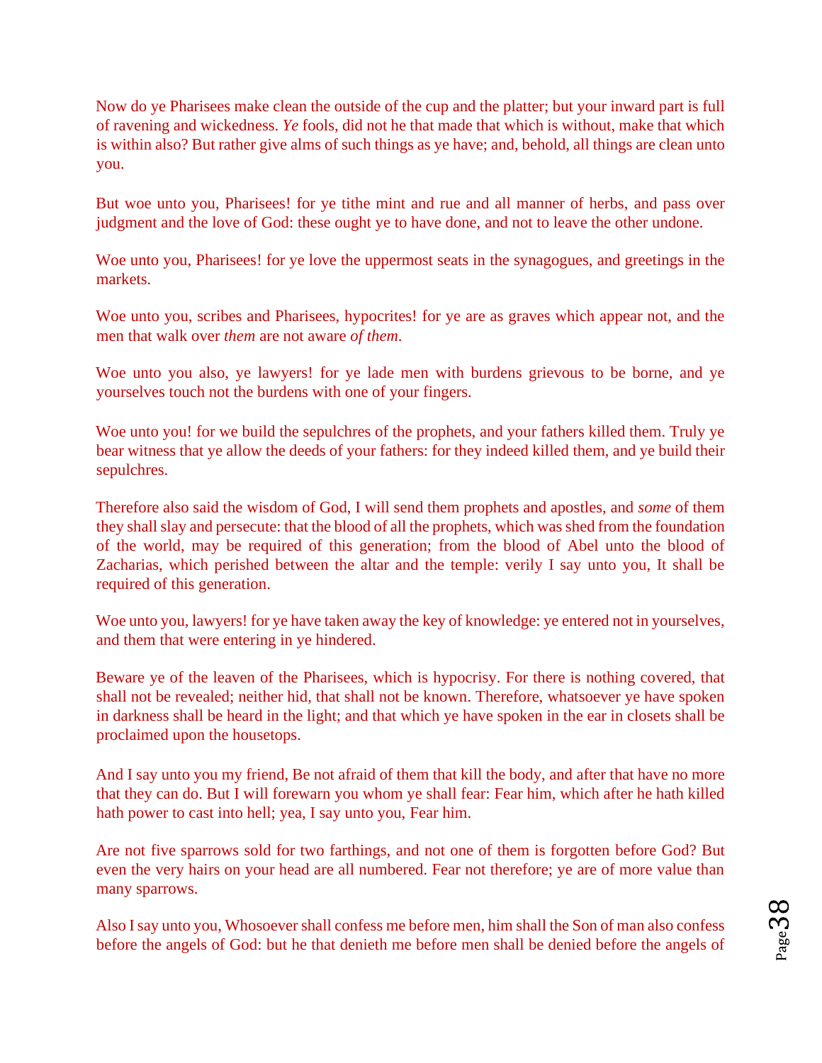Now do ye Pharisees make clean the outside of the cup and the platter; but your inward part is full of ravening and wickedness. *Ye* fools, did not he that made that which is without, make that which is within also? But rather give alms of such things as ye have; and, behold, all things are clean unto you.

But woe unto you, Pharisees! for ye tithe mint and rue and all manner of herbs, and pass over judgment and the love of God: these ought ye to have done, and not to leave the other undone.

Woe unto you, Pharisees! for ye love the uppermost seats in the synagogues, and greetings in the markets.

Woe unto you, scribes and Pharisees, hypocrites! for ye are as graves which appear not, and the men that walk over *them* are not aware *of them*.

Woe unto you also, ye lawyers! for ye lade men with burdens grievous to be borne, and ye yourselves touch not the burdens with one of your fingers.

Woe unto you! for we build the sepulchres of the prophets, and your fathers killed them. Truly ye bear witness that ye allow the deeds of your fathers: for they indeed killed them, and ye build their sepulchres.

Therefore also said the wisdom of God, I will send them prophets and apostles, and *some* of them they shall slay and persecute: that the blood of all the prophets, which was shed from the foundation of the world, may be required of this generation; from the blood of Abel unto the blood of Zacharias, which perished between the altar and the temple: verily I say unto you, It shall be required of this generation.

Woe unto you, lawyers! for ye have taken away the key of knowledge: ye entered not in yourselves, and them that were entering in ye hindered.

Beware ye of the leaven of the Pharisees, which is hypocrisy. For there is nothing covered, that shall not be revealed; neither hid, that shall not be known. Therefore, whatsoever ye have spoken in darkness shall be heard in the light; and that which ye have spoken in the ear in closets shall be proclaimed upon the housetops.

And I say unto you my friend, Be not afraid of them that kill the body, and after that have no more that they can do. But I will forewarn you whom ye shall fear: Fear him, which after he hath killed hath power to cast into hell; yea, I say unto you, Fear him.

Are not five sparrows sold for two farthings, and not one of them is forgotten before God? But even the very hairs on your head are all numbered. Fear not therefore; ye are of more value than many sparrows.

Also I say unto you, Whosoever shall confess me before men, him shall the Son of man also confess before the angels of God: but he that denieth me before men shall be denied before the angels of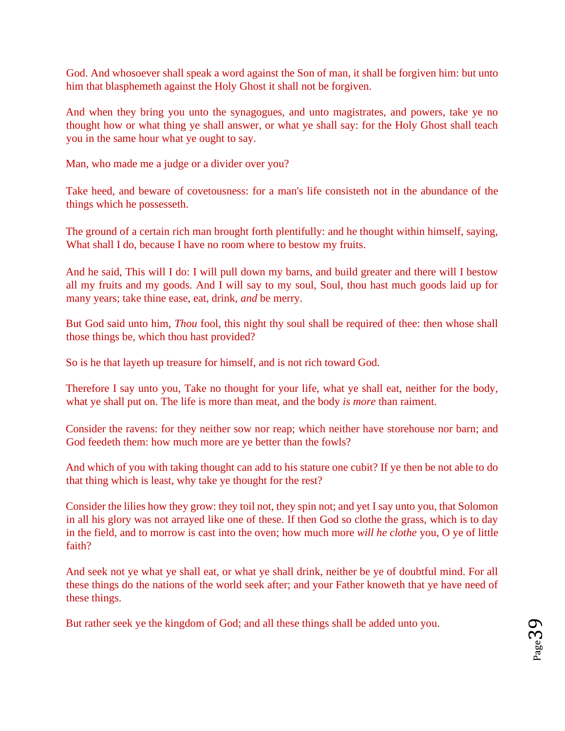God. And whosoever shall speak a word against the Son of man, it shall be forgiven him: but unto him that blasphemeth against the Holy Ghost it shall not be forgiven.

And when they bring you unto the synagogues, and unto magistrates, and powers, take ye no thought how or what thing ye shall answer, or what ye shall say: for the Holy Ghost shall teach you in the same hour what ye ought to say.

Man, who made me a judge or a divider over you?

Take heed, and beware of covetousness: for a man's life consisteth not in the abundance of the things which he possesseth.

The ground of a certain rich man brought forth plentifully: and he thought within himself, saying, What shall I do, because I have no room where to bestow my fruits.

And he said, This will I do: I will pull down my barns, and build greater and there will I bestow all my fruits and my goods. And I will say to my soul, Soul, thou hast much goods laid up for many years; take thine ease, eat, drink, *and* be merry.

But God said unto him, *Thou* fool, this night thy soul shall be required of thee: then whose shall those things be, which thou hast provided?

So is he that layeth up treasure for himself, and is not rich toward God.

Therefore I say unto you, Take no thought for your life, what ye shall eat, neither for the body, what ye shall put on. The life is more than meat, and the body *is more* than raiment.

Consider the ravens: for they neither sow nor reap; which neither have storehouse nor barn; and God feedeth them: how much more are ye better than the fowls?

And which of you with taking thought can add to his stature one cubit? If ye then be not able to do that thing which is least, why take ye thought for the rest?

Consider the lilies how they grow: they toil not, they spin not; and yet I say unto you, that Solomon in all his glory was not arrayed like one of these. If then God so clothe the grass, which is to day in the field, and to morrow is cast into the oven; how much more *will he clothe* you, O ye of little faith?

And seek not ye what ye shall eat, or what ye shall drink, neither be ye of doubtful mind. For all these things do the nations of the world seek after; and your Father knoweth that ye have need of these things.

But rather seek ye the kingdom of God; and all these things shall be added unto you.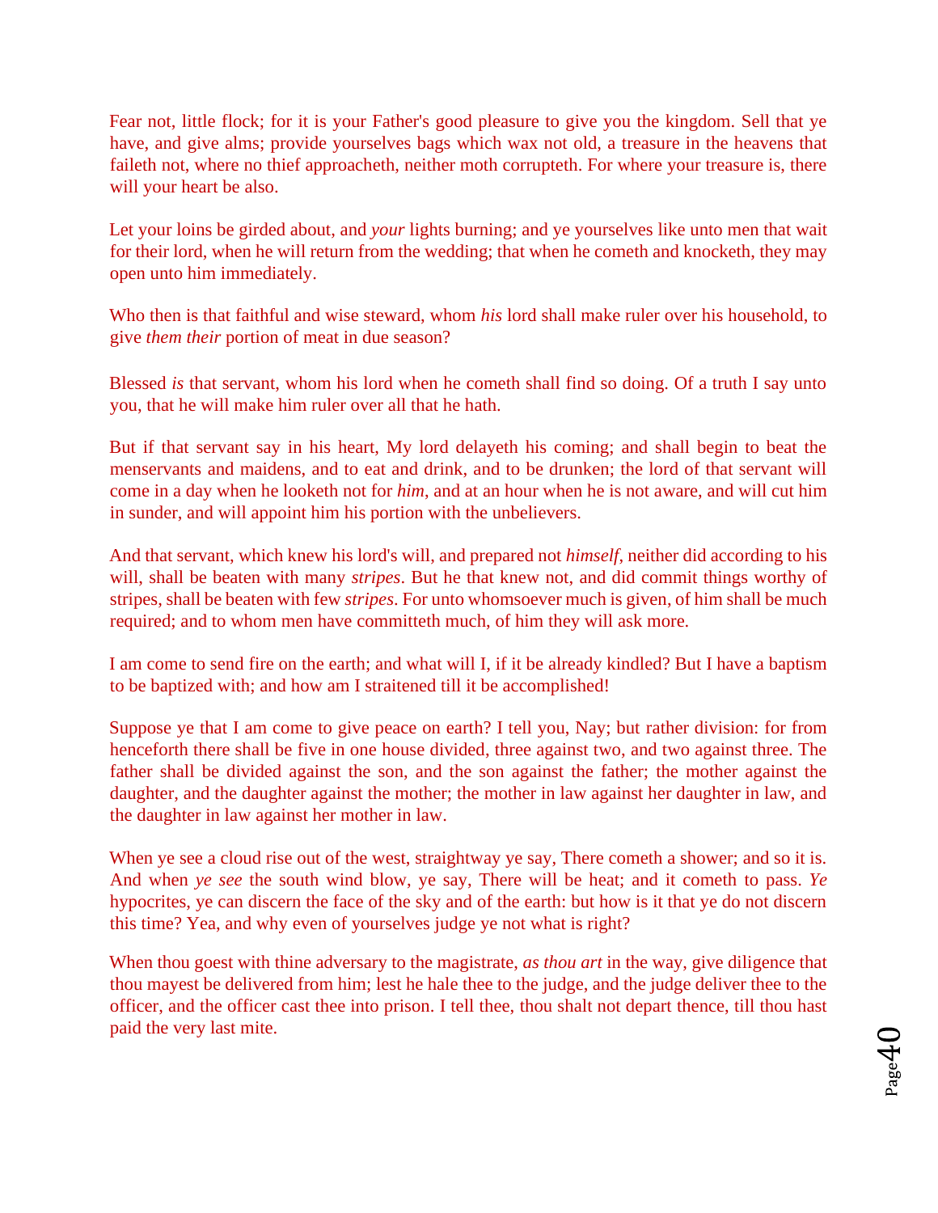Fear not, little flock; for it is your Father's good pleasure to give you the kingdom. Sell that ye have, and give alms; provide yourselves bags which wax not old, a treasure in the heavens that faileth not, where no thief approacheth, neither moth corrupteth. For where your treasure is, there will your heart be also.

Let your loins be girded about, and *your* lights burning; and ye yourselves like unto men that wait for their lord, when he will return from the wedding; that when he cometh and knocketh, they may open unto him immediately.

Who then is that faithful and wise steward, whom *his* lord shall make ruler over his household, to give *them their* portion of meat in due season?

Blessed *is* that servant, whom his lord when he cometh shall find so doing. Of a truth I say unto you, that he will make him ruler over all that he hath.

But if that servant say in his heart, My lord delayeth his coming; and shall begin to beat the menservants and maidens, and to eat and drink, and to be drunken; the lord of that servant will come in a day when he looketh not for *him*, and at an hour when he is not aware, and will cut him in sunder, and will appoint him his portion with the unbelievers.

And that servant, which knew his lord's will, and prepared not *himself*, neither did according to his will, shall be beaten with many *stripes*. But he that knew not, and did commit things worthy of stripes, shall be beaten with few *stripes*. For unto whomsoever much is given, of him shall be much required; and to whom men have committeth much, of him they will ask more.

I am come to send fire on the earth; and what will I, if it be already kindled? But I have a baptism to be baptized with; and how am I straitened till it be accomplished!

Suppose ye that I am come to give peace on earth? I tell you, Nay; but rather division: for from henceforth there shall be five in one house divided, three against two, and two against three. The father shall be divided against the son, and the son against the father; the mother against the daughter, and the daughter against the mother; the mother in law against her daughter in law, and the daughter in law against her mother in law.

When ye see a cloud rise out of the west, straightway ye say, There cometh a shower; and so it is. And when *ye see* the south wind blow, ye say, There will be heat; and it cometh to pass. *Ye* hypocrites, ye can discern the face of the sky and of the earth: but how is it that ye do not discern this time? Yea, and why even of yourselves judge ye not what is right?

When thou goest with thine adversary to the magistrate, *as thou art* in the way, give diligence that thou mayest be delivered from him; lest he hale thee to the judge, and the judge deliver thee to the officer, and the officer cast thee into prison. I tell thee, thou shalt not depart thence, till thou hast paid the very last mite.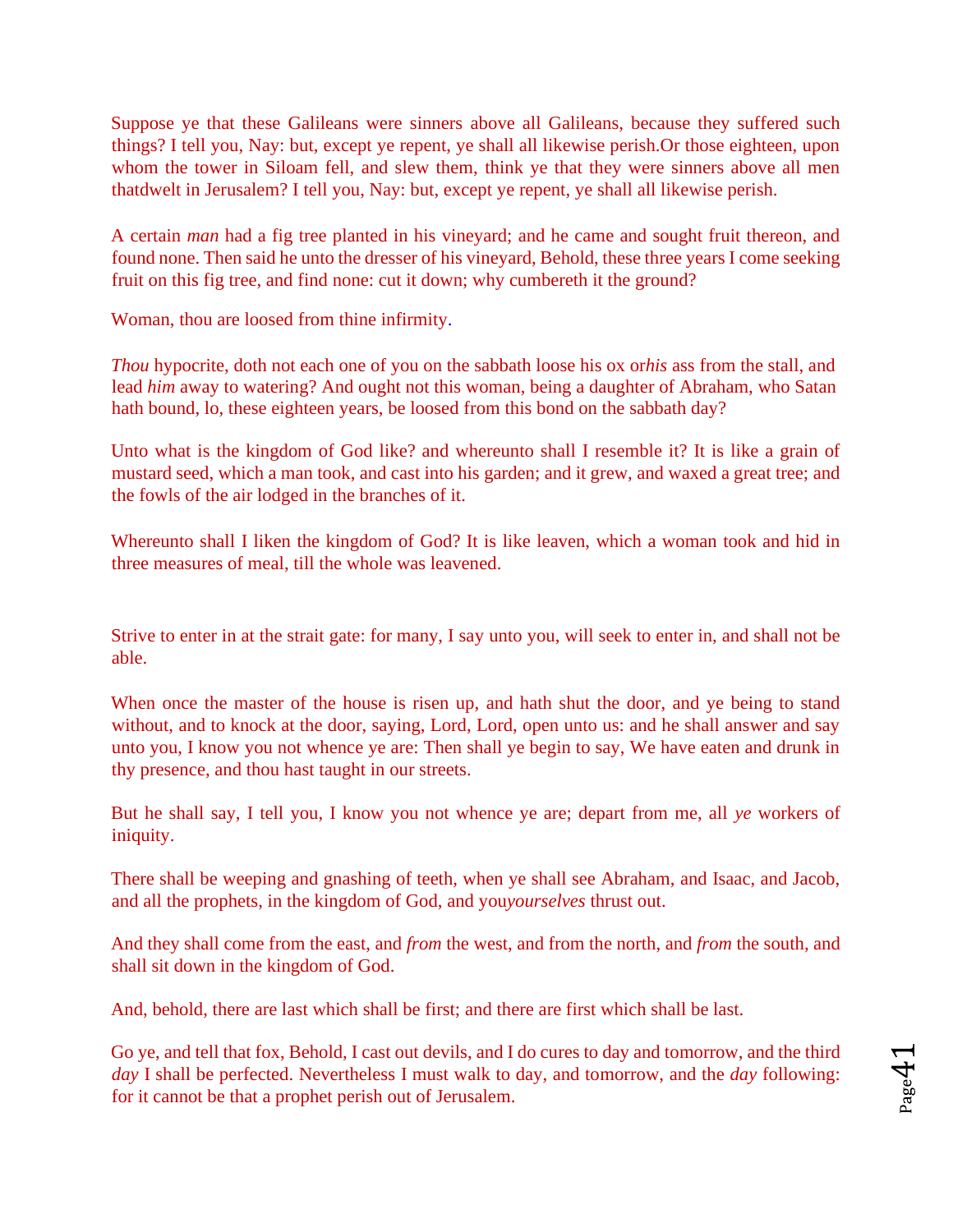Suppose ye that these Galileans were sinners above all Galileans, because they suffered such things? I tell you, Nay: but, except ye repent, ye shall all likewise perish.Or those eighteen, upon whom the tower in Siloam fell, and slew them, think ye that they were sinners above all men thatdwelt in Jerusalem? I tell you, Nay: but, except ye repent, ye shall all likewise perish.

A certain *man* had a fig tree planted in his vineyard; and he came and sought fruit thereon, and found none. Then said he unto the dresser of his vineyard, Behold, these three years I come seeking fruit on this fig tree, and find none: cut it down; why cumbereth it the ground?

Woman, thou are loosed from thine infirmity.

*Thou* hypocrite, doth not each one of you on the sabbath loose his ox or*his* ass from the stall, and lead *him* away to watering? And ought not this woman, being a daughter of Abraham, who Satan hath bound, lo, these eighteen years, be loosed from this bond on the sabbath day?

Unto what is the kingdom of God like? and whereunto shall I resemble it? It is like a grain of mustard seed, which a man took, and cast into his garden; and it grew, and waxed a great tree; and the fowls of the air lodged in the branches of it.

Whereunto shall I liken the kingdom of God? It is like leaven, which a woman took and hid in three measures of meal, till the whole was leavened.

Strive to enter in at the strait gate: for many, I say unto you, will seek to enter in, and shall not be able.

When once the master of the house is risen up, and hath shut the door, and ye being to stand without, and to knock at the door, saying, Lord, Lord, open unto us: and he shall answer and say unto you, I know you not whence ye are: Then shall ye begin to say, We have eaten and drunk in thy presence, and thou hast taught in our streets.

But he shall say, I tell you, I know you not whence ye are; depart from me, all *ye* workers of iniquity.

There shall be weeping and gnashing of teeth, when ye shall see Abraham, and Isaac, and Jacob, and all the prophets, in the kingdom of God, and you*yourselves* thrust out.

And they shall come from the east, and *from* the west, and from the north, and *from* the south, and shall sit down in the kingdom of God.

And, behold, there are last which shall be first; and there are first which shall be last.

Go ye, and tell that fox, Behold, I cast out devils, and I do cures to day and tomorrow, and the third *day* I shall be perfected. Nevertheless I must walk to day, and tomorrow, and the *day* following: for it cannot be that a prophet perish out of Jerusalem.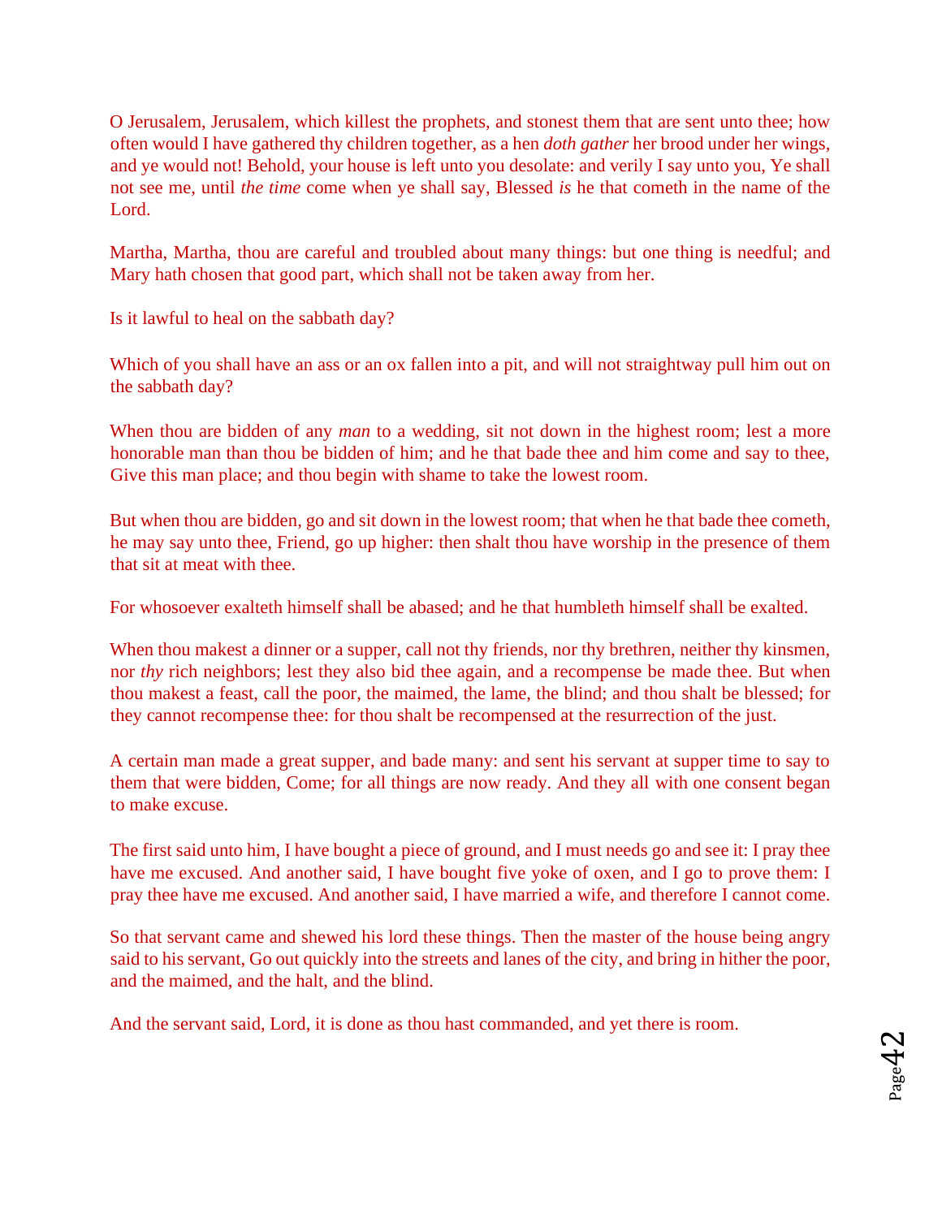O Jerusalem, Jerusalem, which killest the prophets, and stonest them that are sent unto thee; how often would I have gathered thy children together, as a hen *doth gather* her brood under her wings, and ye would not! Behold, your house is left unto you desolate: and verily I say unto you, Ye shall not see me, until *the time* come when ye shall say, Blessed *is* he that cometh in the name of the Lord.

Martha, Martha, thou are careful and troubled about many things: but one thing is needful; and Mary hath chosen that good part, which shall not be taken away from her.

Is it lawful to heal on the sabbath day?

Which of you shall have an ass or an ox fallen into a pit, and will not straightway pull him out on the sabbath day?

When thou are bidden of any *man* to a wedding, sit not down in the highest room; lest a more honorable man than thou be bidden of him; and he that bade thee and him come and say to thee, Give this man place; and thou begin with shame to take the lowest room.

But when thou are bidden, go and sit down in the lowest room; that when he that bade thee cometh, he may say unto thee, Friend, go up higher: then shalt thou have worship in the presence of them that sit at meat with thee.

For whosoever exalteth himself shall be abased; and he that humbleth himself shall be exalted.

When thou makest a dinner or a supper, call not thy friends, nor thy brethren, neither thy kinsmen, nor *thy* rich neighbors; lest they also bid thee again, and a recompense be made thee. But when thou makest a feast, call the poor, the maimed, the lame, the blind; and thou shalt be blessed; for they cannot recompense thee: for thou shalt be recompensed at the resurrection of the just.

A certain man made a great supper, and bade many: and sent his servant at supper time to say to them that were bidden, Come; for all things are now ready. And they all with one consent began to make excuse.

The first said unto him, I have bought a piece of ground, and I must needs go and see it: I pray thee have me excused. And another said, I have bought five yoke of oxen, and I go to prove them: I pray thee have me excused. And another said, I have married a wife, and therefore I cannot come.

So that servant came and shewed his lord these things. Then the master of the house being angry said to his servant, Go out quickly into the streets and lanes of the city, and bring in hither the poor, and the maimed, and the halt, and the blind.

And the servant said, Lord, it is done as thou hast commanded, and yet there is room.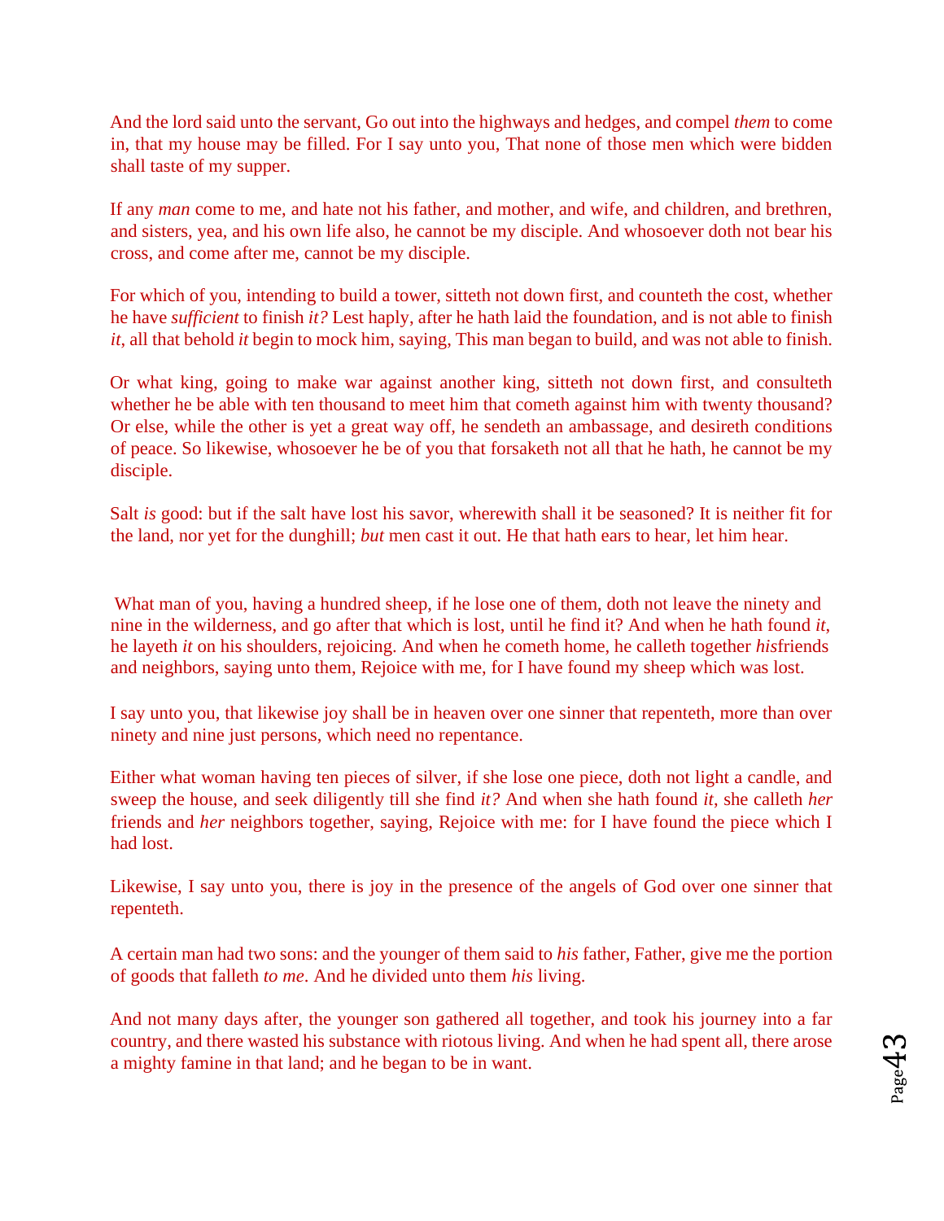And the lord said unto the servant, Go out into the highways and hedges, and compel *them* to come in, that my house may be filled. For I say unto you, That none of those men which were bidden shall taste of my supper.

If any *man* come to me, and hate not his father, and mother, and wife, and children, and brethren, and sisters, yea, and his own life also, he cannot be my disciple. And whosoever doth not bear his cross, and come after me, cannot be my disciple.

For which of you, intending to build a tower, sitteth not down first, and counteth the cost, whether he have *sufficient* to finish *it?* Lest haply, after he hath laid the foundation, and is not able to finish *it*, all that behold *it* begin to mock him, saying, This man began to build, and was not able to finish.

Or what king, going to make war against another king, sitteth not down first, and consulteth whether he be able with ten thousand to meet him that cometh against him with twenty thousand? Or else, while the other is yet a great way off, he sendeth an ambassage, and desireth conditions of peace. So likewise, whosoever he be of you that forsaketh not all that he hath, he cannot be my disciple.

Salt *is* good: but if the salt have lost his savor, wherewith shall it be seasoned? It is neither fit for the land, nor yet for the dunghill; *but* men cast it out. He that hath ears to hear, let him hear.

What man of you, having a hundred sheep, if he lose one of them, doth not leave the ninety and nine in the wilderness, and go after that which is lost, until he find it? And when he hath found *it*, he layeth *it* on his shoulders, rejoicing. And when he cometh home, he calleth together *his*friends and neighbors, saying unto them, Rejoice with me, for I have found my sheep which was lost.

I say unto you, that likewise joy shall be in heaven over one sinner that repenteth, more than over ninety and nine just persons, which need no repentance.

Either what woman having ten pieces of silver, if she lose one piece, doth not light a candle, and sweep the house, and seek diligently till she find *it?* And when she hath found *it*, she calleth *her* friends and *her* neighbors together, saying, Rejoice with me: for I have found the piece which I had lost.

Likewise, I say unto you, there is joy in the presence of the angels of God over one sinner that repenteth.

A certain man had two sons: and the younger of them said to *his* father, Father, give me the portion of goods that falleth *to me*. And he divided unto them *his* living.

And not many days after, the younger son gathered all together, and took his journey into a far country, and there wasted his substance with riotous living. And when he had spent all, there arose a mighty famine in that land; and he began to be in want.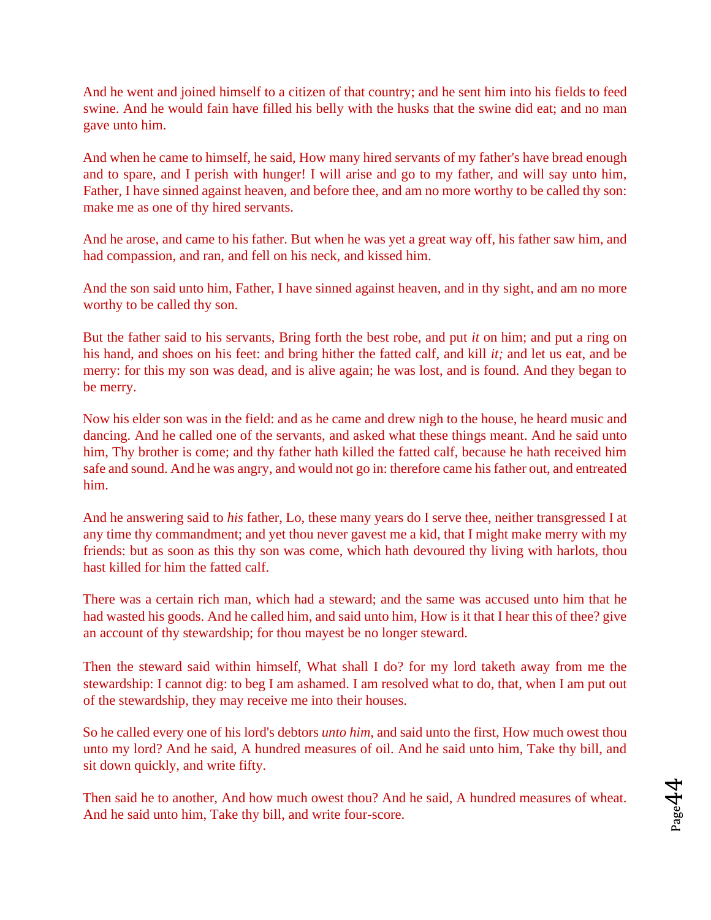And he went and joined himself to a citizen of that country; and he sent him into his fields to feed swine. And he would fain have filled his belly with the husks that the swine did eat; and no man gave unto him.

And when he came to himself, he said, How many hired servants of my father's have bread enough and to spare, and I perish with hunger! I will arise and go to my father, and will say unto him, Father, I have sinned against heaven, and before thee, and am no more worthy to be called thy son: make me as one of thy hired servants.

And he arose, and came to his father. But when he was yet a great way off, his father saw him, and had compassion, and ran, and fell on his neck, and kissed him.

And the son said unto him, Father, I have sinned against heaven, and in thy sight, and am no more worthy to be called thy son.

But the father said to his servants, Bring forth the best robe, and put *it* on him; and put a ring on his hand, and shoes on his feet: and bring hither the fatted calf, and kill *it;* and let us eat, and be merry: for this my son was dead, and is alive again; he was lost, and is found. And they began to be merry.

Now his elder son was in the field: and as he came and drew nigh to the house, he heard music and dancing. And he called one of the servants, and asked what these things meant. And he said unto him, Thy brother is come; and thy father hath killed the fatted calf, because he hath received him safe and sound. And he was angry, and would not go in: therefore came his father out, and entreated him.

And he answering said to *his* father, Lo, these many years do I serve thee, neither transgressed I at any time thy commandment; and yet thou never gavest me a kid, that I might make merry with my friends: but as soon as this thy son was come, which hath devoured thy living with harlots, thou hast killed for him the fatted calf.

There was a certain rich man, which had a steward; and the same was accused unto him that he had wasted his goods. And he called him, and said unto him, How is it that I hear this of thee? give an account of thy stewardship; for thou mayest be no longer steward.

Then the steward said within himself, What shall I do? for my lord taketh away from me the stewardship: I cannot dig: to beg I am ashamed. I am resolved what to do, that, when I am put out of the stewardship, they may receive me into their houses.

So he called every one of his lord's debtors *unto him*, and said unto the first, How much owest thou unto my lord? And he said, A hundred measures of oil. And he said unto him, Take thy bill, and sit down quickly, and write fifty.

Then said he to another, And how much owest thou? And he said, A hundred measures of wheat. And he said unto him, Take thy bill, and write four-score.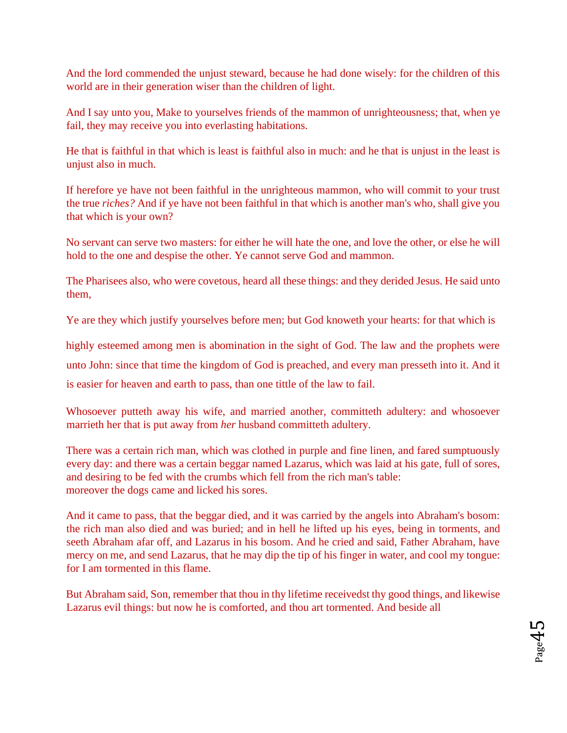And the lord commended the unjust steward, because he had done wisely: for the children of this world are in their generation wiser than the children of light.

And I say unto you, Make to yourselves friends of the mammon of unrighteousness; that, when ye fail, they may receive you into everlasting habitations.

He that is faithful in that which is least is faithful also in much: and he that is unjust in the least is unjust also in much.

If herefore ye have not been faithful in the unrighteous mammon, who will commit to your trust the true *riches?* And if ye have not been faithful in that which is another man's who, shall give you that which is your own?

No servant can serve two masters: for either he will hate the one, and love the other, or else he will hold to the one and despise the other. Ye cannot serve God and mammon.

The Pharisees also, who were covetous, heard all these things: and they derided Jesus. He said unto them,

Ye are they which justify yourselves before men; but God knoweth your hearts: for that which is

highly esteemed among men is abomination in the sight of God. The law and the prophets were unto John: since that time the kingdom of God is preached, and every man presseth into it. And it is easier for heaven and earth to pass, than one tittle of the law to fail.

Whosoever putteth away his wife, and married another, committeth adultery: and whosoever marrieth her that is put away from *her* husband committeth adultery.

There was a certain rich man, which was clothed in purple and fine linen, and fared sumptuously every day: and there was a certain beggar named Lazarus, which was laid at his gate, full of sores, and desiring to be fed with the crumbs which fell from the rich man's table:
moreover the dogs came and licked his sores.

And it came to pass, that the beggar died, and it was carried by the angels into Abraham's bosom: the rich man also died and was buried; and in hell he lifted up his eyes, being in torments, and seeth Abraham afar off, and Lazarus in his bosom. And he cried and said, Father Abraham, have mercy on me, and send Lazarus, that he may dip the tip of his finger in water, and cool my tongue: for I am tormented in this flame.

But Abraham said, Son, remember that thou in thy lifetime receivedst thy good things, and likewise Lazarus evil things: but now he is comforted, and thou art tormented. And beside all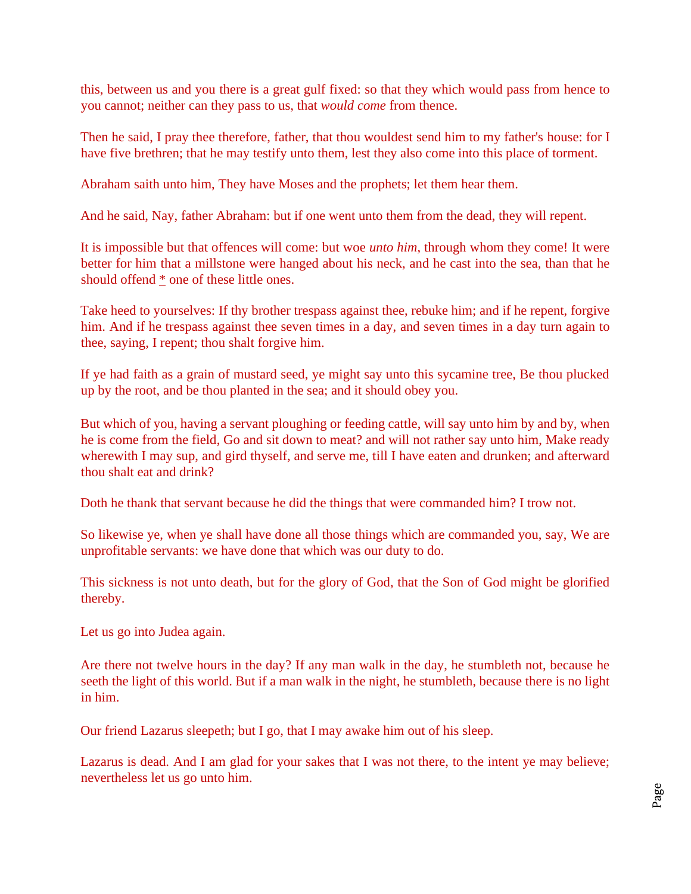this, between us and you there is a great gulf fixed: so that they which would pass from hence to you cannot; neither can they pass to us, that *would come* from thence.

Then he said, I pray thee therefore, father, that thou wouldest send him to my father's house: for I have five brethren; that he may testify unto them, lest they also come into this place of torment.

Abraham saith unto him, They have Moses and the prophets; let them hear them.

And he said, Nay, father Abraham: but if one went unto them from the dead, they will repent.

It is impossible but that offences will come: but woe *unto him*, through whom they come! It were better for him that a millstone were hanged about his neck, and he cast into the sea, than that he should offend * one of these little ones.

Take heed to yourselves: If thy brother trespass against thee, rebuke him; and if he repent, forgive him. And if he trespass against thee seven times in a day, and seven times in a day turn again to thee, saying, I repent; thou shalt forgive him.

If ye had faith as a grain of mustard seed, ye might say unto this sycamine tree, Be thou plucked up by the root, and be thou planted in the sea; and it should obey you.

But which of you, having a servant ploughing or feeding cattle, will say unto him by and by, when he is come from the field, Go and sit down to meat? and will not rather say unto him, Make ready wherewith I may sup, and gird thyself, and serve me, till I have eaten and drunken; and afterward thou shalt eat and drink?

Doth he thank that servant because he did the things that were commanded him? I trow not.

So likewise ye, when ye shall have done all those things which are commanded you, say, We are unprofitable servants: we have done that which was our duty to do.

This sickness is not unto death, but for the glory of God, that the Son of God might be glorified thereby.

Let us go into Judea again.

Are there not twelve hours in the day? If any man walk in the day, he stumbleth not, because he seeth the light of this world. But if a man walk in the night, he stumbleth, because there is no light in him.

Our friend Lazarus sleepeth; but I go, that I may awake him out of his sleep.

Lazarus is dead. And I am glad for your sakes that I was not there, to the intent ye may believe; nevertheless let us go unto him.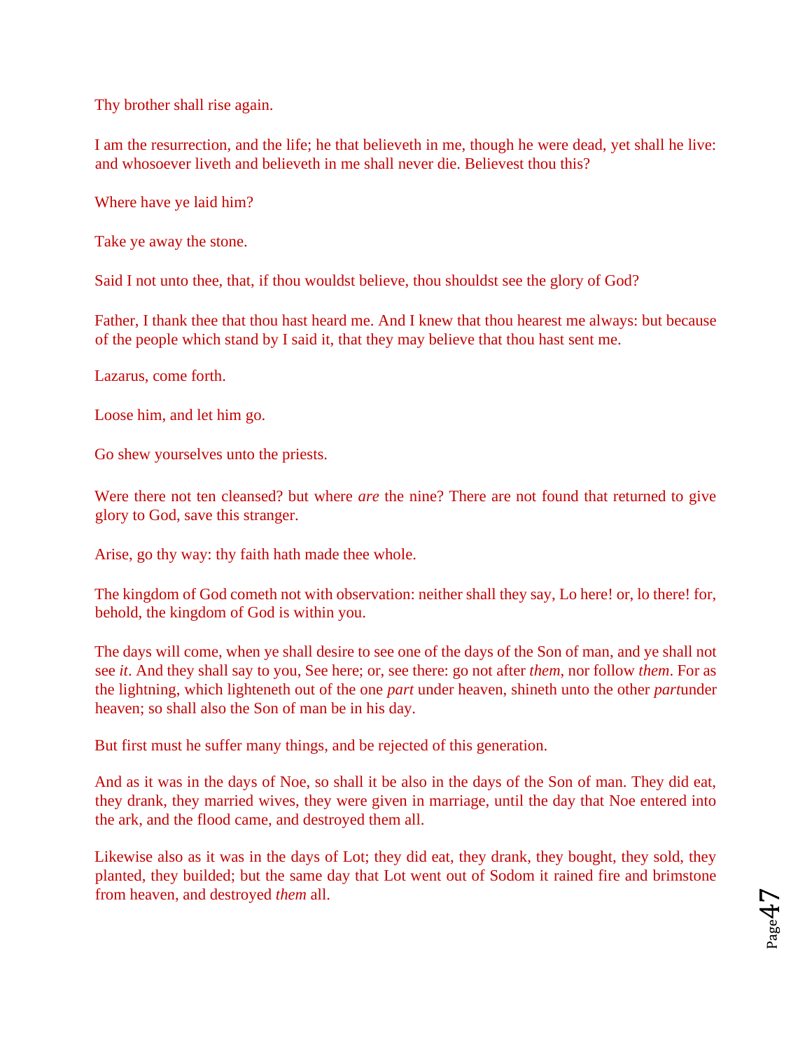Thy brother shall rise again.

I am the resurrection, and the life; he that believeth in me, though he were dead, yet shall he live: and whosoever liveth and believeth in me shall never die. Believest thou this?

Where have ye laid him?

Take ye away the stone.

Said I not unto thee, that, if thou wouldst believe, thou shouldst see the glory of God?

Father, I thank thee that thou hast heard me. And I knew that thou hearest me always: but because of the people which stand by I said it, that they may believe that thou hast sent me.

Lazarus, come forth.

Loose him, and let him go.

Go shew yourselves unto the priests.

Were there not ten cleansed? but where *are* the nine? There are not found that returned to give glory to God, save this stranger.

Arise, go thy way: thy faith hath made thee whole.

The kingdom of God cometh not with observation: neither shall they say, Lo here! or, lo there! for, behold, the kingdom of God is within you.

The days will come, when ye shall desire to see one of the days of the Son of man, and ye shall not see *it*. And they shall say to you, See here; or, see there: go not after *them*, nor follow *them*. For as the lightning, which lighteneth out of the one *part* under heaven, shineth unto the other *part*under heaven; so shall also the Son of man be in his day.

But first must he suffer many things, and be rejected of this generation.

And as it was in the days of Noe, so shall it be also in the days of the Son of man. They did eat, they drank, they married wives, they were given in marriage, until the day that Noe entered into the ark, and the flood came, and destroyed them all.

Likewise also as it was in the days of Lot; they did eat, they drank, they bought, they sold, they planted, they builded; but the same day that Lot went out of Sodom it rained fire and brimstone from heaven, and destroyed *them* all.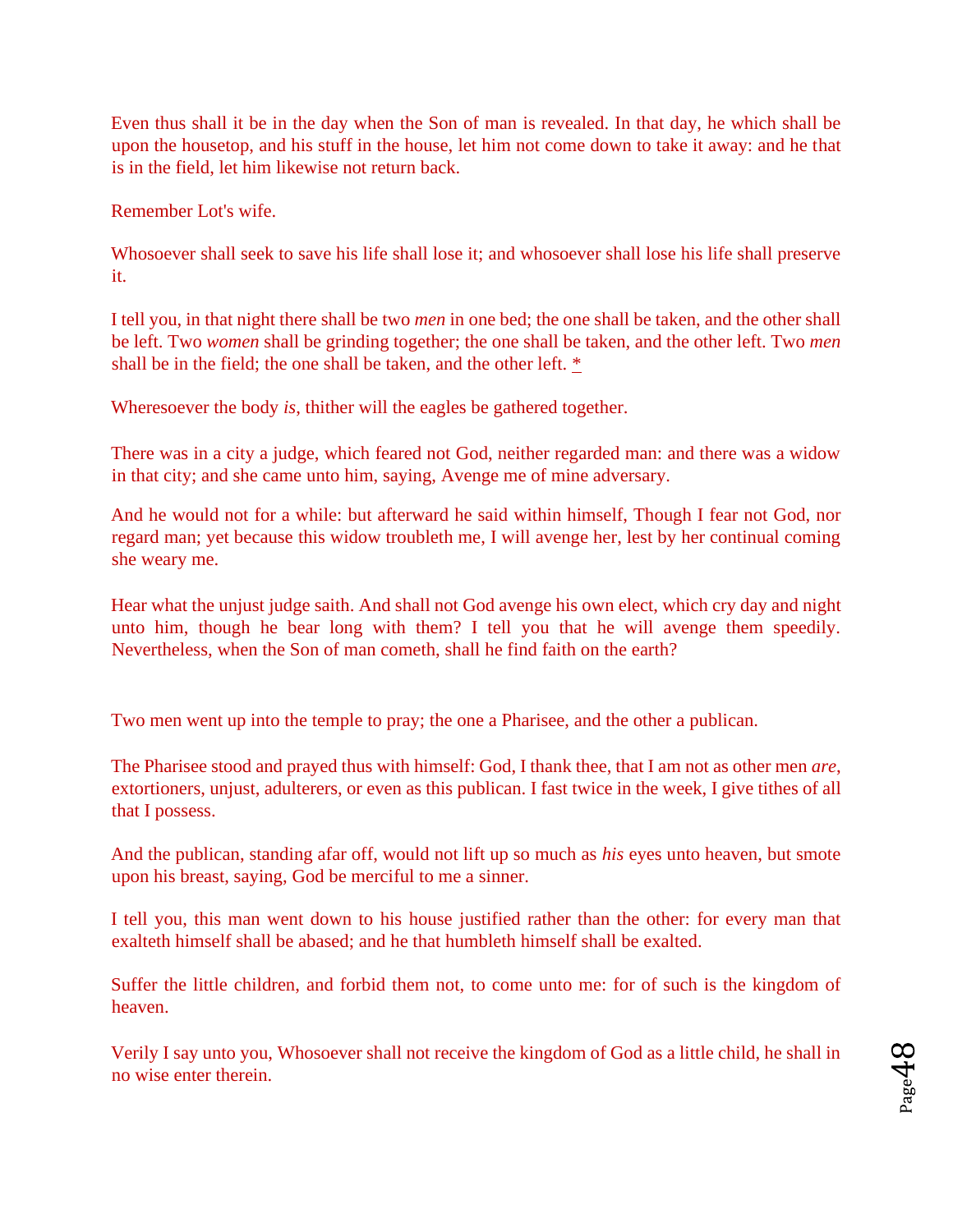Even thus shall it be in the day when the Son of man is revealed. In that day, he which shall be upon the housetop, and his stuff in the house, let him not come down to take it away: and he that is in the field, let him likewise not return back.

Remember Lot's wife.

Whosoever shall seek to save his life shall lose it; and whosoever shall lose his life shall preserve it.

I tell you, in that night there shall be two *men* in one bed; the one shall be taken, and the other shall be left. Two *women* shall be grinding together; the one shall be taken, and the other left. Two *men* shall be in the field; the one shall be taken, and the other left. *

Wheresoever the body *is*, thither will the eagles be gathered together.

There was in a city a judge, which feared not God, neither regarded man: and there was a widow in that city; and she came unto him, saying, Avenge me of mine adversary.

And he would not for a while: but afterward he said within himself, Though I fear not God, nor regard man; yet because this widow troubleth me, I will avenge her, lest by her continual coming she weary me.

Hear what the unjust judge saith. And shall not God avenge his own elect, which cry day and night unto him, though he bear long with them? I tell you that he will avenge them speedily. Nevertheless, when the Son of man cometh, shall he find faith on the earth?

Two men went up into the temple to pray; the one a Pharisee, and the other a publican.

The Pharisee stood and prayed thus with himself: God, I thank thee, that I am not as other men *are*, extortioners, unjust, adulterers, or even as this publican. I fast twice in the week, I give tithes of all that I possess.

And the publican, standing afar off, would not lift up so much as *his* eyes unto heaven, but smote upon his breast, saying, God be merciful to me a sinner.

I tell you, this man went down to his house justified rather than the other: for every man that exalteth himself shall be abased; and he that humbleth himself shall be exalted.

Suffer the little children, and forbid them not, to come unto me: for of such is the kingdom of heaven.

Verily I say unto you, Whosoever shall not receive the kingdom of God as a little child, he shall in no wise enter therein.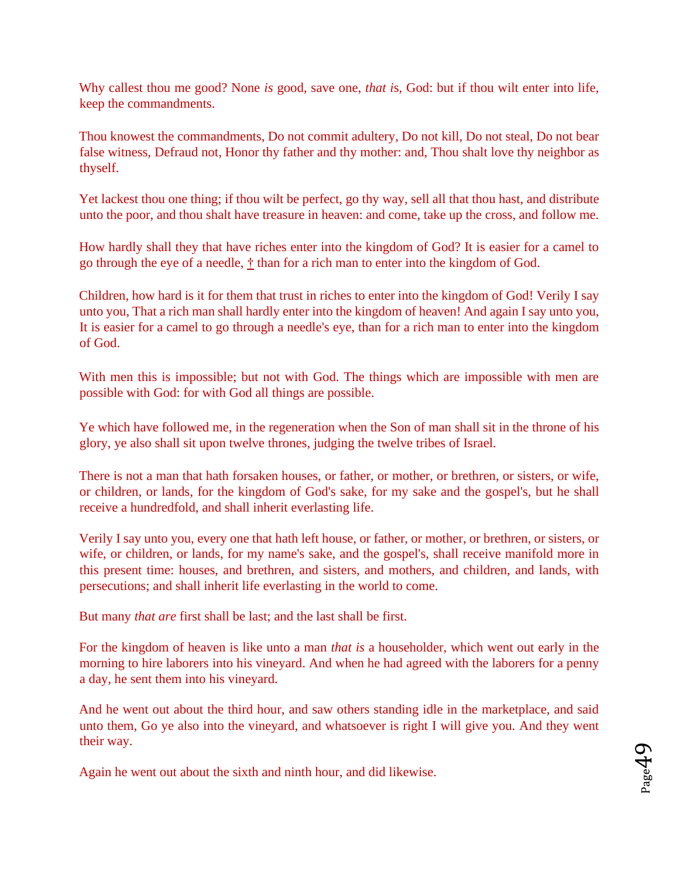Why callest thou me good? None *is* good, save one, *that i*s, God: but if thou wilt enter into life, keep the commandments.

Thou knowest the commandments, Do not commit adultery, Do not kill, Do not steal, Do not bear false witness, Defraud not, Honor thy father and thy mother: and, Thou shalt love thy neighbor as thyself.

Yet lackest thou one thing; if thou wilt be perfect, go thy way, sell all that thou hast, and distribute unto the poor, and thou shalt have treasure in heaven: and come, take up the cross, and follow me.

How hardly shall they that have riches enter into the kingdom of God? It is easier for a camel to go through the eye of a needle, † than for a rich man to enter into the kingdom of God.

Children, how hard is it for them that trust in riches to enter into the kingdom of God! Verily I say unto you, That a rich man shall hardly enter into the kingdom of heaven! And again I say unto you, It is easier for a camel to go through a needle's eye, than for a rich man to enter into the kingdom of God.

With men this is impossible; but not with God. The things which are impossible with men are possible with God: for with God all things are possible.

Ye which have followed me, in the regeneration when the Son of man shall sit in the throne of his glory, ye also shall sit upon twelve thrones, judging the twelve tribes of Israel.

There is not a man that hath forsaken houses, or father, or mother, or brethren, or sisters, or wife, or children, or lands, for the kingdom of God's sake, for my sake and the gospel's, but he shall receive a hundredfold, and shall inherit everlasting life.

Verily I say unto you, every one that hath left house, or father, or mother, or brethren, or sisters, or wife, or children, or lands, for my name's sake, and the gospel's, shall receive manifold more in this present time: houses, and brethren, and sisters, and mothers, and children, and lands, with persecutions; and shall inherit life everlasting in the world to come.

But many *that are* first shall be last; and the last shall be first.

For the kingdom of heaven is like unto a man *that is* a householder, which went out early in the morning to hire laborers into his vineyard. And when he had agreed with the laborers for a penny a day, he sent them into his vineyard.

And he went out about the third hour, and saw others standing idle in the marketplace, and said unto them, Go ye also into the vineyard, and whatsoever is right I will give you. And they went their way.

Again he went out about the sixth and ninth hour, and did likewise.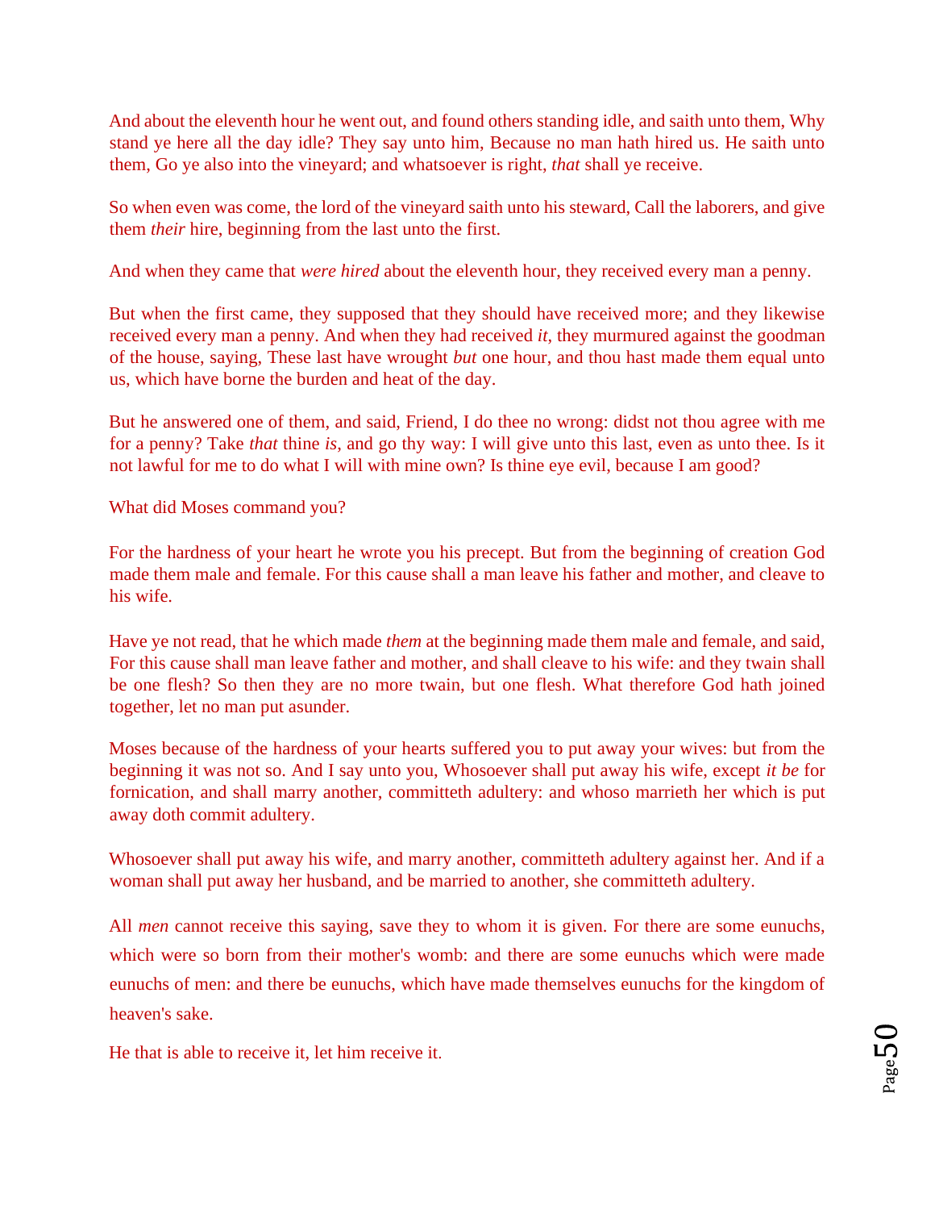And about the eleventh hour he went out, and found others standing idle, and saith unto them, Why stand ye here all the day idle? They say unto him, Because no man hath hired us. He saith unto them, Go ye also into the vineyard; and whatsoever is right, *that* shall ye receive.

So when even was come, the lord of the vineyard saith unto his steward, Call the laborers, and give them *their* hire, beginning from the last unto the first.

And when they came that *were hired* about the eleventh hour, they received every man a penny.

But when the first came, they supposed that they should have received more; and they likewise received every man a penny. And when they had received *it*, they murmured against the goodman of the house, saying, These last have wrought *but* one hour, and thou hast made them equal unto us, which have borne the burden and heat of the day.

But he answered one of them, and said, Friend, I do thee no wrong: didst not thou agree with me for a penny? Take *that* thine *is*, and go thy way: I will give unto this last, even as unto thee. Is it not lawful for me to do what I will with mine own? Is thine eye evil, because I am good?

What did Moses command you?

For the hardness of your heart he wrote you his precept. But from the beginning of creation God made them male and female. For this cause shall a man leave his father and mother, and cleave to his wife.

Have ye not read, that he which made *them* at the beginning made them male and female, and said, For this cause shall man leave father and mother, and shall cleave to his wife: and they twain shall be one flesh? So then they are no more twain, but one flesh. What therefore God hath joined together, let no man put asunder.

Moses because of the hardness of your hearts suffered you to put away your wives: but from the beginning it was not so. And I say unto you, Whosoever shall put away his wife, except *it be* for fornication, and shall marry another, committeth adultery: and whoso marrieth her which is put away doth commit adultery.

Whosoever shall put away his wife, and marry another, committeth adultery against her. And if a woman shall put away her husband, and be married to another, she committeth adultery.

All *men* cannot receive this saying, save they to whom it is given. For there are some eunuchs, which were so born from their mother's womb: and there are some eunuchs which were made eunuchs of men: and there be eunuchs, which have made themselves eunuchs for the kingdom of heaven's sake.

He that is able to receive it, let him receive it.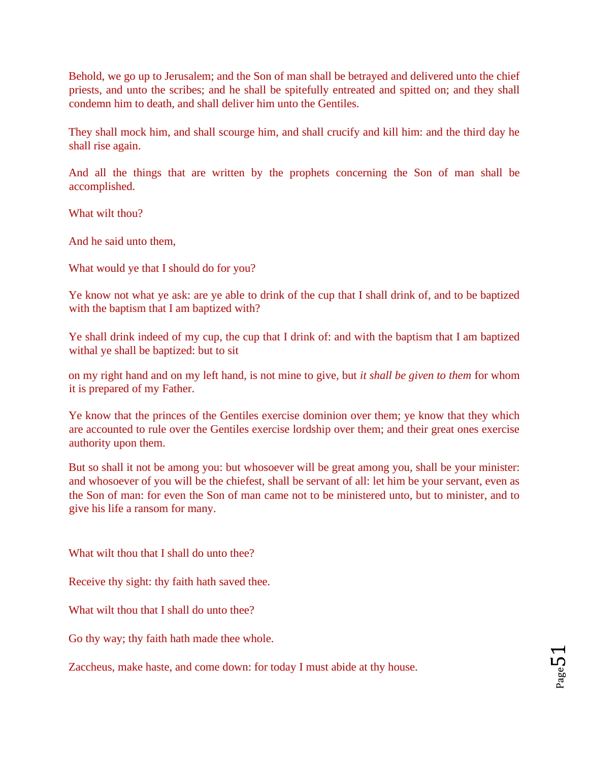Behold, we go up to Jerusalem; and the Son of man shall be betrayed and delivered unto the chief priests, and unto the scribes; and he shall be spitefully entreated and spitted on; and they shall condemn him to death, and shall deliver him unto the Gentiles.

They shall mock him, and shall scourge him, and shall crucify and kill him: and the third day he shall rise again.

And all the things that are written by the prophets concerning the Son of man shall be accomplished.

What wilt thou?

And he said unto them,

What would ye that I should do for you?

Ye know not what ye ask: are ye able to drink of the cup that I shall drink of, and to be baptized with the baptism that I am baptized with?

Ye shall drink indeed of my cup, the cup that I drink of: and with the baptism that I am baptized withal ye shall be baptized: but to sit

on my right hand and on my left hand, is not mine to give, but *it shall be given to them* for whom it is prepared of my Father.

Ye know that the princes of the Gentiles exercise dominion over them; ye know that they which are accounted to rule over the Gentiles exercise lordship over them; and their great ones exercise authority upon them.

But so shall it not be among you: but whosoever will be great among you, shall be your minister: and whosoever of you will be the chiefest, shall be servant of all: let him be your servant, even as the Son of man: for even the Son of man came not to be ministered unto, but to minister, and to give his life a ransom for many.

What wilt thou that I shall do unto thee?

Receive thy sight: thy faith hath saved thee.

What wilt thou that I shall do unto thee?

Go thy way; thy faith hath made thee whole.

Zaccheus, make haste, and come down: for today I must abide at thy house.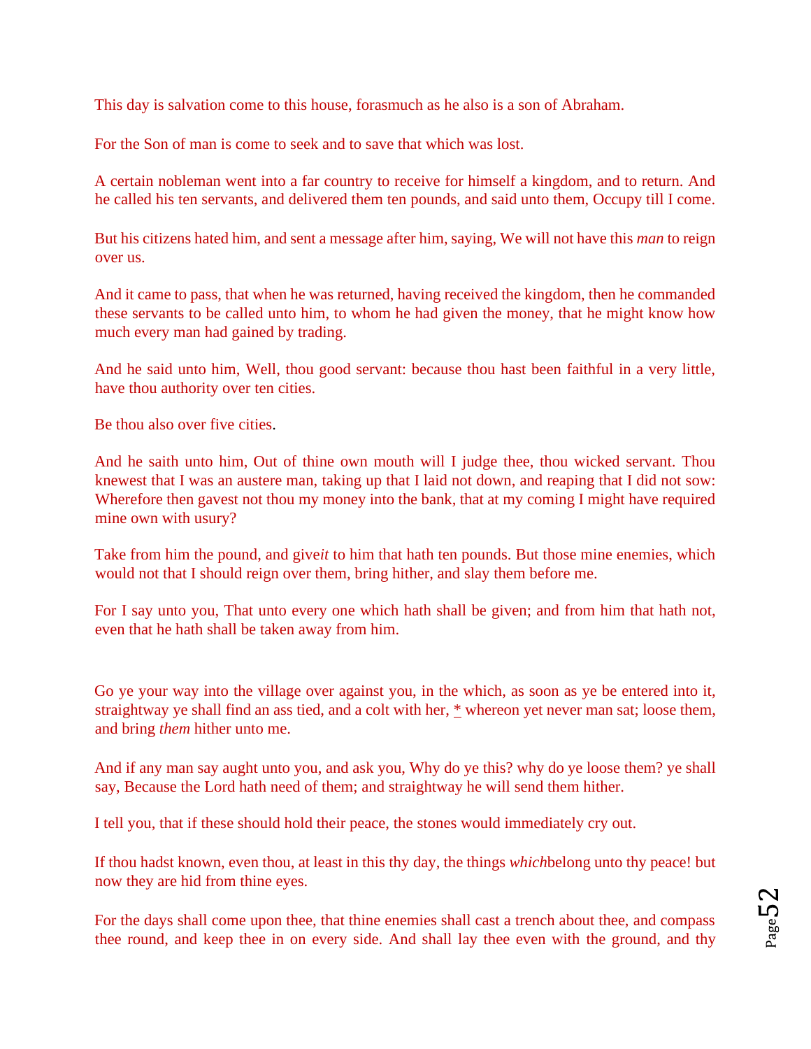This day is salvation come to this house, forasmuch as he also is a son of Abraham.

For the Son of man is come to seek and to save that which was lost.

A certain nobleman went into a far country to receive for himself a kingdom, and to return. And he called his ten servants, and delivered them ten pounds, and said unto them, Occupy till I come.

But his citizens hated him, and sent a message after him, saying, We will not have this *man* to reign over us.

And it came to pass, that when he was returned, having received the kingdom, then he commanded these servants to be called unto him, to whom he had given the money, that he might know how much every man had gained by trading.

And he said unto him, Well, thou good servant: because thou hast been faithful in a very little, have thou authority over ten cities.

Be thou also over five cities.

And he saith unto him, Out of thine own mouth will I judge thee, thou wicked servant. Thou knewest that I was an austere man, taking up that I laid not down, and reaping that I did not sow: Wherefore then gavest not thou my money into the bank, that at my coming I might have required mine own with usury?

Take from him the pound, and give*it* to him that hath ten pounds. But those mine enemies, which would not that I should reign over them, bring hither, and slay them before me.

For I say unto you, That unto every one which hath shall be given; and from him that hath not, even that he hath shall be taken away from him.

Go ye your way into the village over against you, in the which, as soon as ye be entered into it, straightway ye shall find an ass tied, and a colt with her, * whereon yet never man sat; loose them, and bring *them* hither unto me.

And if any man say aught unto you, and ask you, Why do ye this? why do ye loose them? ye shall say, Because the Lord hath need of them; and straightway he will send them hither.

I tell you, that if these should hold their peace, the stones would immediately cry out.

If thou hadst known, even thou, at least in this thy day, the things *which*belong unto thy peace! but now they are hid from thine eyes.

For the days shall come upon thee, that thine enemies shall cast a trench about thee, and compass thee round, and keep thee in on every side. And shall lay thee even with the ground, and thy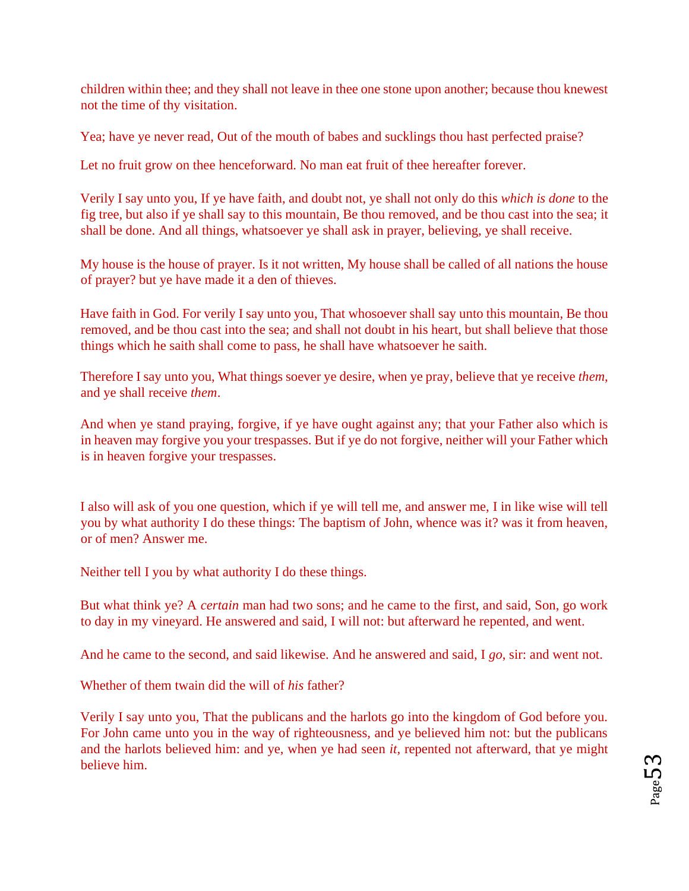children within thee; and they shall not leave in thee one stone upon another; because thou knewest not the time of thy visitation.

Yea; have ye never read, Out of the mouth of babes and sucklings thou hast perfected praise?

Let no fruit grow on thee henceforward. No man eat fruit of thee hereafter forever.

Verily I say unto you, If ye have faith, and doubt not, ye shall not only do this *which is done* to the fig tree, but also if ye shall say to this mountain, Be thou removed, and be thou cast into the sea; it shall be done. And all things, whatsoever ye shall ask in prayer, believing, ye shall receive.

My house is the house of prayer. Is it not written, My house shall be called of all nations the house of prayer? but ye have made it a den of thieves.

Have faith in God. For verily I say unto you, That whosoever shall say unto this mountain, Be thou removed, and be thou cast into the sea; and shall not doubt in his heart, but shall believe that those things which he saith shall come to pass, he shall have whatsoever he saith.

Therefore I say unto you, What things soever ye desire, when ye pray, believe that ye receive *them*, and ye shall receive *them*.

And when ye stand praying, forgive, if ye have ought against any; that your Father also which is in heaven may forgive you your trespasses. But if ye do not forgive, neither will your Father which is in heaven forgive your trespasses.

I also will ask of you one question, which if ye will tell me, and answer me, I in like wise will tell you by what authority I do these things: The baptism of John, whence was it? was it from heaven, or of men? Answer me.

Neither tell I you by what authority I do these things.

But what think ye? A *certain* man had two sons; and he came to the first, and said, Son, go work to day in my vineyard. He answered and said, I will not: but afterward he repented, and went.

And he came to the second, and said likewise. And he answered and said, I *go*, sir: and went not.

Whether of them twain did the will of *his* father?

Verily I say unto you, That the publicans and the harlots go into the kingdom of God before you. For John came unto you in the way of righteousness, and ye believed him not: but the publicans and the harlots believed him: and ye, when ye had seen *it*, repented not afterward, that ye might believe him.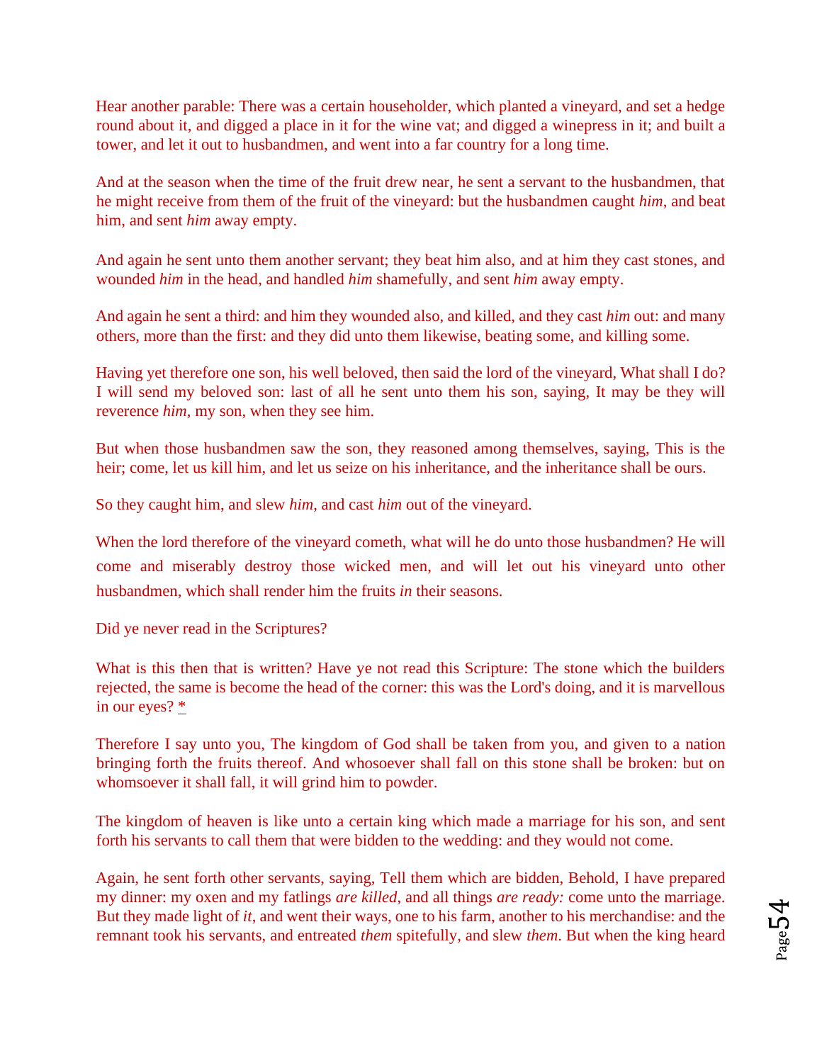Hear another parable: There was a certain householder, which planted a vineyard, and set a hedge round about it, and digged a place in it for the wine vat; and digged a winepress in it; and built a tower, and let it out to husbandmen, and went into a far country for a long time.

And at the season when the time of the fruit drew near, he sent a servant to the husbandmen, that he might receive from them of the fruit of the vineyard: but the husbandmen caught *him*, and beat him, and sent *him* away empty.

And again he sent unto them another servant; they beat him also, and at him they cast stones, and wounded *him* in the head, and handled *him* shamefully, and sent *him* away empty.

And again he sent a third: and him they wounded also, and killed, and they cast *him* out: and many others, more than the first: and they did unto them likewise, beating some, and killing some.

Having yet therefore one son, his well beloved, then said the lord of the vineyard, What shall I do? I will send my beloved son: last of all he sent unto them his son, saying, It may be they will reverence *him*, my son, when they see him.

But when those husbandmen saw the son, they reasoned among themselves, saying, This is the heir; come, let us kill him, and let us seize on his inheritance, and the inheritance shall be ours.

So they caught him, and slew *him*, and cast *him* out of the vineyard.

When the lord therefore of the vineyard cometh, what will he do unto those husbandmen? He will come and miserably destroy those wicked men, and will let out his vineyard unto other husbandmen, which shall render him the fruits *in* their seasons.

Did ye never read in the Scriptures?

What is this then that is written? Have ye not read this Scripture: The stone which the builders rejected, the same is become the head of the corner: this was the Lord's doing, and it is marvellous in our eyes? *

Therefore I say unto you, The kingdom of God shall be taken from you, and given to a nation bringing forth the fruits thereof. And whosoever shall fall on this stone shall be broken: but on whomsoever it shall fall, it will grind him to powder.

The kingdom of heaven is like unto a certain king which made a marriage for his son, and sent forth his servants to call them that were bidden to the wedding: and they would not come.

Again, he sent forth other servants, saying, Tell them which are bidden, Behold, I have prepared my dinner: my oxen and my fatlings *are killed*, and all things *are ready:* come unto the marriage. But they made light of *it*, and went their ways, one to his farm, another to his merchandise: and the remnant took his servants, and entreated *them* spitefully, and slew *them*. But when the king heard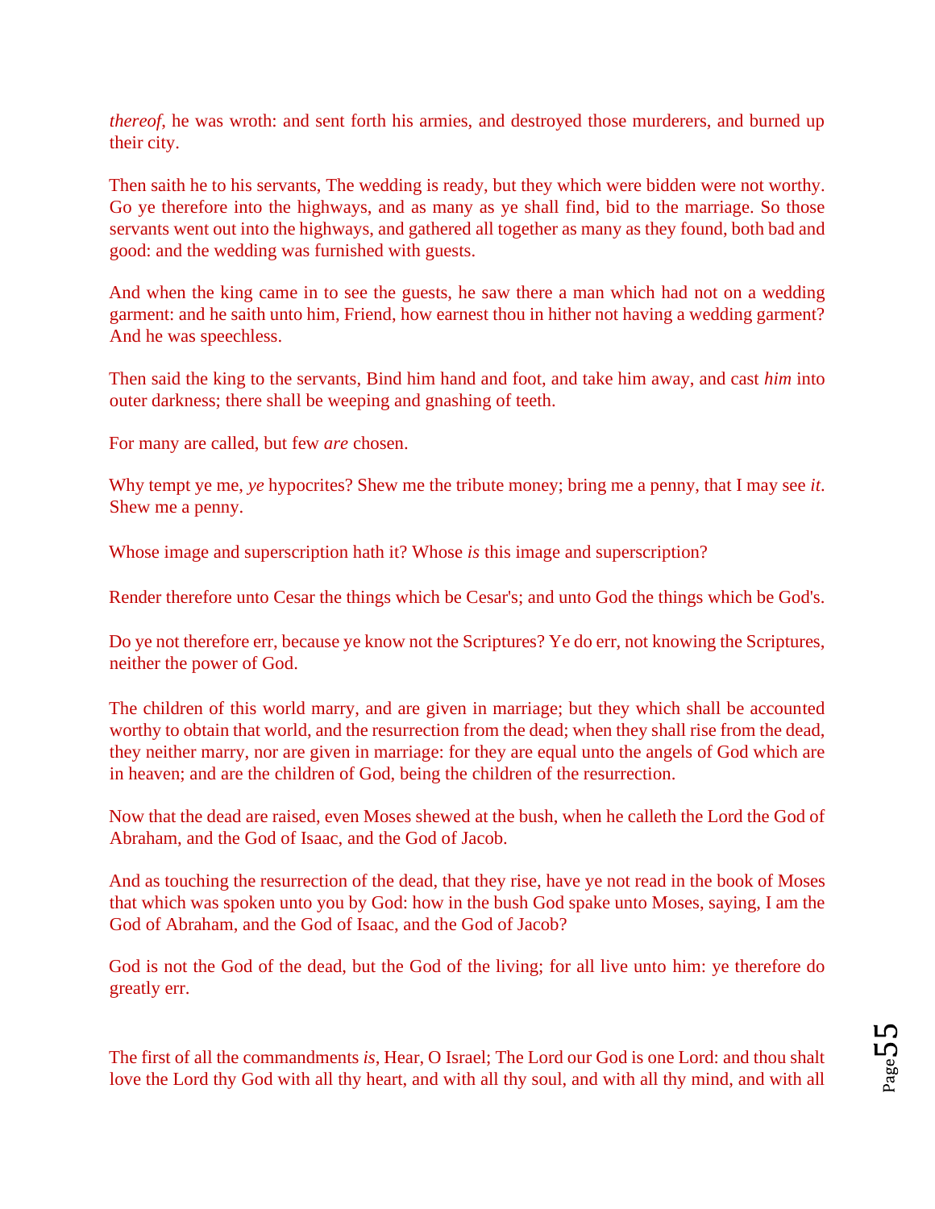*thereof*, he was wroth: and sent forth his armies, and destroyed those murderers, and burned up their city.

Then saith he to his servants, The wedding is ready, but they which were bidden were not worthy. Go ye therefore into the highways, and as many as ye shall find, bid to the marriage. So those servants went out into the highways, and gathered all together as many as they found, both bad and good: and the wedding was furnished with guests.

And when the king came in to see the guests, he saw there a man which had not on a wedding garment: and he saith unto him, Friend, how earnest thou in hither not having a wedding garment? And he was speechless.

Then said the king to the servants, Bind him hand and foot, and take him away, and cast *him* into outer darkness; there shall be weeping and gnashing of teeth.

For many are called, but few *are* chosen.

Why tempt ye me, *ye* hypocrites? Shew me the tribute money; bring me a penny, that I may see *it*. Shew me a penny.

Whose image and superscription hath it? Whose *is* this image and superscription?

Render therefore unto Cesar the things which be Cesar's; and unto God the things which be God's.

Do ye not therefore err, because ye know not the Scriptures? Ye do err, not knowing the Scriptures, neither the power of God.

The children of this world marry, and are given in marriage; but they which shall be accounted worthy to obtain that world, and the resurrection from the dead; when they shall rise from the dead, they neither marry, nor are given in marriage: for they are equal unto the angels of God which are in heaven; and are the children of God, being the children of the resurrection.

Now that the dead are raised, even Moses shewed at the bush, when he calleth the Lord the God of Abraham, and the God of Isaac, and the God of Jacob.

And as touching the resurrection of the dead, that they rise, have ye not read in the book of Moses that which was spoken unto you by God: how in the bush God spake unto Moses, saying, I am the God of Abraham, and the God of Isaac, and the God of Jacob?

God is not the God of the dead, but the God of the living; for all live unto him: ye therefore do greatly err.

The first of all the commandments *is*, Hear, O Israel; The Lord our God is one Lord: and thou shalt love the Lord thy God with all thy heart, and with all thy soul, and with all thy mind, and with all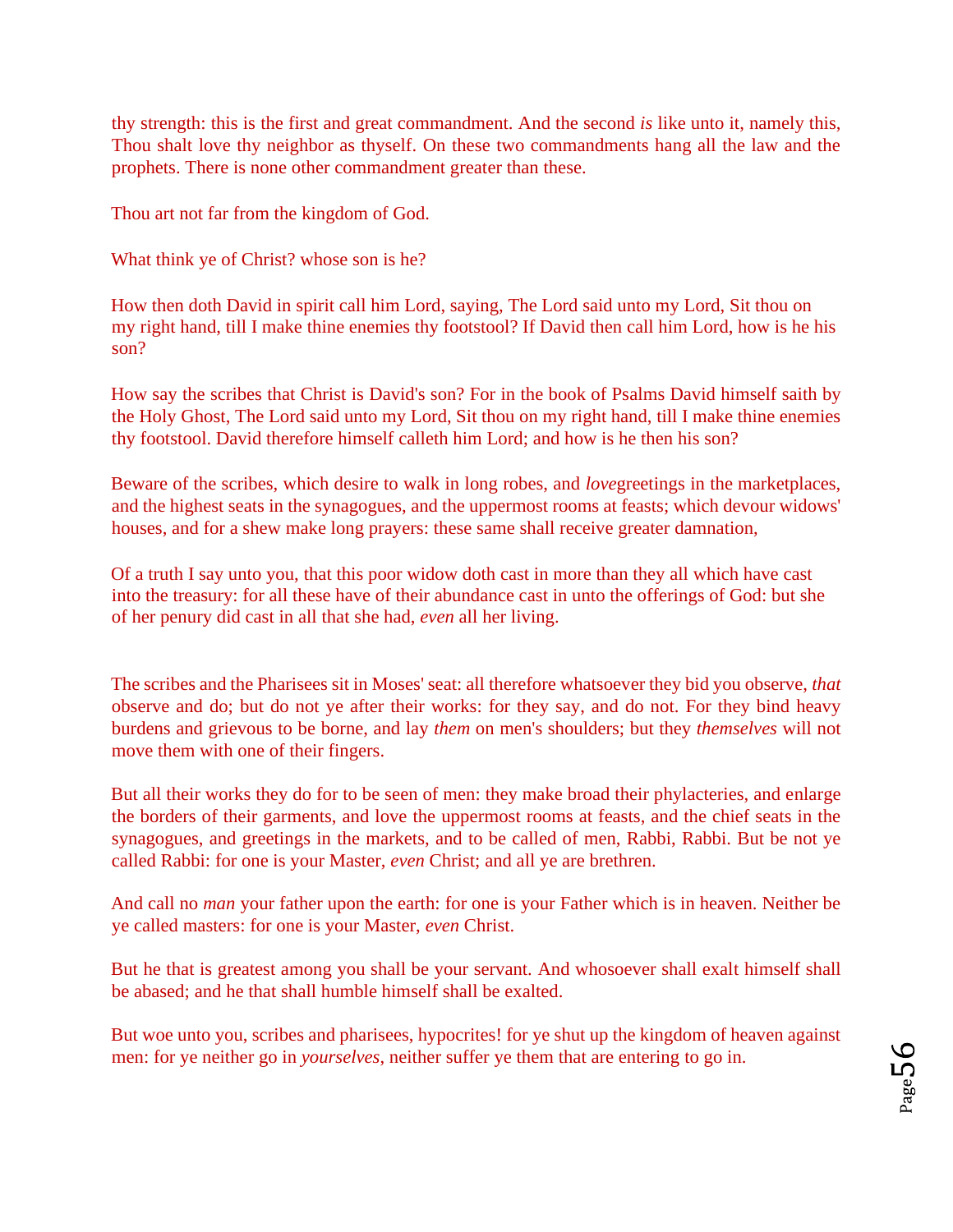thy strength: this is the first and great commandment. And the second *is* like unto it, namely this, Thou shalt love thy neighbor as thyself. On these two commandments hang all the law and the prophets. There is none other commandment greater than these.

Thou art not far from the kingdom of God.

What think ye of Christ? whose son is he?

How then doth David in spirit call him Lord, saying, The Lord said unto my Lord, Sit thou on my right hand, till I make thine enemies thy footstool? If David then call him Lord, how is he his son?

How say the scribes that Christ is David's son? For in the book of Psalms David himself saith by the Holy Ghost, The Lord said unto my Lord, Sit thou on my right hand, till I make thine enemies thy footstool. David therefore himself calleth him Lord; and how is he then his son?

Beware of the scribes, which desire to walk in long robes, and *love*greetings in the marketplaces, and the highest seats in the synagogues, and the uppermost rooms at feasts; which devour widows' houses, and for a shew make long prayers: these same shall receive greater damnation,

Of a truth I say unto you, that this poor widow doth cast in more than they all which have cast into the treasury: for all these have of their abundance cast in unto the offerings of God: but she of her penury did cast in all that she had, *even* all her living.

The scribes and the Pharisees sit in Moses' seat: all therefore whatsoever they bid you observe, *that* observe and do; but do not ye after their works: for they say, and do not. For they bind heavy burdens and grievous to be borne, and lay *them* on men's shoulders; but they *themselves* will not move them with one of their fingers.

But all their works they do for to be seen of men: they make broad their phylacteries, and enlarge the borders of their garments, and love the uppermost rooms at feasts, and the chief seats in the synagogues, and greetings in the markets, and to be called of men, Rabbi, Rabbi. But be not ye called Rabbi: for one is your Master, *even* Christ; and all ye are brethren.

And call no *man* your father upon the earth: for one is your Father which is in heaven. Neither be ye called masters: for one is your Master, *even* Christ.

But he that is greatest among you shall be your servant. And whosoever shall exalt himself shall be abased; and he that shall humble himself shall be exalted.

But woe unto you, scribes and pharisees, hypocrites! for ye shut up the kingdom of heaven against men: for ye neither go in *yourselves*, neither suffer ye them that are entering to go in.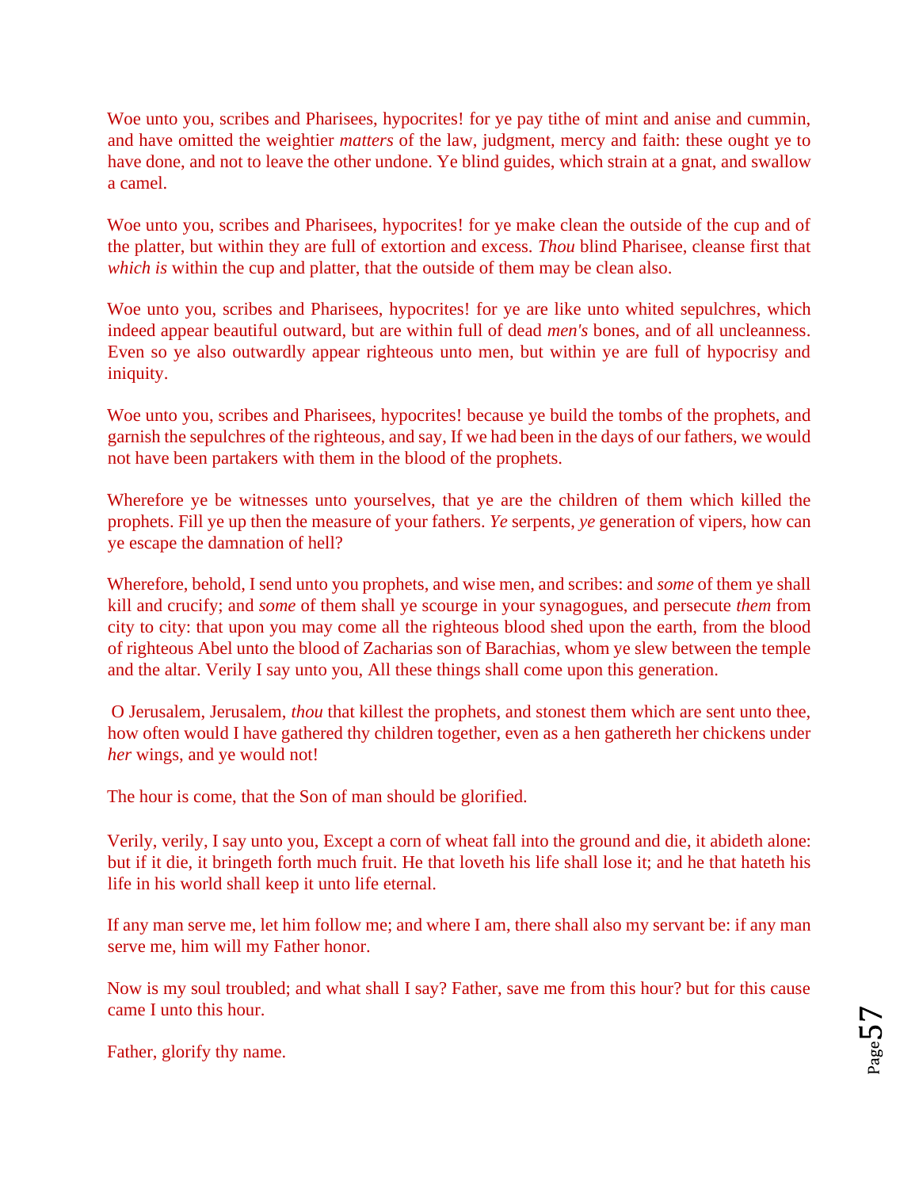Woe unto you, scribes and Pharisees, hypocrites! for ye pay tithe of mint and anise and cummin, and have omitted the weightier *matters* of the law, judgment, mercy and faith: these ought ye to have done, and not to leave the other undone. Ye blind guides, which strain at a gnat, and swallow a camel.

Woe unto you, scribes and Pharisees, hypocrites! for ye make clean the outside of the cup and of the platter, but within they are full of extortion and excess. *Thou* blind Pharisee, cleanse first that *which is* within the cup and platter, that the outside of them may be clean also.

Woe unto you, scribes and Pharisees, hypocrites! for ye are like unto whited sepulchres, which indeed appear beautiful outward, but are within full of dead *men's* bones, and of all uncleanness. Even so ye also outwardly appear righteous unto men, but within ye are full of hypocrisy and iniquity.

Woe unto you, scribes and Pharisees, hypocrites! because ye build the tombs of the prophets, and garnish the sepulchres of the righteous, and say, If we had been in the days of our fathers, we would not have been partakers with them in the blood of the prophets.

Wherefore ye be witnesses unto yourselves, that ye are the children of them which killed the prophets. Fill ye up then the measure of your fathers. *Ye* serpents, *ye* generation of vipers, how can ye escape the damnation of hell?

Wherefore, behold, I send unto you prophets, and wise men, and scribes: and *some* of them ye shall kill and crucify; and *some* of them shall ye scourge in your synagogues, and persecute *them* from city to city: that upon you may come all the righteous blood shed upon the earth, from the blood of righteous Abel unto the blood of Zacharias son of Barachias, whom ye slew between the temple and the altar. Verily I say unto you, All these things shall come upon this generation.

O Jerusalem, Jerusalem, *thou* that killest the prophets, and stonest them which are sent unto thee, how often would I have gathered thy children together, even as a hen gathereth her chickens under *her* wings, and ye would not!

The hour is come, that the Son of man should be glorified.

Verily, verily, I say unto you, Except a corn of wheat fall into the ground and die, it abideth alone: but if it die, it bringeth forth much fruit. He that loveth his life shall lose it; and he that hateth his life in his world shall keep it unto life eternal.

If any man serve me, let him follow me; and where I am, there shall also my servant be: if any man serve me, him will my Father honor.

Now is my soul troubled; and what shall I say? Father, save me from this hour? but for this cause came I unto this hour.

Father, glorify thy name.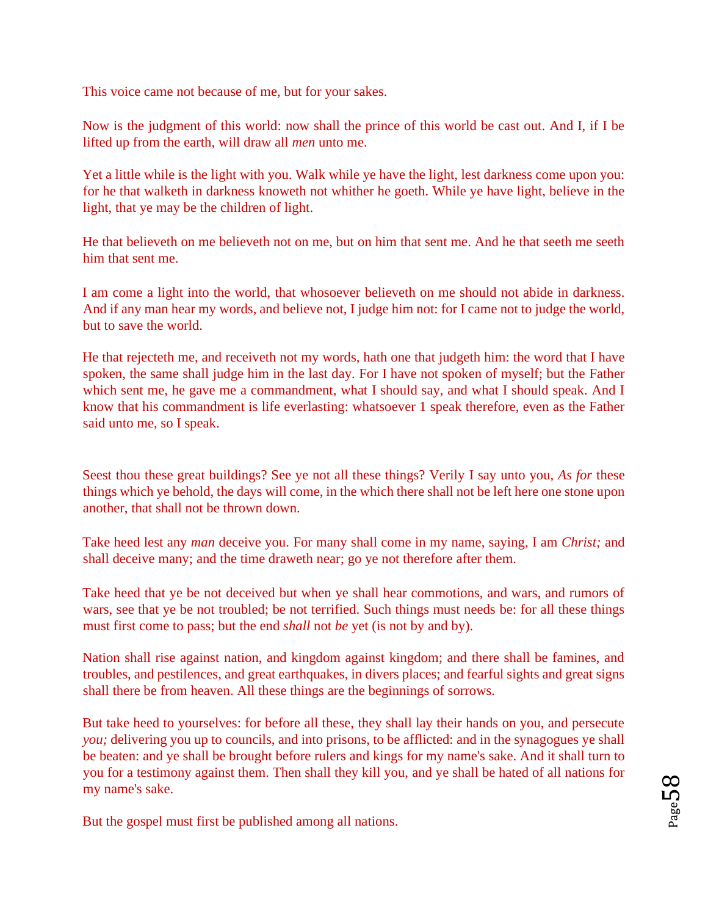This voice came not because of me, but for your sakes.

Now is the judgment of this world: now shall the prince of this world be cast out. And I, if I be lifted up from the earth, will draw all *men* unto me.

Yet a little while is the light with you. Walk while ye have the light, lest darkness come upon you: for he that walketh in darkness knoweth not whither he goeth. While ye have light, believe in the light, that ye may be the children of light.

He that believeth on me believeth not on me, but on him that sent me. And he that seeth me seeth him that sent me.

I am come a light into the world, that whosoever believeth on me should not abide in darkness. And if any man hear my words, and believe not, I judge him not: for I came not to judge the world, but to save the world.

He that rejecteth me, and receiveth not my words, hath one that judgeth him: the word that I have spoken, the same shall judge him in the last day. For I have not spoken of myself; but the Father which sent me, he gave me a commandment, what I should say, and what I should speak. And I know that his commandment is life everlasting: whatsoever 1 speak therefore, even as the Father said unto me, so I speak.

Seest thou these great buildings? See ye not all these things? Verily I say unto you, *As for* these things which ye behold, the days will come, in the which there shall not be left here one stone upon another, that shall not be thrown down.

Take heed lest any *man* deceive you. For many shall come in my name, saying, I am *Christ;* and shall deceive many; and the time draweth near; go ye not therefore after them.

Take heed that ye be not deceived but when ye shall hear commotions, and wars, and rumors of wars, see that ye be not troubled; be not terrified. Such things must needs be: for all these things must first come to pass; but the end *shall* not *be* yet (is not by and by).

Nation shall rise against nation, and kingdom against kingdom; and there shall be famines, and troubles, and pestilences, and great earthquakes, in divers places; and fearful sights and great signs shall there be from heaven. All these things are the beginnings of sorrows.

But take heed to yourselves: for before all these, they shall lay their hands on you, and persecute *you;* delivering you up to councils, and into prisons, to be afflicted: and in the synagogues ye shall be beaten: and ye shall be brought before rulers and kings for my name's sake. And it shall turn to you for a testimony against them. Then shall they kill you, and ye shall be hated of all nations for my name's sake.

But the gospel must first be published among all nations.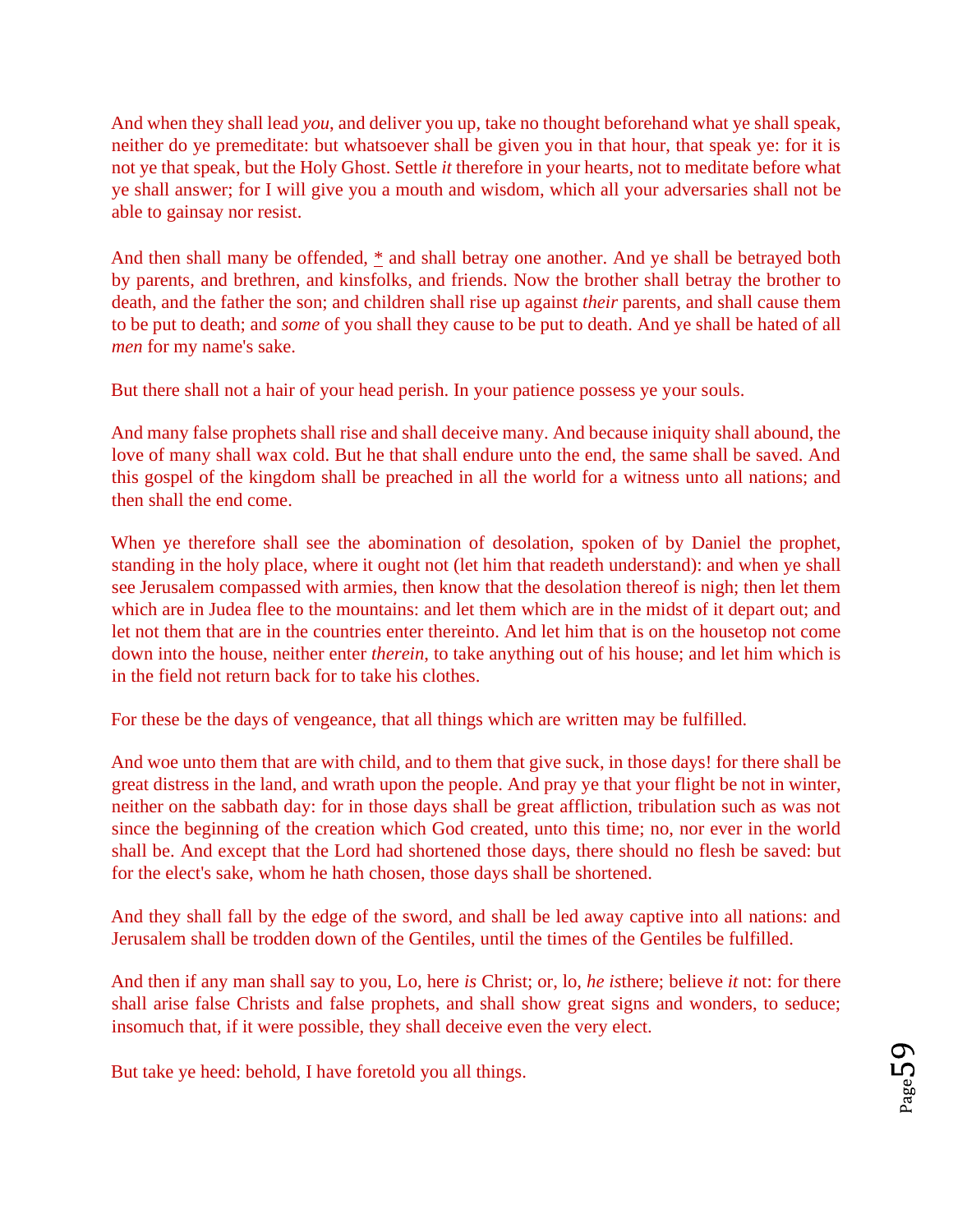And when they shall lead *you*, and deliver you up, take no thought beforehand what ye shall speak, neither do ye premeditate: but whatsoever shall be given you in that hour, that speak ye: for it is not ye that speak, but the Holy Ghost. Settle *it* therefore in your hearts, not to meditate before what ye shall answer; for I will give you a mouth and wisdom, which all your adversaries shall not be able to gainsay nor resist.

And then shall many be offended, * and shall betray one another. And ye shall be betrayed both by parents, and brethren, and kinsfolks, and friends. Now the brother shall betray the brother to death, and the father the son; and children shall rise up against *their* parents, and shall cause them to be put to death; and *some* of you shall they cause to be put to death. And ye shall be hated of all *men* for my name's sake.

But there shall not a hair of your head perish. In your patience possess ye your souls.

And many false prophets shall rise and shall deceive many. And because iniquity shall abound, the love of many shall wax cold. But he that shall endure unto the end, the same shall be saved. And this gospel of the kingdom shall be preached in all the world for a witness unto all nations; and then shall the end come.

When ye therefore shall see the abomination of desolation, spoken of by Daniel the prophet, standing in the holy place, where it ought not (let him that readeth understand): and when ye shall see Jerusalem compassed with armies, then know that the desolation thereof is nigh; then let them which are in Judea flee to the mountains: and let them which are in the midst of it depart out; and let not them that are in the countries enter thereinto. And let him that is on the housetop not come down into the house, neither enter *therein*, to take anything out of his house; and let him which is in the field not return back for to take his clothes.

For these be the days of vengeance, that all things which are written may be fulfilled.

And woe unto them that are with child, and to them that give suck, in those days! for there shall be great distress in the land, and wrath upon the people. And pray ye that your flight be not in winter, neither on the sabbath day: for in those days shall be great affliction, tribulation such as was not since the beginning of the creation which God created, unto this time; no, nor ever in the world shall be. And except that the Lord had shortened those days, there should no flesh be saved: but for the elect's sake, whom he hath chosen, those days shall be shortened.

And they shall fall by the edge of the sword, and shall be led away captive into all nations: and Jerusalem shall be trodden down of the Gentiles, until the times of the Gentiles be fulfilled.

And then if any man shall say to you, Lo, here *is* Christ; or, lo, *he is*there; believe *it* not: for there shall arise false Christs and false prophets, and shall show great signs and wonders, to seduce; insomuch that, if it were possible, they shall deceive even the very elect.

But take ye heed: behold, I have foretold you all things.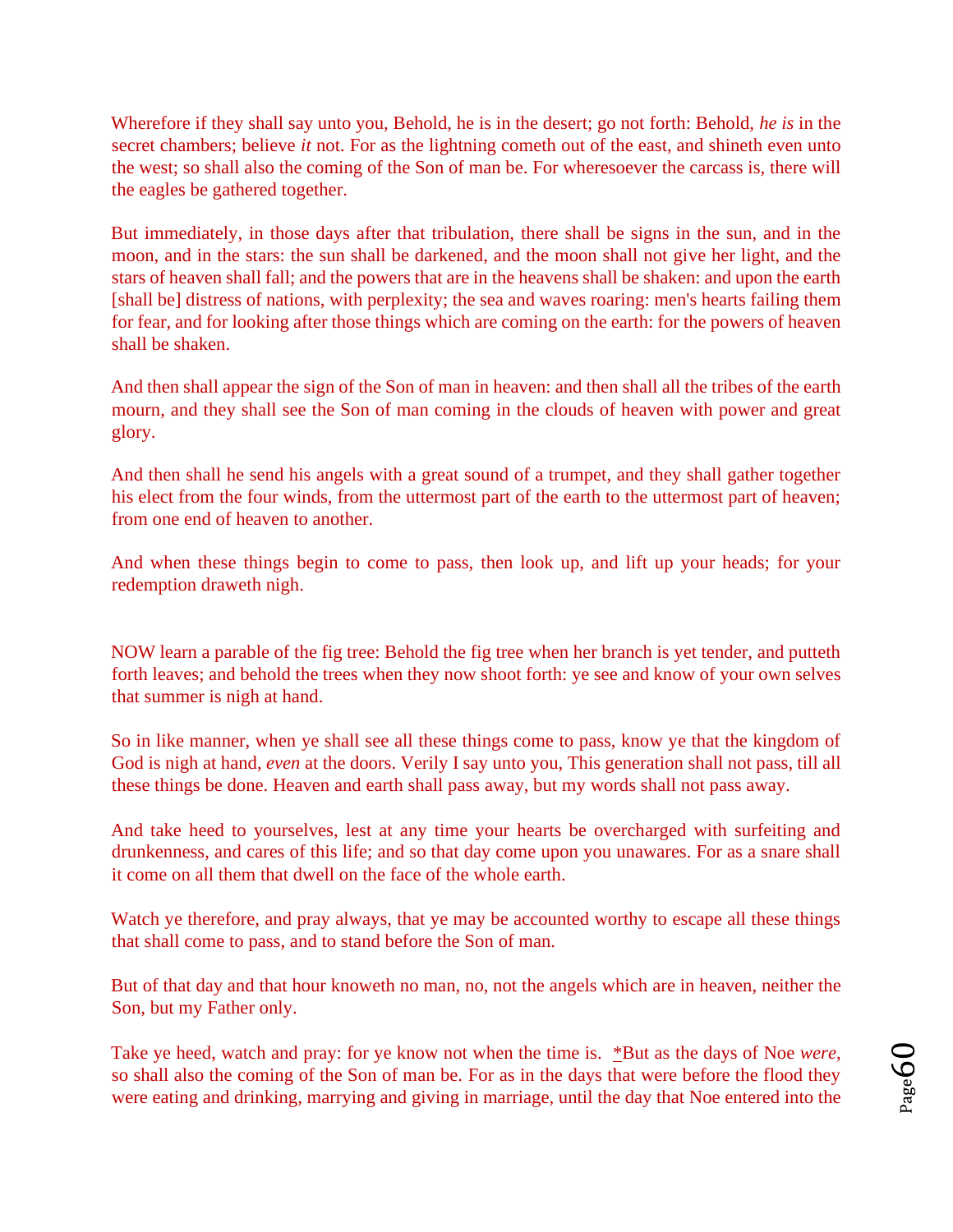Wherefore if they shall say unto you, Behold, he is in the desert; go not forth: Behold, *he is* in the secret chambers; believe *it* not. For as the lightning cometh out of the east, and shineth even unto the west; so shall also the coming of the Son of man be. For wheresoever the carcass is, there will the eagles be gathered together.

But immediately, in those days after that tribulation, there shall be signs in the sun, and in the moon, and in the stars: the sun shall be darkened, and the moon shall not give her light, and the stars of heaven shall fall; and the powers that are in the heavens shall be shaken: and upon the earth [shall be] distress of nations, with perplexity; the sea and waves roaring: men's hearts failing them for fear, and for looking after those things which are coming on the earth: for the powers of heaven shall be shaken.

And then shall appear the sign of the Son of man in heaven: and then shall all the tribes of the earth mourn, and they shall see the Son of man coming in the clouds of heaven with power and great glory.

And then shall he send his angels with a great sound of a trumpet, and they shall gather together his elect from the four winds, from the uttermost part of the earth to the uttermost part of heaven; from one end of heaven to another.

And when these things begin to come to pass, then look up, and lift up your heads; for your redemption draweth nigh.

NOW learn a parable of the fig tree: Behold the fig tree when her branch is yet tender, and putteth forth leaves; and behold the trees when they now shoot forth: ye see and know of your own selves that summer is nigh at hand.

So in like manner, when ye shall see all these things come to pass, know ye that the kingdom of God is nigh at hand, *even* at the doors. Verily I say unto you, This generation shall not pass, till all these things be done. Heaven and earth shall pass away, but my words shall not pass away.

And take heed to yourselves, lest at any time your hearts be overcharged with surfeiting and drunkenness, and cares of this life; and so that day come upon you unawares. For as a snare shall it come on all them that dwell on the face of the whole earth.

Watch ye therefore, and pray always, that ye may be accounted worthy to escape all these things that shall come to pass, and to stand before the Son of man.

But of that day and that hour knoweth no man, no, not the angels which are in heaven, neither the Son, but my Father only.

Take ye heed, watch and pray: for ye know not when the time is. *But as the days of Noe *were*, so shall also the coming of the Son of man be. For as in the days that were before the flood they were eating and drinking, marrying and giving in marriage, until the day that Noe entered into the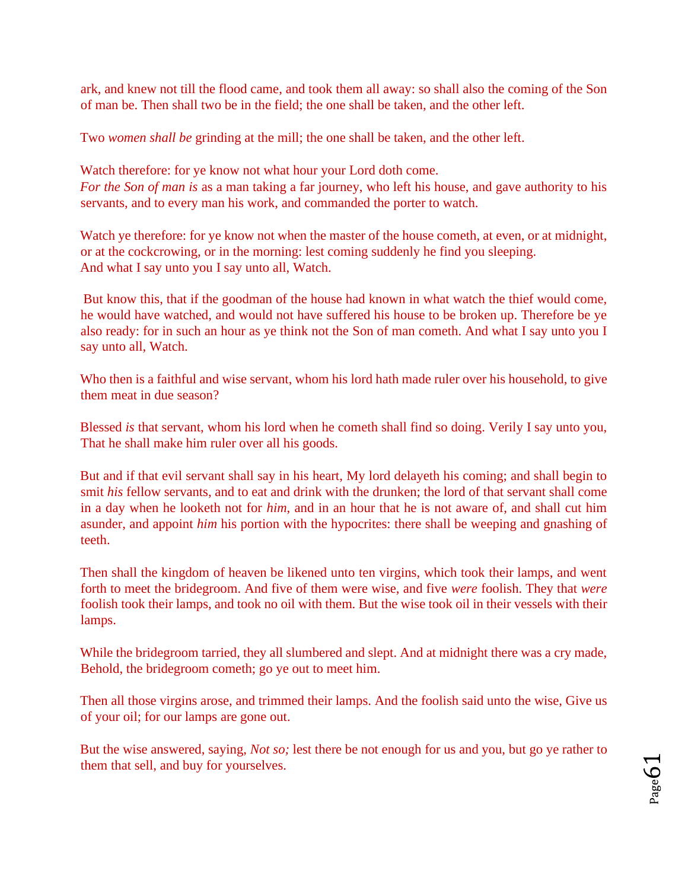ark, and knew not till the flood came, and took them all away: so shall also the coming of the Son of man be. Then shall two be in the field; the one shall be taken, and the other left.

Two *women shall be* grinding at the mill; the one shall be taken, and the other left.

Watch therefore: for ye know not what hour your Lord doth come.
*For the Son of man is* as a man taking a far journey, who left his house, and gave authority to his servants, and to every man his work, and commanded the porter to watch.

Watch ye therefore: for ye know not when the master of the house cometh, at even, or at midnight, or at the cockcrowing, or in the morning: lest coming suddenly he find you sleeping.
And what I say unto you I say unto all, Watch.

But know this, that if the goodman of the house had known in what watch the thief would come, he would have watched, and would not have suffered his house to be broken up. Therefore be ye also ready: for in such an hour as ye think not the Son of man cometh. And what I say unto you I say unto all, Watch.

Who then is a faithful and wise servant, whom his lord hath made ruler over his household, to give them meat in due season?

Blessed *is* that servant, whom his lord when he cometh shall find so doing. Verily I say unto you, That he shall make him ruler over all his goods.

But and if that evil servant shall say in his heart, My lord delayeth his coming; and shall begin to smit *his* fellow servants, and to eat and drink with the drunken; the lord of that servant shall come in a day when he looketh not for *him*, and in an hour that he is not aware of, and shall cut him asunder, and appoint *him* his portion with the hypocrites: there shall be weeping and gnashing of teeth.

Then shall the kingdom of heaven be likened unto ten virgins, which took their lamps, and went forth to meet the bridegroom. And five of them were wise, and five *were* foolish. They that *were* foolish took their lamps, and took no oil with them. But the wise took oil in their vessels with their lamps.

While the bridegroom tarried, they all slumbered and slept. And at midnight there was a cry made, Behold, the bridegroom cometh; go ye out to meet him.

Then all those virgins arose, and trimmed their lamps. And the foolish said unto the wise, Give us of your oil; for our lamps are gone out.

But the wise answered, saying, *Not so;* lest there be not enough for us and you, but go ye rather to them that sell, and buy for yourselves.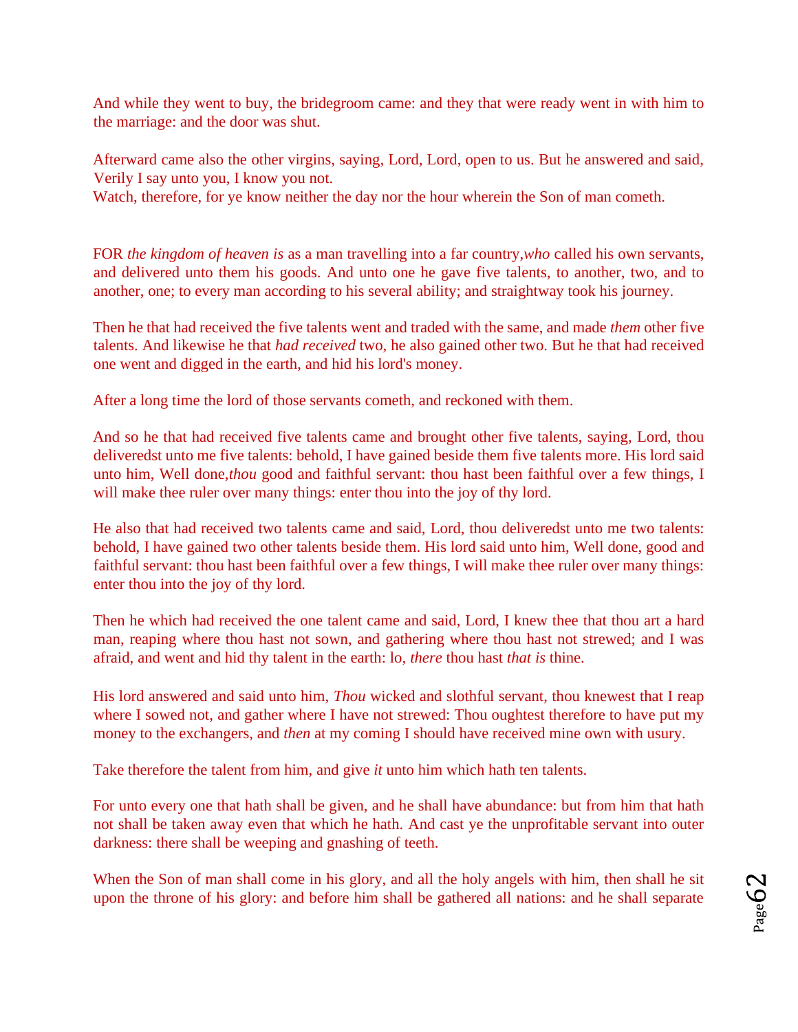And while they went to buy, the bridegroom came: and they that were ready went in with him to the marriage: and the door was shut.

Afterward came also the other virgins, saying, Lord, Lord, open to us. But he answered and said, Verily I say unto you, I know you not.
Watch, therefore, for ye know neither the day nor the hour wherein the Son of man cometh.

FOR *the kingdom of heaven is* as a man travelling into a far country,*who* called his own servants, and delivered unto them his goods. And unto one he gave five talents, to another, two, and to another, one; to every man according to his several ability; and straightway took his journey.

Then he that had received the five talents went and traded with the same, and made *them* other five talents. And likewise he that *had received* two, he also gained other two. But he that had received one went and digged in the earth, and hid his lord's money.

After a long time the lord of those servants cometh, and reckoned with them.

And so he that had received five talents came and brought other five talents, saying, Lord, thou deliveredst unto me five talents: behold, I have gained beside them five talents more. His lord said unto him, Well done,*thou* good and faithful servant: thou hast been faithful over a few things, I will make thee ruler over many things: enter thou into the joy of thy lord.

He also that had received two talents came and said, Lord, thou deliveredst unto me two talents: behold, I have gained two other talents beside them. His lord said unto him, Well done, good and faithful servant: thou hast been faithful over a few things, I will make thee ruler over many things: enter thou into the joy of thy lord.

Then he which had received the one talent came and said, Lord, I knew thee that thou art a hard man, reaping where thou hast not sown, and gathering where thou hast not strewed; and I was afraid, and went and hid thy talent in the earth: lo, *there* thou hast *that is* thine.

His lord answered and said unto him, *Thou* wicked and slothful servant, thou knewest that I reap where I sowed not, and gather where I have not strewed: Thou oughtest therefore to have put my money to the exchangers, and *then* at my coming I should have received mine own with usury.

Take therefore the talent from him, and give *it* unto him which hath ten talents.

For unto every one that hath shall be given, and he shall have abundance: but from him that hath not shall be taken away even that which he hath. And cast ye the unprofitable servant into outer darkness: there shall be weeping and gnashing of teeth.

When the Son of man shall come in his glory, and all the holy angels with him, then shall he sit upon the throne of his glory: and before him shall be gathered all nations: and he shall separate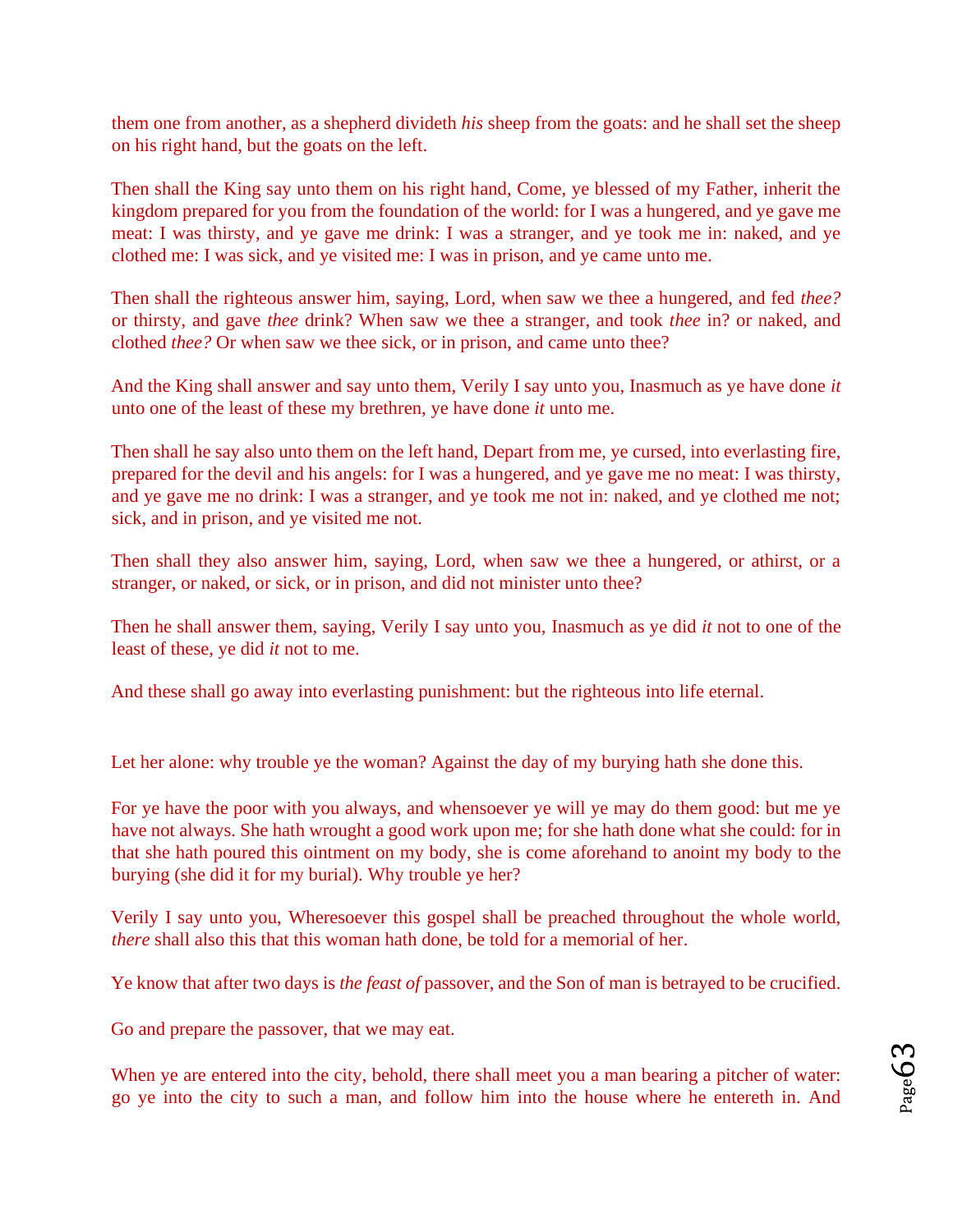them one from another, as a shepherd divideth *his* sheep from the goats: and he shall set the sheep on his right hand, but the goats on the left.

Then shall the King say unto them on his right hand, Come, ye blessed of my Father, inherit the kingdom prepared for you from the foundation of the world: for I was a hungered, and ye gave me meat: I was thirsty, and ye gave me drink: I was a stranger, and ye took me in: naked, and ye clothed me: I was sick, and ye visited me: I was in prison, and ye came unto me.

Then shall the righteous answer him, saying, Lord, when saw we thee a hungered, and fed *thee?* or thirsty, and gave *thee* drink? When saw we thee a stranger, and took *thee* in? or naked, and clothed *thee?* Or when saw we thee sick, or in prison, and came unto thee?

And the King shall answer and say unto them, Verily I say unto you, Inasmuch as ye have done *it* unto one of the least of these my brethren, ye have done *it* unto me.

Then shall he say also unto them on the left hand, Depart from me, ye cursed, into everlasting fire, prepared for the devil and his angels: for I was a hungered, and ye gave me no meat: I was thirsty, and ye gave me no drink: I was a stranger, and ye took me not in: naked, and ye clothed me not; sick, and in prison, and ye visited me not.

Then shall they also answer him, saying, Lord, when saw we thee a hungered, or athirst, or a stranger, or naked, or sick, or in prison, and did not minister unto thee?

Then he shall answer them, saying, Verily I say unto you, Inasmuch as ye did *it* not to one of the least of these, ye did *it* not to me.

And these shall go away into everlasting punishment: but the righteous into life eternal.

Let her alone: why trouble ye the woman? Against the day of my burying hath she done this.

For ye have the poor with you always, and whensoever ye will ye may do them good: but me ye have not always. She hath wrought a good work upon me; for she hath done what she could: for in that she hath poured this ointment on my body, she is come aforehand to anoint my body to the burying (she did it for my burial). Why trouble ye her?

Verily I say unto you, Wheresoever this gospel shall be preached throughout the whole world, *there* shall also this that this woman hath done, be told for a memorial of her.

Ye know that after two days is *the feast of* passover, and the Son of man is betrayed to be crucified.

Go and prepare the passover, that we may eat.

When ye are entered into the city, behold, there shall meet you a man bearing a pitcher of water: go ye into the city to such a man, and follow him into the house where he entereth in. And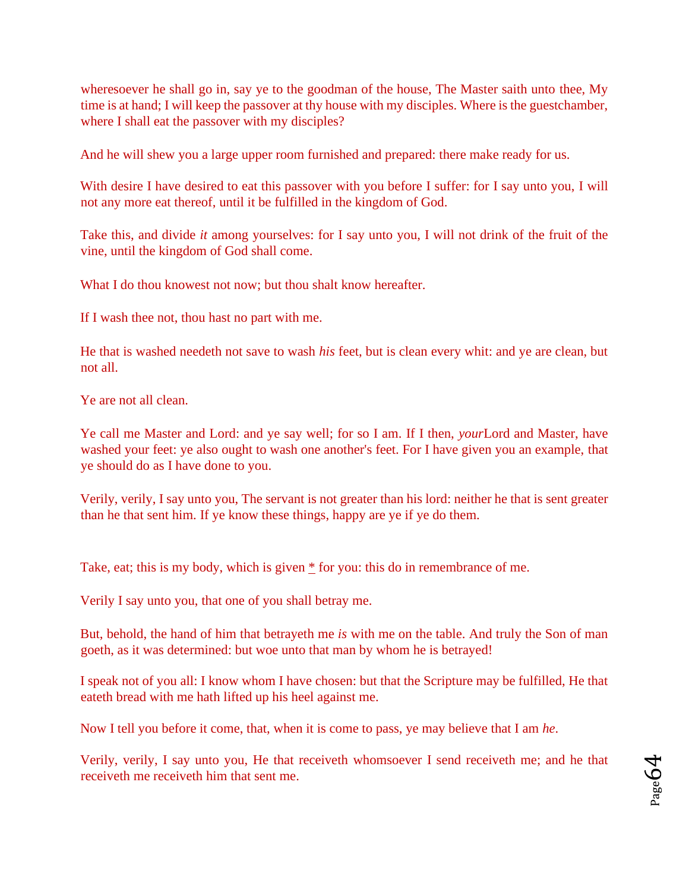wheresoever he shall go in, say ye to the goodman of the house, The Master saith unto thee, My time is at hand; I will keep the passover at thy house with my disciples. Where is the guestchamber, where I shall eat the passover with my disciples?

And he will shew you a large upper room furnished and prepared: there make ready for us.

With desire I have desired to eat this passover with you before I suffer: for I say unto you, I will not any more eat thereof, until it be fulfilled in the kingdom of God.

Take this, and divide *it* among yourselves: for I say unto you, I will not drink of the fruit of the vine, until the kingdom of God shall come.

What I do thou knowest not now; but thou shalt know hereafter.

If I wash thee not, thou hast no part with me.

He that is washed needeth not save to wash *his* feet, but is clean every whit: and ye are clean, but not all.

Ye are not all clean.

Ye call me Master and Lord: and ye say well; for so I am. If I then, *your*Lord and Master, have washed your feet: ye also ought to wash one another's feet. For I have given you an example, that ye should do as I have done to you.

Verily, verily, I say unto you, The servant is not greater than his lord: neither he that is sent greater than he that sent him. If ye know these things, happy are ye if ye do them.

Take, eat; this is my body, which is given * for you: this do in remembrance of me.

Verily I say unto you, that one of you shall betray me.

But, behold, the hand of him that betrayeth me *is* with me on the table. And truly the Son of man goeth, as it was determined: but woe unto that man by whom he is betrayed!

I speak not of you all: I know whom I have chosen: but that the Scripture may be fulfilled, He that eateth bread with me hath lifted up his heel against me.

Now I tell you before it come, that, when it is come to pass, ye may believe that I am *he*.

Verily, verily, I say unto you, He that receiveth whomsoever I send receiveth me; and he that receiveth me receiveth him that sent me.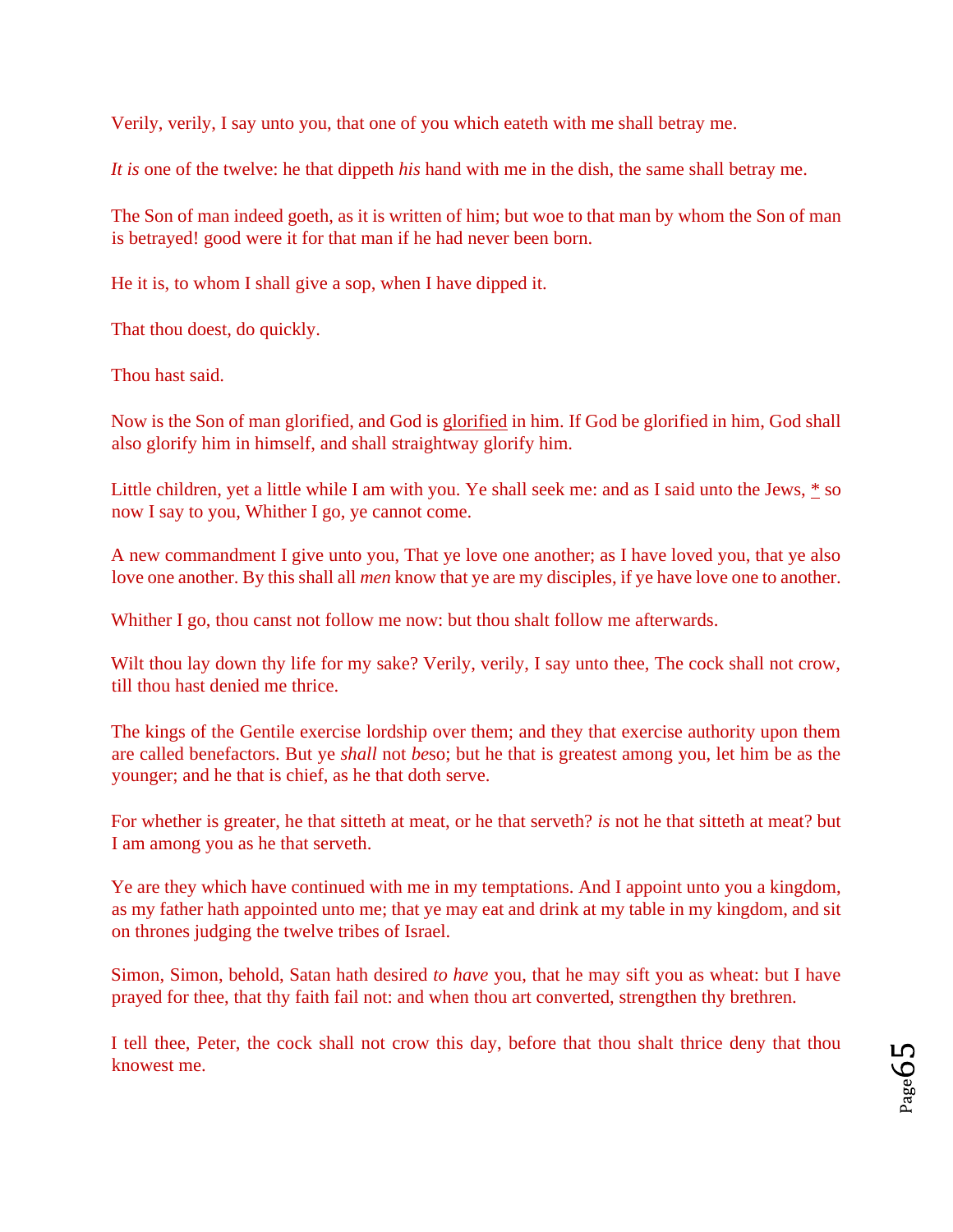Verily, verily, I say unto you, that one of you which eateth with me shall betray me.

*It is* one of the twelve: he that dippeth *his* hand with me in the dish, the same shall betray me.

The Son of man indeed goeth, as it is written of him; but woe to that man by whom the Son of man is betrayed! good were it for that man if he had never been born.

He it is, to whom I shall give a sop, when I have dipped it.

That thou doest, do quickly.

Thou hast said.

Now is the Son of man glorified, and God is glorified in him. If God be glorified in him, God shall also glorify him in himself, and shall straightway glorify him.

Little children, yet a little while I am with you. Ye shall seek me: and as I said unto the Jews, * so now I say to you, Whither I go, ye cannot come.

A new commandment I give unto you, That ye love one another; as I have loved you, that ye also love one another. By this shall all *men* know that ye are my disciples, if ye have love one to another.

Whither I go, thou canst not follow me now: but thou shalt follow me afterwards.

Wilt thou lay down thy life for my sake? Verily, verily, I say unto thee, The cock shall not crow, till thou hast denied me thrice.

The kings of the Gentile exercise lordship over them; and they that exercise authority upon them are called benefactors. But ye *shall* not *be*so; but he that is greatest among you, let him be as the younger; and he that is chief, as he that doth serve.

For whether is greater, he that sitteth at meat, or he that serveth? *is* not he that sitteth at meat? but I am among you as he that serveth.

Ye are they which have continued with me in my temptations. And I appoint unto you a kingdom, as my father hath appointed unto me; that ye may eat and drink at my table in my kingdom, and sit on thrones judging the twelve tribes of Israel.

Simon, Simon, behold, Satan hath desired *to have* you, that he may sift you as wheat: but I have prayed for thee, that thy faith fail not: and when thou art converted, strengthen thy brethren.

I tell thee, Peter, the cock shall not crow this day, before that thou shalt thrice deny that thou knowest me.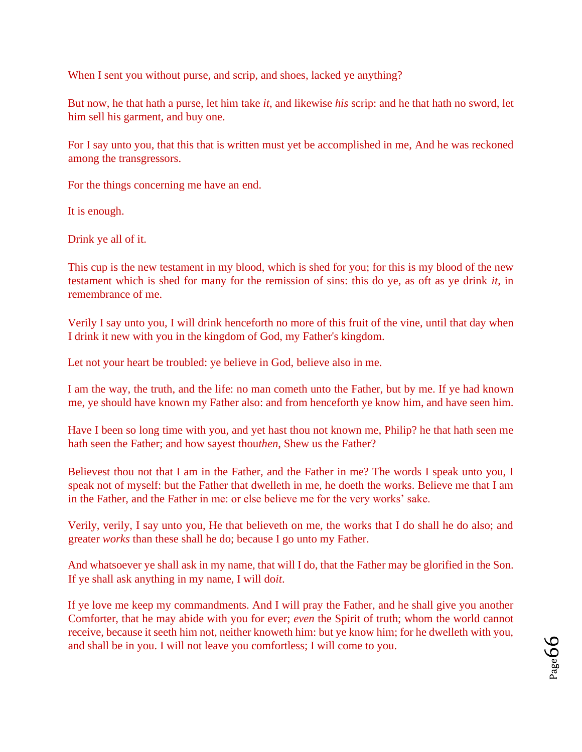When I sent you without purse, and scrip, and shoes, lacked ye anything?

But now, he that hath a purse, let him take *it*, and likewise *his* scrip: and he that hath no sword, let him sell his garment, and buy one.

For I say unto you, that this that is written must yet be accomplished in me, And he was reckoned among the transgressors.

For the things concerning me have an end.

It is enough.

Drink ye all of it.

This cup is the new testament in my blood, which is shed for you; for this is my blood of the new testament which is shed for many for the remission of sins: this do ye, as oft as ye drink *it*, in remembrance of me.

Verily I say unto you, I will drink henceforth no more of this fruit of the vine, until that day when I drink it new with you in the kingdom of God, my Father's kingdom.

Let not your heart be troubled: ye believe in God, believe also in me.

I am the way, the truth, and the life: no man cometh unto the Father, but by me. If ye had known me, ye should have known my Father also: and from henceforth ye know him, and have seen him.

Have I been so long time with you, and yet hast thou not known me, Philip? he that hath seen me hath seen the Father; and how sayest thou*then*, Shew us the Father?

Believest thou not that I am in the Father, and the Father in me? The words I speak unto you, I speak not of myself: but the Father that dwelleth in me, he doeth the works. Believe me that I am in the Father, and the Father in me: or else believe me for the very works' sake.

Verily, verily, I say unto you, He that believeth on me, the works that I do shall he do also; and greater *works* than these shall he do; because I go unto my Father.

And whatsoever ye shall ask in my name, that will I do, that the Father may be glorified in the Son. If ye shall ask anything in my name, I will do*it*.

If ye love me keep my commandments. And I will pray the Father, and he shall give you another Comforter, that he may abide with you for ever; *even* the Spirit of truth; whom the world cannot receive, because it seeth him not, neither knoweth him: but ye know him; for he dwelleth with you, and shall be in you. I will not leave you comfortless; I will come to you.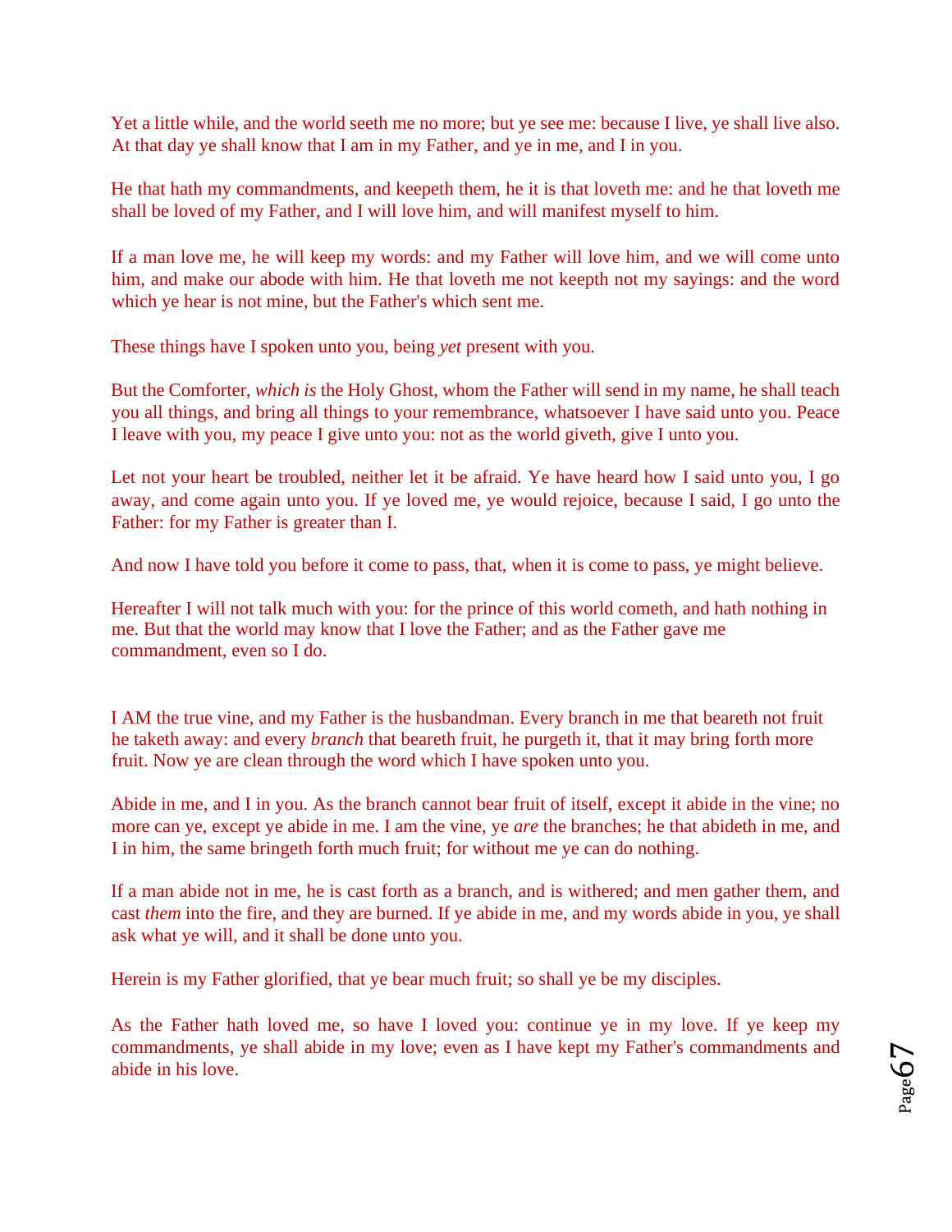Yet a little while, and the world seeth me no more; but ye see me: because I live, ye shall live also. At that day ye shall know that I am in my Father, and ye in me, and I in you.

He that hath my commandments, and keepeth them, he it is that loveth me: and he that loveth me shall be loved of my Father, and I will love him, and will manifest myself to him.

If a man love me, he will keep my words: and my Father will love him, and we will come unto him, and make our abode with him. He that loveth me not keepth not my sayings: and the word which ye hear is not mine, but the Father's which sent me.

These things have I spoken unto you, being *yet* present with you.

But the Comforter, *which is* the Holy Ghost, whom the Father will send in my name, he shall teach you all things, and bring all things to your remembrance, whatsoever I have said unto you. Peace I leave with you, my peace I give unto you: not as the world giveth, give I unto you.

Let not your heart be troubled, neither let it be afraid. Ye have heard how I said unto you, I go away, and come again unto you. If ye loved me, ye would rejoice, because I said, I go unto the Father: for my Father is greater than I.

And now I have told you before it come to pass, that, when it is come to pass, ye might believe.

Hereafter I will not talk much with you: for the prince of this world cometh, and hath nothing in me. But that the world may know that I love the Father; and as the Father gave me commandment, even so I do.

I AM the true vine, and my Father is the husbandman. Every branch in me that beareth not fruit he taketh away: and every *branch* that beareth fruit, he purgeth it, that it may bring forth more fruit. Now ye are clean through the word which I have spoken unto you.

Abide in me, and I in you. As the branch cannot bear fruit of itself, except it abide in the vine; no more can ye, except ye abide in me. I am the vine, ye *are* the branches; he that abideth in me, and I in him, the same bringeth forth much fruit; for without me ye can do nothing.

If a man abide not in me, he is cast forth as a branch, and is withered; and men gather them, and cast *them* into the fire, and they are burned. If ye abide in me, and my words abide in you, ye shall ask what ye will, and it shall be done unto you.

Herein is my Father glorified, that ye bear much fruit; so shall ye be my disciples.

As the Father hath loved me, so have I loved you: continue ye in my love. If ye keep my commandments, ye shall abide in my love; even as I have kept my Father's commandments and abide in his love.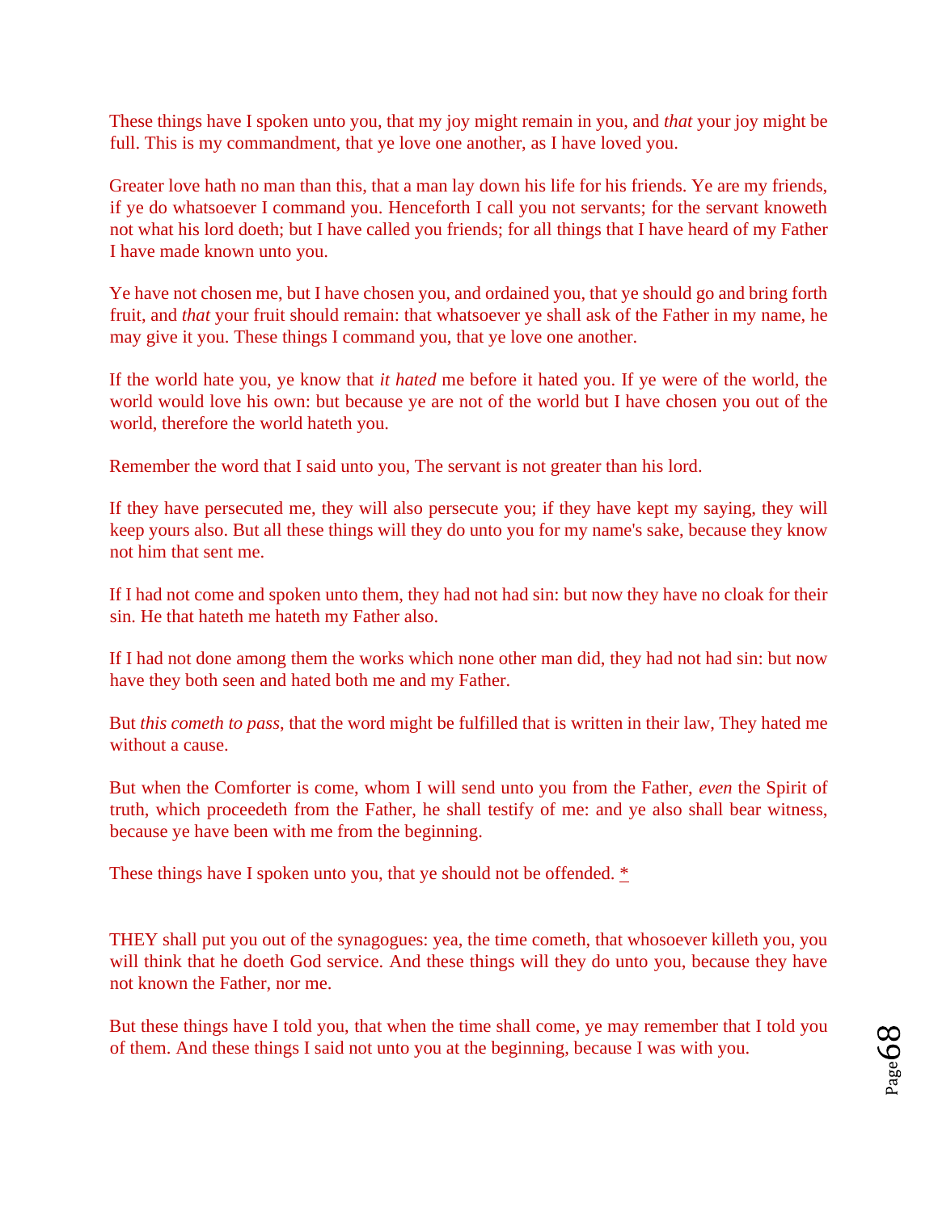These things have I spoken unto you, that my joy might remain in you, and *that* your joy might be full. This is my commandment, that ye love one another, as I have loved you.

Greater love hath no man than this, that a man lay down his life for his friends. Ye are my friends, if ye do whatsoever I command you. Henceforth I call you not servants; for the servant knoweth not what his lord doeth; but I have called you friends; for all things that I have heard of my Father I have made known unto you.

Ye have not chosen me, but I have chosen you, and ordained you, that ye should go and bring forth fruit, and *that* your fruit should remain: that whatsoever ye shall ask of the Father in my name, he may give it you. These things I command you, that ye love one another.

If the world hate you, ye know that *it hated* me before it hated you. If ye were of the world, the world would love his own: but because ye are not of the world but I have chosen you out of the world, therefore the world hateth you.

Remember the word that I said unto you, The servant is not greater than his lord.

If they have persecuted me, they will also persecute you; if they have kept my saying, they will keep yours also. But all these things will they do unto you for my name's sake, because they know not him that sent me.

If I had not come and spoken unto them, they had not had sin: but now they have no cloak for their sin. He that hateth me hateth my Father also.

If I had not done among them the works which none other man did, they had not had sin: but now have they both seen and hated both me and my Father.

But *this cometh to pass*, that the word might be fulfilled that is written in their law, They hated me without a cause.

But when the Comforter is come, whom I will send unto you from the Father, *even* the Spirit of truth, which proceedeth from the Father, he shall testify of me: and ye also shall bear witness, because ye have been with me from the beginning.

These things have I spoken unto you, that ye should not be offended. *

THEY shall put you out of the synagogues: yea, the time cometh, that whosoever killeth you, you will think that he doeth God service. And these things will they do unto you, because they have not known the Father, nor me.

But these things have I told you, that when the time shall come, ye may remember that I told you of them. And these things I said not unto you at the beginning, because I was with you.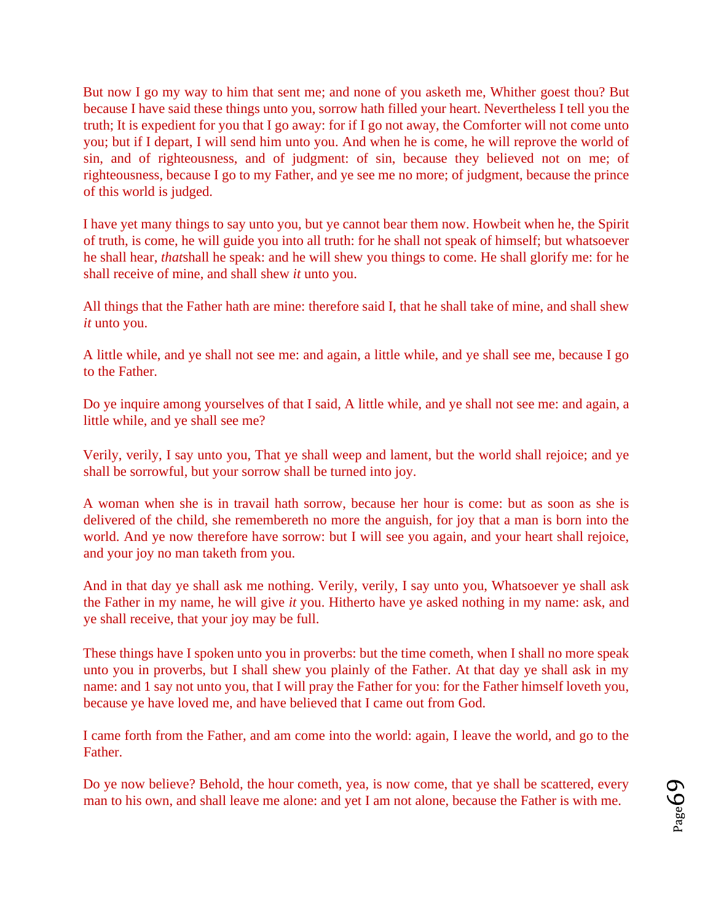But now I go my way to him that sent me; and none of you asketh me, Whither goest thou? But because I have said these things unto you, sorrow hath filled your heart. Nevertheless I tell you the truth; It is expedient for you that I go away: for if I go not away, the Comforter will not come unto you; but if I depart, I will send him unto you. And when he is come, he will reprove the world of sin, and of righteousness, and of judgment: of sin, because they believed not on me; of righteousness, because I go to my Father, and ye see me no more; of judgment, because the prince of this world is judged.

I have yet many things to say unto you, but ye cannot bear them now. Howbeit when he, the Spirit of truth, is come, he will guide you into all truth: for he shall not speak of himself; but whatsoever he shall hear, *that*shall he speak: and he will shew you things to come. He shall glorify me: for he shall receive of mine, and shall shew *it* unto you.

All things that the Father hath are mine: therefore said I, that he shall take of mine, and shall shew *it* unto you.

A little while, and ye shall not see me: and again, a little while, and ye shall see me, because I go to the Father.

Do ye inquire among yourselves of that I said, A little while, and ye shall not see me: and again, a little while, and ye shall see me?

Verily, verily, I say unto you, That ye shall weep and lament, but the world shall rejoice; and ye shall be sorrowful, but your sorrow shall be turned into joy.

A woman when she is in travail hath sorrow, because her hour is come: but as soon as she is delivered of the child, she remembereth no more the anguish, for joy that a man is born into the world. And ye now therefore have sorrow: but I will see you again, and your heart shall rejoice, and your joy no man taketh from you.

And in that day ye shall ask me nothing. Verily, verily, I say unto you, Whatsoever ye shall ask the Father in my name, he will give *it* you. Hitherto have ye asked nothing in my name: ask, and ye shall receive, that your joy may be full.

These things have I spoken unto you in proverbs: but the time cometh, when I shall no more speak unto you in proverbs, but I shall shew you plainly of the Father. At that day ye shall ask in my name: and 1 say not unto you, that I will pray the Father for you: for the Father himself loveth you, because ye have loved me, and have believed that I came out from God.

I came forth from the Father, and am come into the world: again, I leave the world, and go to the Father.

Do ye now believe? Behold, the hour cometh, yea, is now come, that ye shall be scattered, every man to his own, and shall leave me alone: and yet I am not alone, because the Father is with me.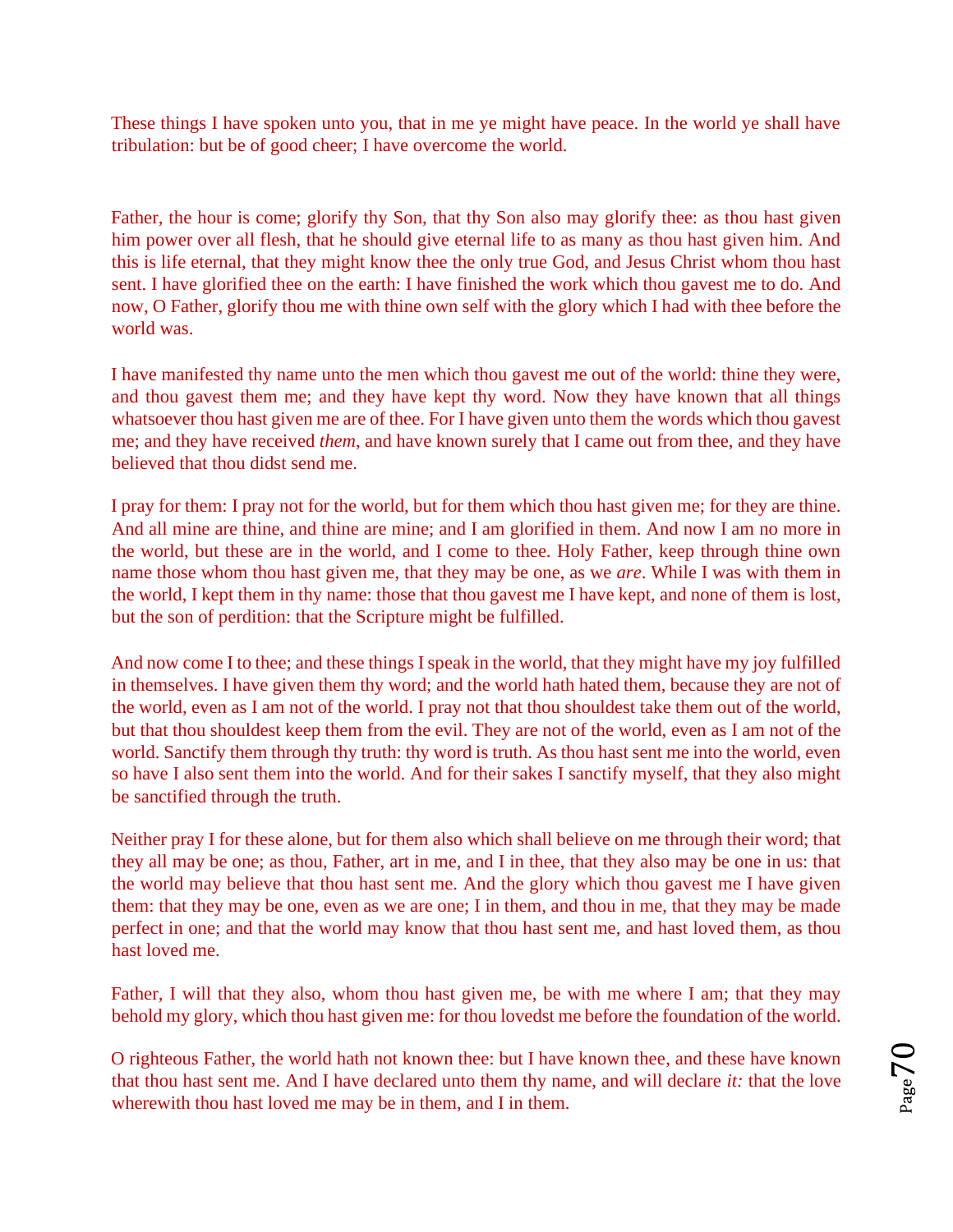These things I have spoken unto you, that in me ye might have peace. In the world ye shall have tribulation: but be of good cheer; I have overcome the world.

Father, the hour is come; glorify thy Son, that thy Son also may glorify thee: as thou hast given him power over all flesh, that he should give eternal life to as many as thou hast given him. And this is life eternal, that they might know thee the only true God, and Jesus Christ whom thou hast sent. I have glorified thee on the earth: I have finished the work which thou gavest me to do. And now, O Father, glorify thou me with thine own self with the glory which I had with thee before the world was.

I have manifested thy name unto the men which thou gavest me out of the world: thine they were, and thou gavest them me; and they have kept thy word. Now they have known that all things whatsoever thou hast given me are of thee. For I have given unto them the words which thou gavest me; and they have received *them*, and have known surely that I came out from thee, and they have believed that thou didst send me.

I pray for them: I pray not for the world, but for them which thou hast given me; for they are thine. And all mine are thine, and thine are mine; and I am glorified in them. And now I am no more in the world, but these are in the world, and I come to thee. Holy Father, keep through thine own name those whom thou hast given me, that they may be one, as we *are*. While I was with them in the world, I kept them in thy name: those that thou gavest me I have kept, and none of them is lost, but the son of perdition: that the Scripture might be fulfilled.

And now come I to thee; and these things I speak in the world, that they might have my joy fulfilled in themselves. I have given them thy word; and the world hath hated them, because they are not of the world, even as I am not of the world. I pray not that thou shouldest take them out of the world, but that thou shouldest keep them from the evil. They are not of the world, even as I am not of the world. Sanctify them through thy truth: thy word is truth. As thou hast sent me into the world, even so have I also sent them into the world. And for their sakes I sanctify myself, that they also might be sanctified through the truth.

Neither pray I for these alone, but for them also which shall believe on me through their word; that they all may be one; as thou, Father, art in me, and I in thee, that they also may be one in us: that the world may believe that thou hast sent me. And the glory which thou gavest me I have given them: that they may be one, even as we are one; I in them, and thou in me, that they may be made perfect in one; and that the world may know that thou hast sent me, and hast loved them, as thou hast loved me.

Father, I will that they also, whom thou hast given me, be with me where I am; that they may behold my glory, which thou hast given me: for thou lovedst me before the foundation of the world.

O righteous Father, the world hath not known thee: but I have known thee, and these have known that thou hast sent me. And I have declared unto them thy name, and will declare *it:* that the love wherewith thou hast loved me may be in them, and I in them.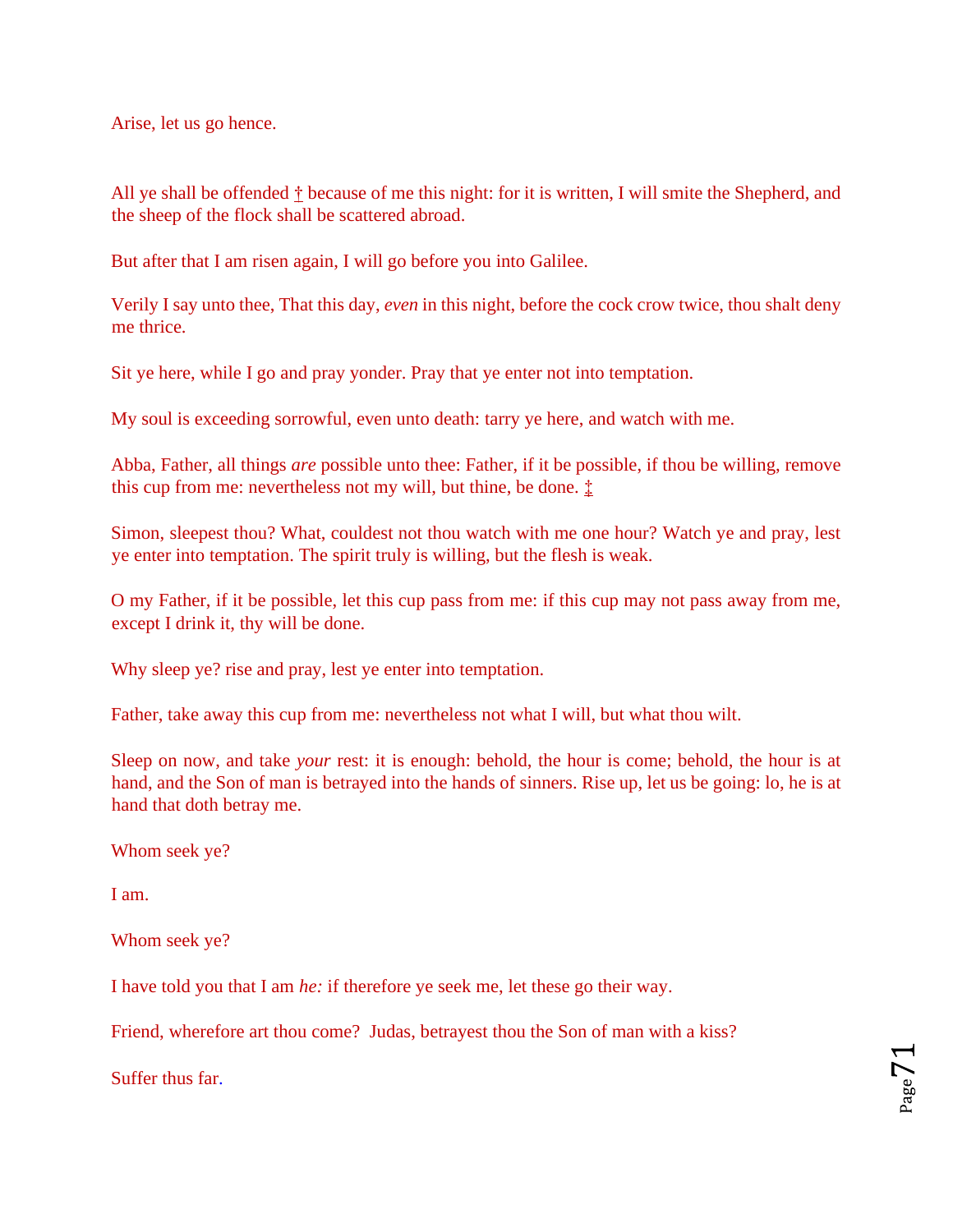Arise, let us go hence.

All ye shall be offended † because of me this night: for it is written, I will smite the Shepherd, and the sheep of the flock shall be scattered abroad.

But after that I am risen again, I will go before you into Galilee.

Verily I say unto thee, That this day, *even* in this night, before the cock crow twice, thou shalt deny me thrice.

Sit ye here, while I go and pray yonder. Pray that ye enter not into temptation.

My soul is exceeding sorrowful, even unto death: tarry ye here, and watch with me.

Abba, Father, all things *are* possible unto thee: Father, if it be possible, if thou be willing, remove this cup from me: nevertheless not my will, but thine, be done. ‡

Simon, sleepest thou? What, couldest not thou watch with me one hour? Watch ye and pray, lest ye enter into temptation. The spirit truly is willing, but the flesh is weak.

O my Father, if it be possible, let this cup pass from me: if this cup may not pass away from me, except I drink it, thy will be done.

Why sleep ye? rise and pray, lest ye enter into temptation.

Father, take away this cup from me: nevertheless not what I will, but what thou wilt.

Sleep on now, and take *your* rest: it is enough: behold, the hour is come; behold, the hour is at hand, and the Son of man is betrayed into the hands of sinners. Rise up, let us be going: lo, he is at hand that doth betray me.

Whom seek ye?

I am.

Whom seek ye?

I have told you that I am *he:* if therefore ye seek me, let these go their way.

Friend, wherefore art thou come? Judas, betrayest thou the Son of man with a kiss?

Suffer thus far.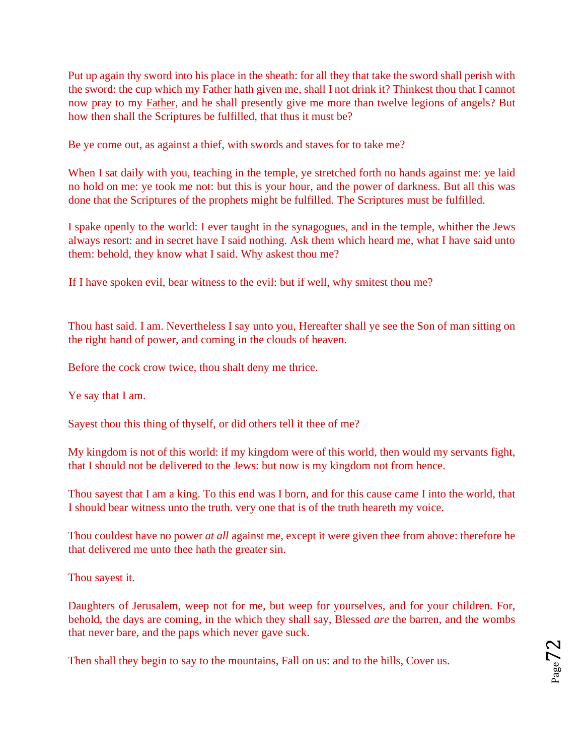Put up again thy sword into his place in the sheath: for all they that take the sword shall perish with the sword: the cup which my Father hath given me, shall I not drink it? Thinkest thou that I cannot now pray to my Father, and he shall presently give me more than twelve legions of angels? But how then shall the Scriptures be fulfilled, that thus it must be?

Be ye come out, as against a thief, with swords and staves for to take me?

When I sat daily with you, teaching in the temple, ye stretched forth no hands against me: ye laid no hold on me: ye took me not: but this is your hour, and the power of darkness. But all this was done that the Scriptures of the prophets might be fulfilled. The Scriptures must be fulfilled.

I spake openly to the world: I ever taught in the synagogues, and in the temple, whither the Jews always resort: and in secret have I said nothing. Ask them which heard me, what I have said unto them: behold, they know what I said. Why askest thou me?

If I have spoken evil, bear witness to the evil: but if well, why smitest thou me?

Thou hast said. I am. Nevertheless I say unto you, Hereafter shall ye see the Son of man sitting on the right hand of power, and coming in the clouds of heaven.

Before the cock crow twice, thou shalt deny me thrice.

Ye say that I am.

Sayest thou this thing of thyself, or did others tell it thee of me?

My kingdom is not of this world: if my kingdom were of this world, then would my servants fight, that I should not be delivered to the Jews: but now is my kingdom not from hence.

Thou sayest that I am a king. To this end was I born, and for this cause came I into the world, that I should bear witness unto the truth. very one that is of the truth heareth my voice.

Thou couldest have no power *at all* against me, except it were given thee from above: therefore he that delivered me unto thee hath the greater sin.

Thou sayest it.

Daughters of Jerusalem, weep not for me, but weep for yourselves, and for your children. For, behold, the days are coming, in the which they shall say, Blessed *are* the barren, and the wombs that never bare, and the paps which never gave suck.

Then shall they begin to say to the mountains, Fall on us: and to the hills, Cover us.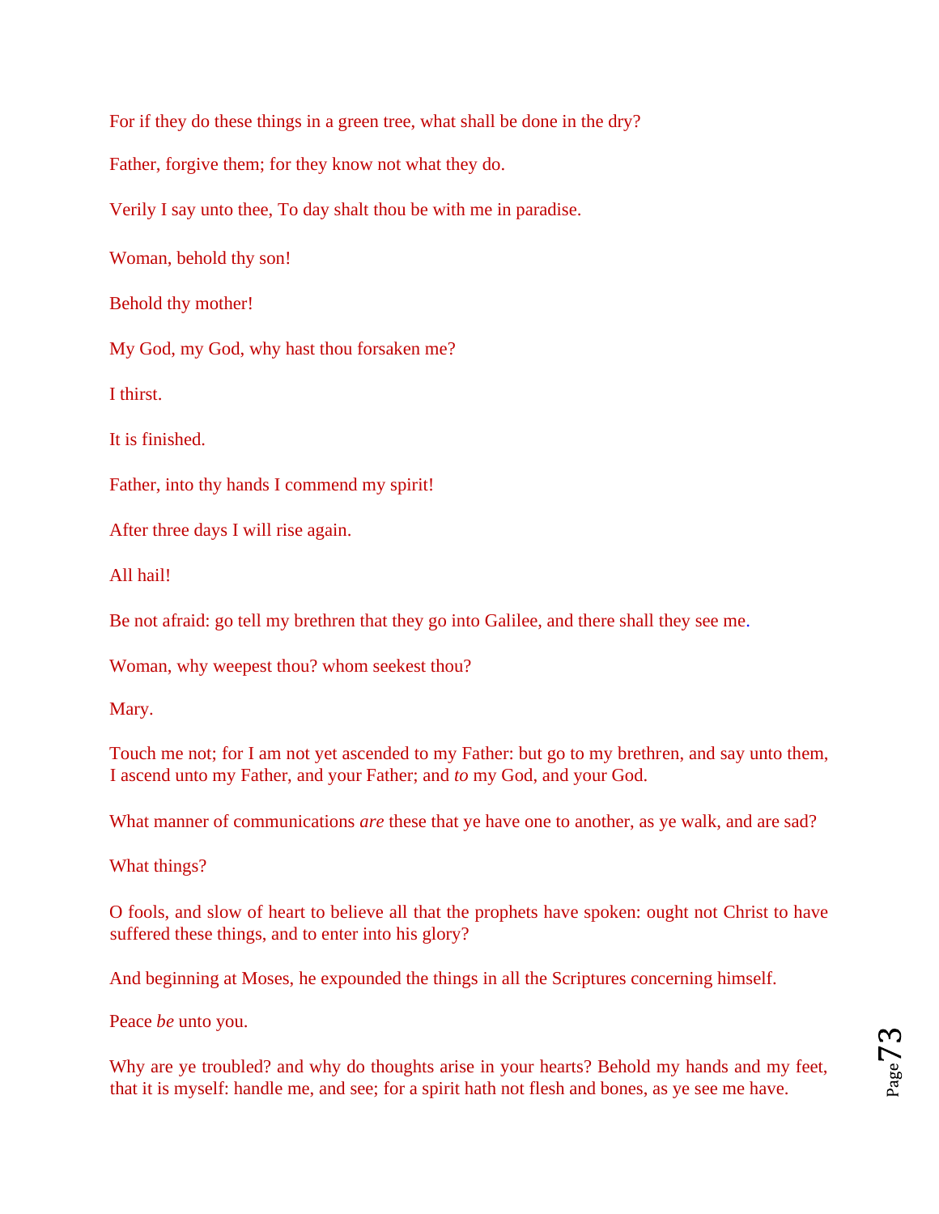For if they do these things in a green tree, what shall be done in the dry?

Father, forgive them; for they know not what they do.

Verily I say unto thee, To day shalt thou be with me in paradise.

Woman, behold thy son!

Behold thy mother!

My God, my God, why hast thou forsaken me?

I thirst.

It is finished.

Father, into thy hands I commend my spirit!

After three days I will rise again.

All hail!

Be not afraid: go tell my brethren that they go into Galilee, and there shall they see me.

Woman, why weepest thou? whom seekest thou?

Mary.

Touch me not; for I am not yet ascended to my Father: but go to my brethren, and say unto them, I ascend unto my Father, and your Father; and *to* my God, and your God.

What manner of communications *are* these that ye have one to another, as ye walk, and are sad?

What things?

O fools, and slow of heart to believe all that the prophets have spoken: ought not Christ to have suffered these things, and to enter into his glory?

And beginning at Moses, he expounded the things in all the Scriptures concerning himself.

Peace *be* unto you.

Why are ye troubled? and why do thoughts arise in your hearts? Behold my hands and my feet, that it is myself: handle me, and see; for a spirit hath not flesh and bones, as ye see me have.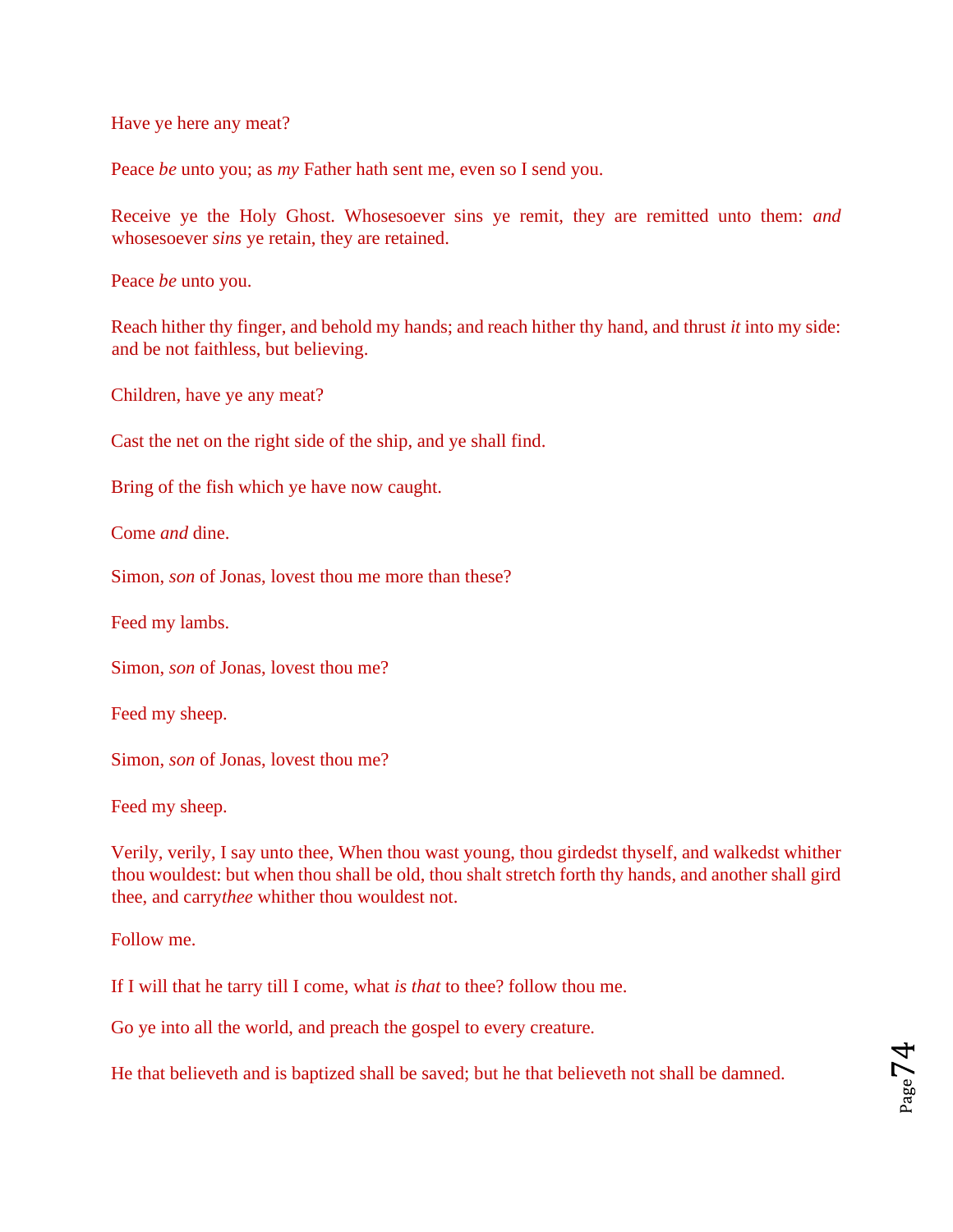Have ye here any meat?

Peace *be* unto you; as *my* Father hath sent me, even so I send you.

Receive ye the Holy Ghost. Whosesoever sins ye remit, they are remitted unto them: *and* whosesoever *sins* ye retain, they are retained.

Peace *be* unto you.

Reach hither thy finger, and behold my hands; and reach hither thy hand, and thrust *it* into my side: and be not faithless, but believing.

Children, have ye any meat?

Cast the net on the right side of the ship, and ye shall find.

Bring of the fish which ye have now caught.

Come *and* dine.

Simon, *son* of Jonas, lovest thou me more than these?

Feed my lambs.

Simon, *son* of Jonas, lovest thou me?

Feed my sheep.

Simon, *son* of Jonas, lovest thou me?

Feed my sheep.

Verily, verily, I say unto thee, When thou wast young, thou girdedst thyself, and walkedst whither thou wouldest: but when thou shall be old, thou shalt stretch forth thy hands, and another shall gird thee, and carry*thee* whither thou wouldest not.

Follow me.

If I will that he tarry till I come, what *is that* to thee? follow thou me.

Go ye into all the world, and preach the gospel to every creature.

He that believeth and is baptized shall be saved; but he that believeth not shall be damned.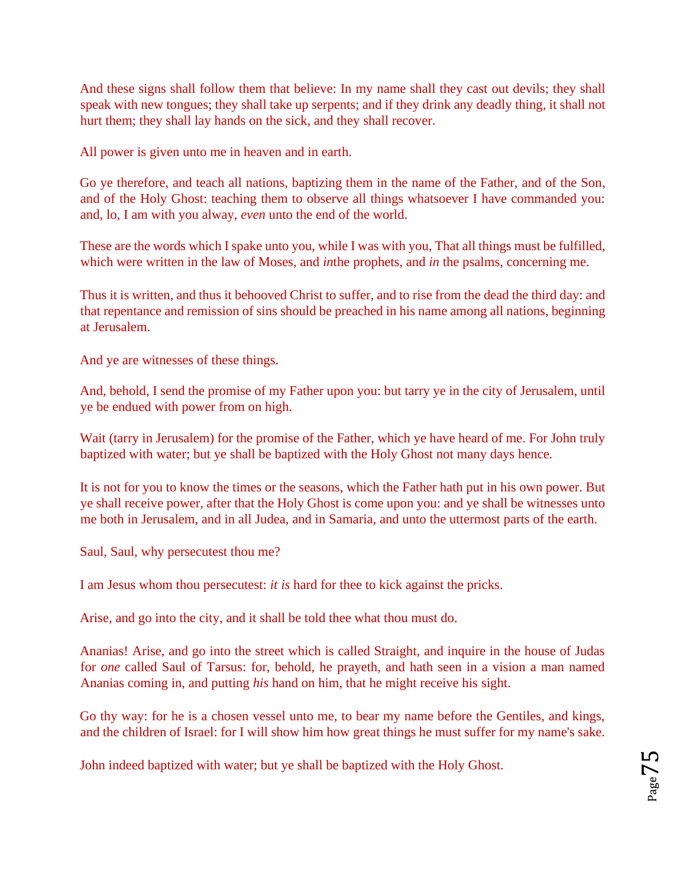And these signs shall follow them that believe: In my name shall they cast out devils; they shall speak with new tongues; they shall take up serpents; and if they drink any deadly thing, it shall not hurt them; they shall lay hands on the sick, and they shall recover.

All power is given unto me in heaven and in earth.

Go ye therefore, and teach all nations, baptizing them in the name of the Father, and of the Son, and of the Holy Ghost: teaching them to observe all things whatsoever I have commanded you: and, lo, I am with you alway, *even* unto the end of the world.

These are the words which I spake unto you, while I was with you, That all things must be fulfilled, which were written in the law of Moses, and *in*the prophets, and *in* the psalms, concerning me.

Thus it is written, and thus it behooved Christ to suffer, and to rise from the dead the third day: and that repentance and remission of sins should be preached in his name among all nations, beginning at Jerusalem.

And ye are witnesses of these things.

And, behold, I send the promise of my Father upon you: but tarry ye in the city of Jerusalem, until ye be endued with power from on high.

Wait (tarry in Jerusalem) for the promise of the Father, which ye have heard of me. For John truly baptized with water; but ye shall be baptized with the Holy Ghost not many days hence.

It is not for you to know the times or the seasons, which the Father hath put in his own power. But ye shall receive power, after that the Holy Ghost is come upon you: and ye shall be witnesses unto me both in Jerusalem, and in all Judea, and in Samaria, and unto the uttermost parts of the earth.

Saul, Saul, why persecutest thou me?

I am Jesus whom thou persecutest: *it is* hard for thee to kick against the pricks.

Arise, and go into the city, and it shall be told thee what thou must do.

Ananias! Arise, and go into the street which is called Straight, and inquire in the house of Judas for *one* called Saul of Tarsus: for, behold, he prayeth, and hath seen in a vision a man named Ananias coming in, and putting *his* hand on him, that he might receive his sight.

Go thy way: for he is a chosen vessel unto me, to bear my name before the Gentiles, and kings, and the children of Israel: for I will show him how great things he must suffer for my name's sake.

John indeed baptized with water; but ye shall be baptized with the Holy Ghost.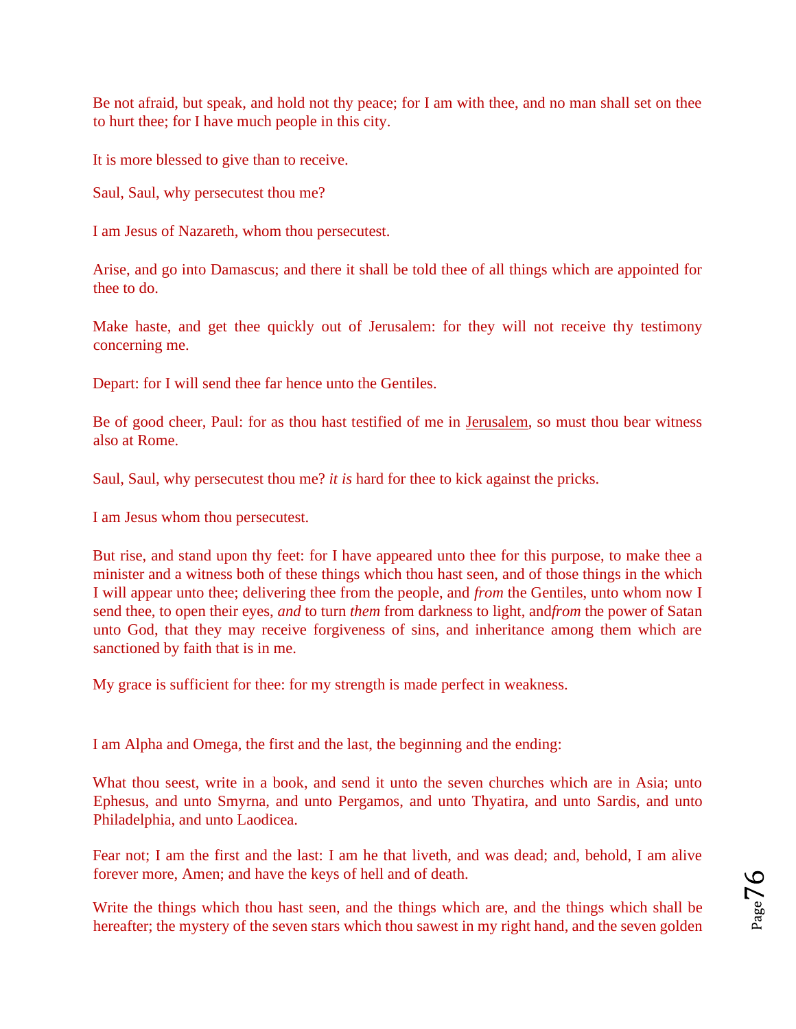Be not afraid, but speak, and hold not thy peace; for I am with thee, and no man shall set on thee to hurt thee; for I have much people in this city.

It is more blessed to give than to receive.

Saul, Saul, why persecutest thou me?

I am Jesus of Nazareth, whom thou persecutest.

Arise, and go into Damascus; and there it shall be told thee of all things which are appointed for thee to do.

Make haste, and get thee quickly out of Jerusalem: for they will not receive thy testimony concerning me.

Depart: for I will send thee far hence unto the Gentiles.

Be of good cheer, Paul: for as thou hast testified of me in Jerusalem, so must thou bear witness also at Rome.

Saul, Saul, why persecutest thou me? *it is* hard for thee to kick against the pricks.

I am Jesus whom thou persecutest.

But rise, and stand upon thy feet: for I have appeared unto thee for this purpose, to make thee a minister and a witness both of these things which thou hast seen, and of those things in the which I will appear unto thee; delivering thee from the people, and *from* the Gentiles, unto whom now I send thee, to open their eyes, *and* to turn *them* from darkness to light, and*from* the power of Satan unto God, that they may receive forgiveness of sins, and inheritance among them which are sanctioned by faith that is in me.

My grace is sufficient for thee: for my strength is made perfect in weakness.

I am Alpha and Omega, the first and the last, the beginning and the ending:

What thou seest, write in a book, and send it unto the seven churches which are in Asia; unto Ephesus, and unto Smyrna, and unto Pergamos, and unto Thyatira, and unto Sardis, and unto Philadelphia, and unto Laodicea.

Fear not; I am the first and the last: I am he that liveth, and was dead; and, behold, I am alive forever more, Amen; and have the keys of hell and of death.

Write the things which thou hast seen, and the things which are, and the things which shall be hereafter; the mystery of the seven stars which thou sawest in my right hand, and the seven golden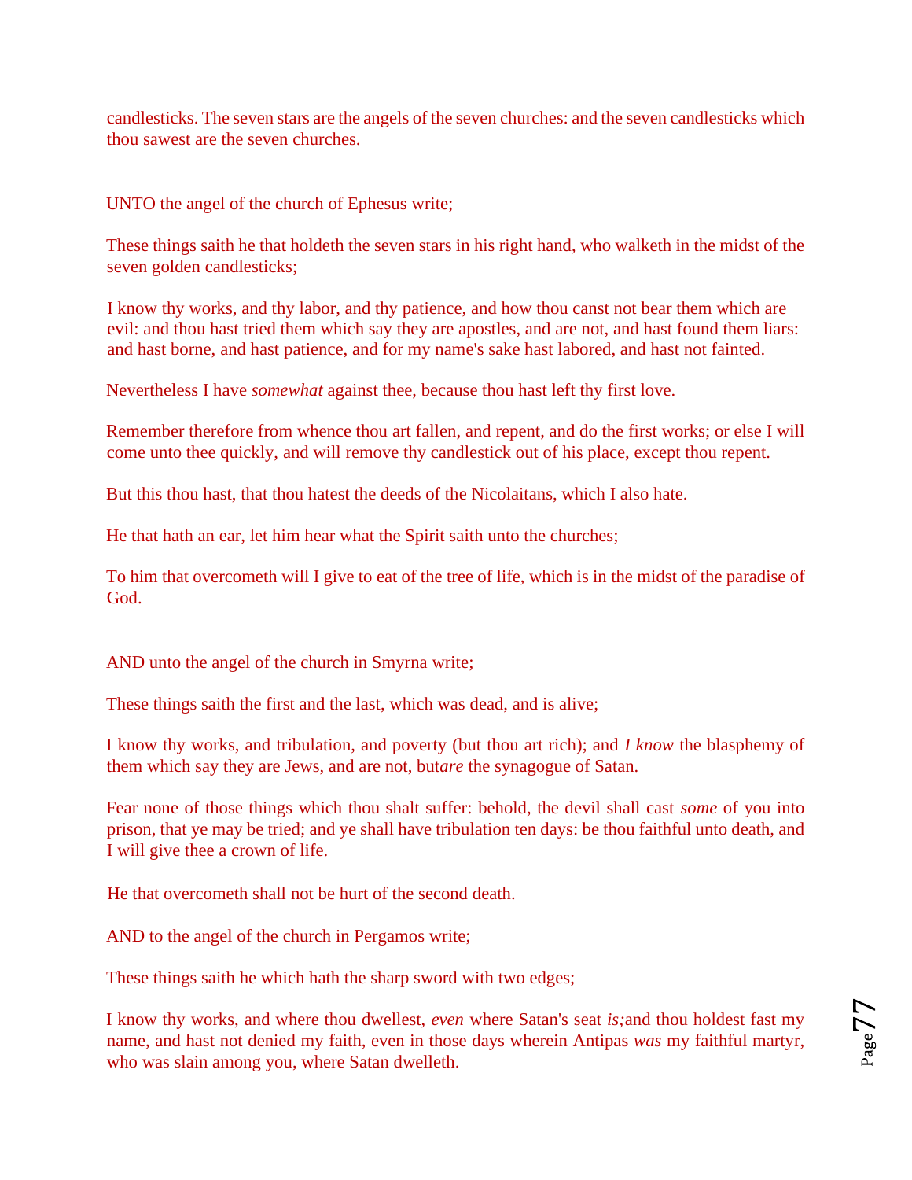candlesticks. The seven stars are the angels of the seven churches: and the seven candlesticks which thou sawest are the seven churches.

UNTO the angel of the church of Ephesus write;

These things saith he that holdeth the seven stars in his right hand, who walketh in the midst of the seven golden candlesticks;

I know thy works, and thy labor, and thy patience, and how thou canst not bear them which are evil: and thou hast tried them which say they are apostles, and are not, and hast found them liars: and hast borne, and hast patience, and for my name's sake hast labored, and hast not fainted.

Nevertheless I have *somewhat* against thee, because thou hast left thy first love.

Remember therefore from whence thou art fallen, and repent, and do the first works; or else I will come unto thee quickly, and will remove thy candlestick out of his place, except thou repent.

But this thou hast, that thou hatest the deeds of the Nicolaitans, which I also hate.

He that hath an ear, let him hear what the Spirit saith unto the churches;

To him that overcometh will I give to eat of the tree of life, which is in the midst of the paradise of God.

AND unto the angel of the church in Smyrna write;

These things saith the first and the last, which was dead, and is alive;

I know thy works, and tribulation, and poverty (but thou art rich); and *I know* the blasphemy of them which say they are Jews, and are not, but*are* the synagogue of Satan.

Fear none of those things which thou shalt suffer: behold, the devil shall cast *some* of you into prison, that ye may be tried; and ye shall have tribulation ten days: be thou faithful unto death, and I will give thee a crown of life.

He that overcometh shall not be hurt of the second death.

AND to the angel of the church in Pergamos write;

These things saith he which hath the sharp sword with two edges;

I know thy works, and where thou dwellest, *even* where Satan's seat *is;*and thou holdest fast my name, and hast not denied my faith, even in those days wherein Antipas *was* my faithful martyr, who was slain among you, where Satan dwelleth.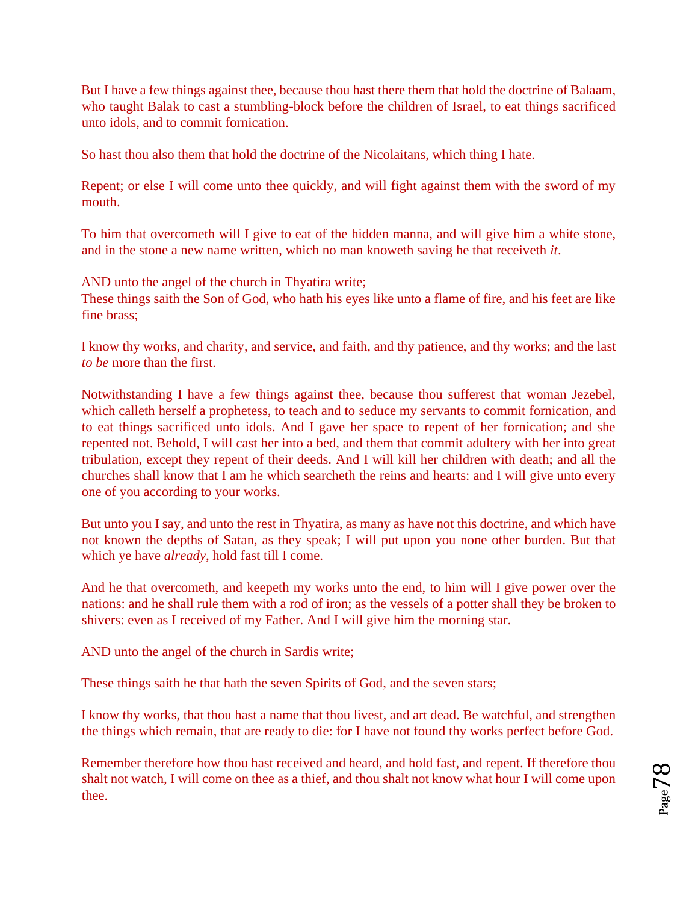But I have a few things against thee, because thou hast there them that hold the doctrine of Balaam, who taught Balak to cast a stumbling-block before the children of Israel, to eat things sacrificed unto idols, and to commit fornication.

So hast thou also them that hold the doctrine of the Nicolaitans, which thing I hate.

Repent; or else I will come unto thee quickly, and will fight against them with the sword of my mouth.

To him that overcometh will I give to eat of the hidden manna, and will give him a white stone, and in the stone a new name written, which no man knoweth saving he that receiveth *it*.

AND unto the angel of the church in Thyatira write;
These things saith the Son of God, who hath his eyes like unto a flame of fire, and his feet are like fine brass;

I know thy works, and charity, and service, and faith, and thy patience, and thy works; and the last *to be* more than the first.

Notwithstanding I have a few things against thee, because thou sufferest that woman Jezebel, which calleth herself a prophetess, to teach and to seduce my servants to commit fornication, and to eat things sacrificed unto idols. And I gave her space to repent of her fornication; and she repented not. Behold, I will cast her into a bed, and them that commit adultery with her into great tribulation, except they repent of their deeds. And I will kill her children with death; and all the churches shall know that I am he which searcheth the reins and hearts: and I will give unto every one of you according to your works.

But unto you I say, and unto the rest in Thyatira, as many as have not this doctrine, and which have not known the depths of Satan, as they speak; I will put upon you none other burden. But that which ye have *already*, hold fast till I come.

And he that overcometh, and keepeth my works unto the end, to him will I give power over the nations: and he shall rule them with a rod of iron; as the vessels of a potter shall they be broken to shivers: even as I received of my Father. And I will give him the morning star.

AND unto the angel of the church in Sardis write;

These things saith he that hath the seven Spirits of God, and the seven stars;

I know thy works, that thou hast a name that thou livest, and art dead. Be watchful, and strengthen the things which remain, that are ready to die: for I have not found thy works perfect before God.

Remember therefore how thou hast received and heard, and hold fast, and repent. If therefore thou shalt not watch, I will come on thee as a thief, and thou shalt not know what hour I will come upon thee.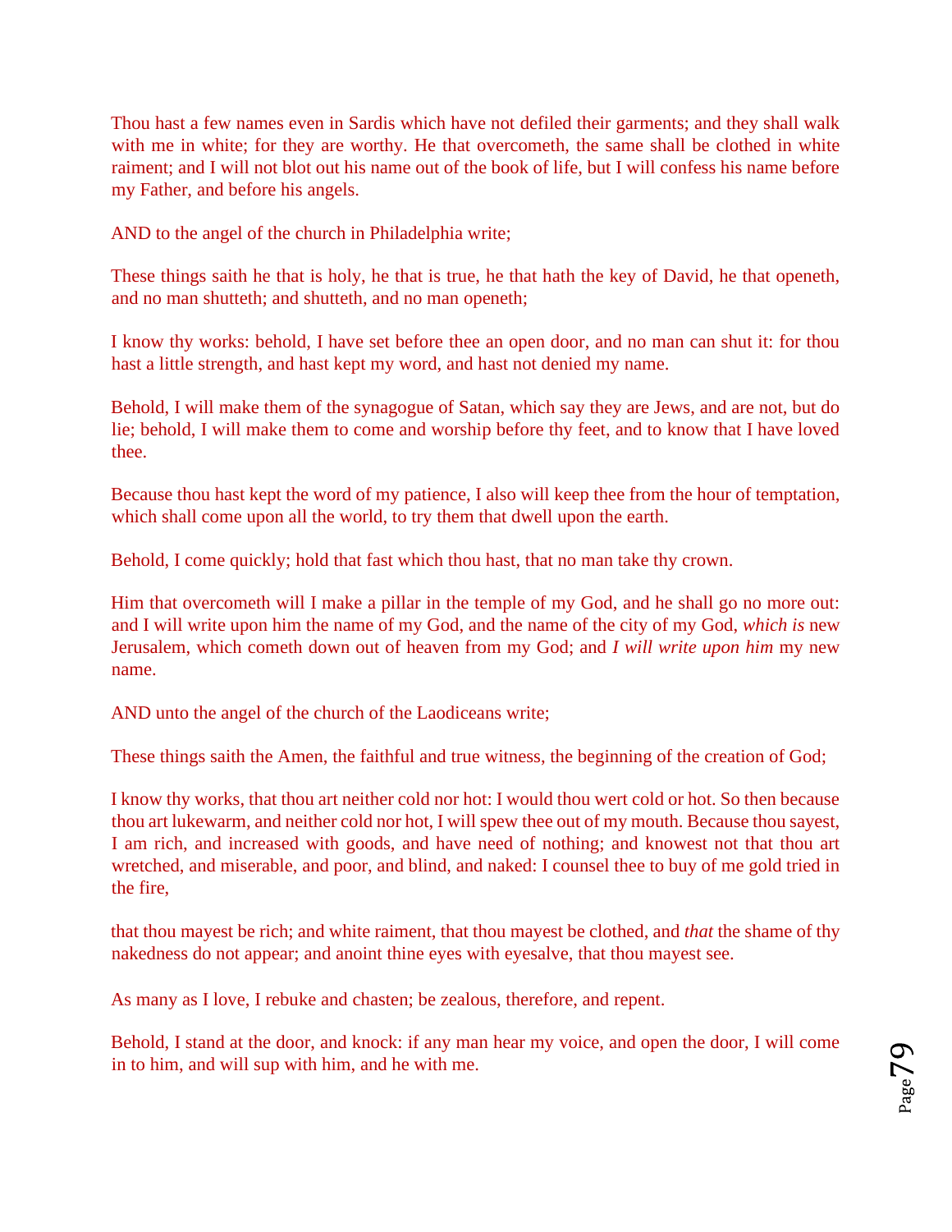Thou hast a few names even in Sardis which have not defiled their garments; and they shall walk with me in white; for they are worthy. He that overcometh, the same shall be clothed in white raiment; and I will not blot out his name out of the book of life, but I will confess his name before my Father, and before his angels.

AND to the angel of the church in Philadelphia write;

These things saith he that is holy, he that is true, he that hath the key of David, he that openeth, and no man shutteth; and shutteth, and no man openeth;

I know thy works: behold, I have set before thee an open door, and no man can shut it: for thou hast a little strength, and hast kept my word, and hast not denied my name.

Behold, I will make them of the synagogue of Satan, which say they are Jews, and are not, but do lie; behold, I will make them to come and worship before thy feet, and to know that I have loved thee.

Because thou hast kept the word of my patience, I also will keep thee from the hour of temptation, which shall come upon all the world, to try them that dwell upon the earth.

Behold, I come quickly; hold that fast which thou hast, that no man take thy crown.

Him that overcometh will I make a pillar in the temple of my God, and he shall go no more out: and I will write upon him the name of my God, and the name of the city of my God, *which is* new Jerusalem, which cometh down out of heaven from my God; and *I will write upon him* my new name.

AND unto the angel of the church of the Laodiceans write;

These things saith the Amen, the faithful and true witness, the beginning of the creation of God;

I know thy works, that thou art neither cold nor hot: I would thou wert cold or hot. So then because thou art lukewarm, and neither cold nor hot, I will spew thee out of my mouth. Because thou sayest, I am rich, and increased with goods, and have need of nothing; and knowest not that thou art wretched, and miserable, and poor, and blind, and naked: I counsel thee to buy of me gold tried in the fire,

that thou mayest be rich; and white raiment, that thou mayest be clothed, and *that* the shame of thy nakedness do not appear; and anoint thine eyes with eyesalve, that thou mayest see.

As many as I love, I rebuke and chasten; be zealous, therefore, and repent.

Behold, I stand at the door, and knock: if any man hear my voice, and open the door, I will come in to him, and will sup with him, and he with me.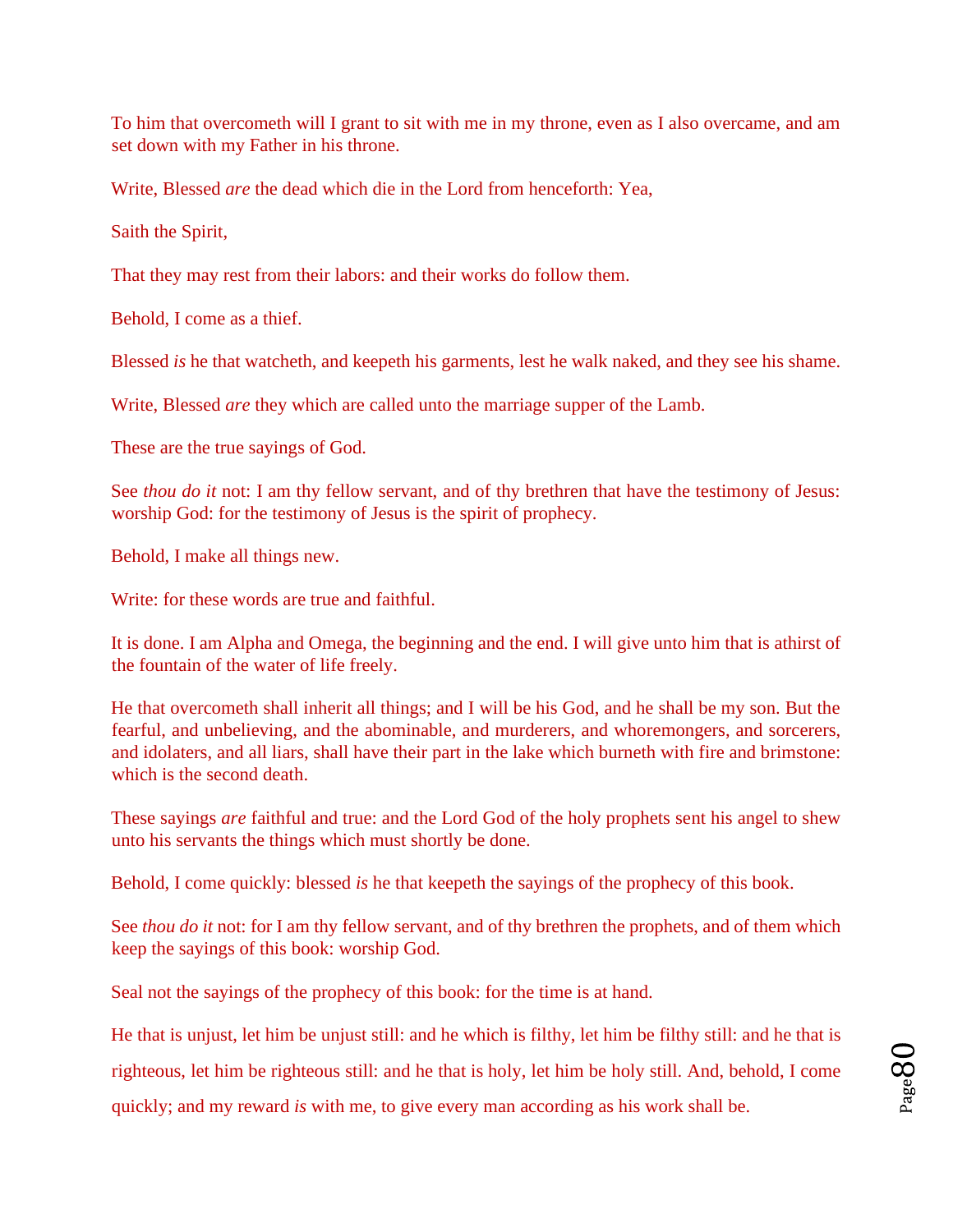To him that overcometh will I grant to sit with me in my throne, even as I also overcame, and am set down with my Father in his throne.

Write, Blessed *are* the dead which die in the Lord from henceforth: Yea,

Saith the Spirit,

That they may rest from their labors: and their works do follow them.

Behold, I come as a thief.

Blessed *is* he that watcheth, and keepeth his garments, lest he walk naked, and they see his shame.

Write, Blessed *are* they which are called unto the marriage supper of the Lamb.

These are the true sayings of God.

See *thou do it* not: I am thy fellow servant, and of thy brethren that have the testimony of Jesus: worship God: for the testimony of Jesus is the spirit of prophecy.

Behold, I make all things new.

Write: for these words are true and faithful.

It is done. I am Alpha and Omega, the beginning and the end. I will give unto him that is athirst of the fountain of the water of life freely.

He that overcometh shall inherit all things; and I will be his God, and he shall be my son. But the fearful, and unbelieving, and the abominable, and murderers, and whoremongers, and sorcerers, and idolaters, and all liars, shall have their part in the lake which burneth with fire and brimstone: which is the second death.

These sayings *are* faithful and true: and the Lord God of the holy prophets sent his angel to shew unto his servants the things which must shortly be done.

Behold, I come quickly: blessed *is* he that keepeth the sayings of the prophecy of this book.

See *thou do it* not: for I am thy fellow servant, and of thy brethren the prophets, and of them which keep the sayings of this book: worship God.

Seal not the sayings of the prophecy of this book: for the time is at hand.

He that is unjust, let him be unjust still: and he which is filthy, let him be filthy still: and he that is righteous, let him be righteous still: and he that is holy, let him be holy still. And, behold, I come quickly; and my reward *is* with me, to give every man according as his work shall be.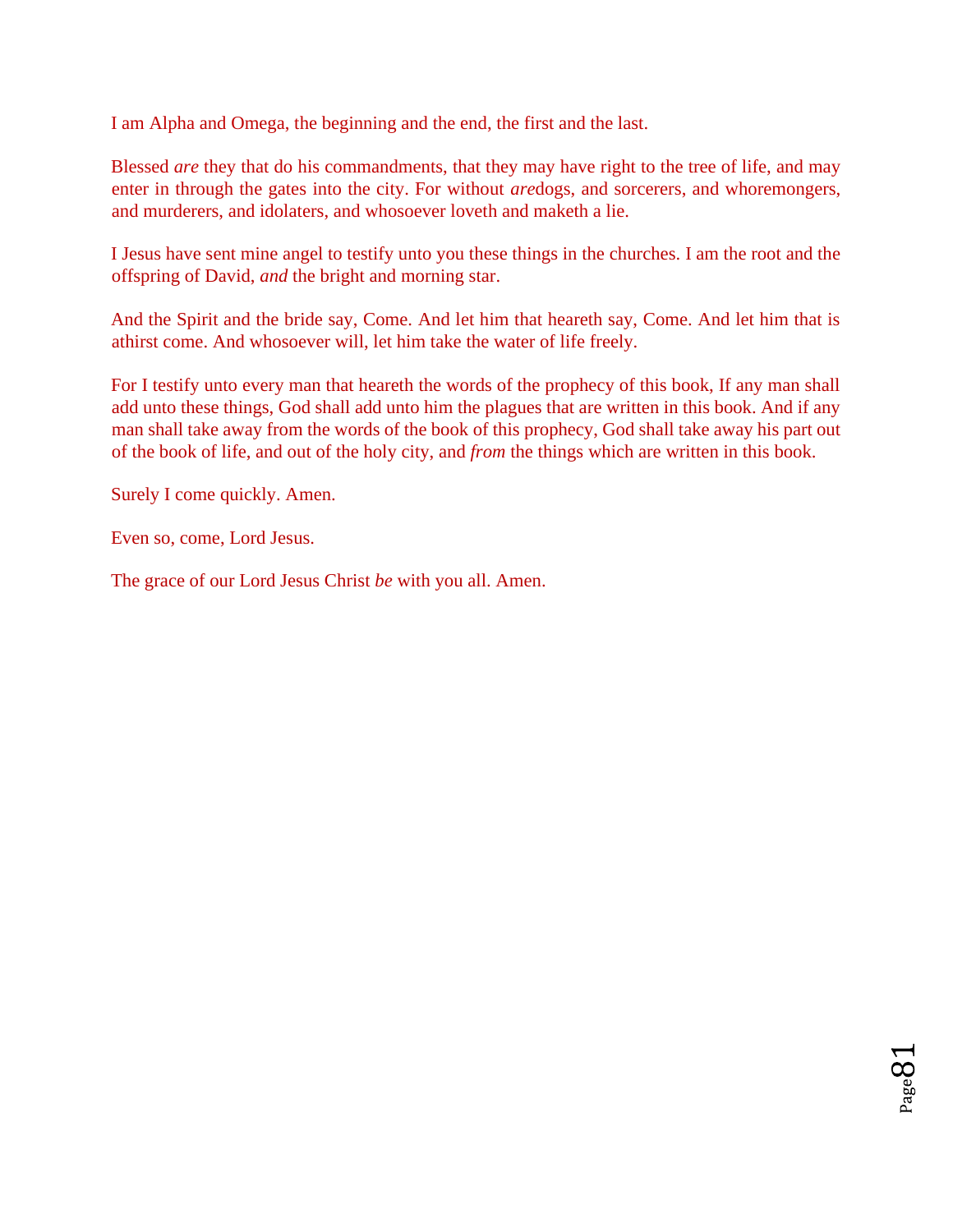I am Alpha and Omega, the beginning and the end, the first and the last.

Blessed *are* they that do his commandments, that they may have right to the tree of life, and may enter in through the gates into the city. For without *are*dogs, and sorcerers, and whoremongers, and murderers, and idolaters, and whosoever loveth and maketh a lie.

I Jesus have sent mine angel to testify unto you these things in the churches. I am the root and the offspring of David, *and* the bright and morning star.

And the Spirit and the bride say, Come. And let him that heareth say, Come. And let him that is athirst come. And whosoever will, let him take the water of life freely.

For I testify unto every man that heareth the words of the prophecy of this book, If any man shall add unto these things, God shall add unto him the plagues that are written in this book. And if any man shall take away from the words of the book of this prophecy, God shall take away his part out of the book of life, and out of the holy city, and *from* the things which are written in this book.

Surely I come quickly. Amen.

Even so, come, Lord Jesus.

The grace of our Lord Jesus Christ *be* with you all. Amen.